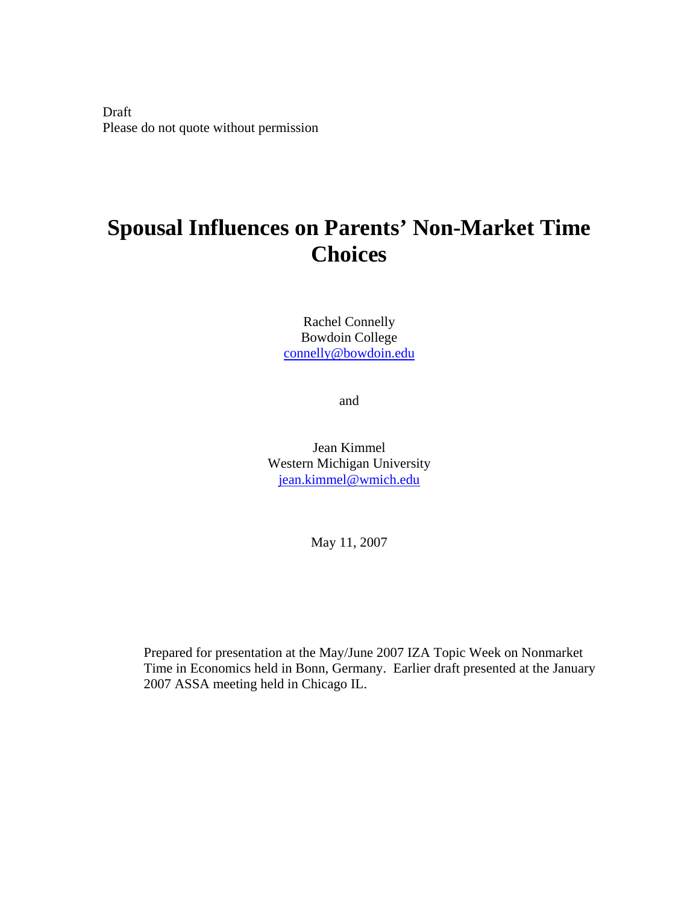Draft
Please do not quote without permission

# Spousal Influences on Parents' Non-Market Time Choices

Rachel Connelly
Bowdoin College
connelly@bowdoin.edu

and

Jean Kimmel
Western Michigan University
jean.kimmel@wmich.edu

May 11, 2007

Prepared for presentation at the May/June 2007 IZA Topic Week on Nonmarket Time in Economics held in Bonn, Germany. Earlier draft presented at the January 2007 ASSA meeting held in Chicago IL.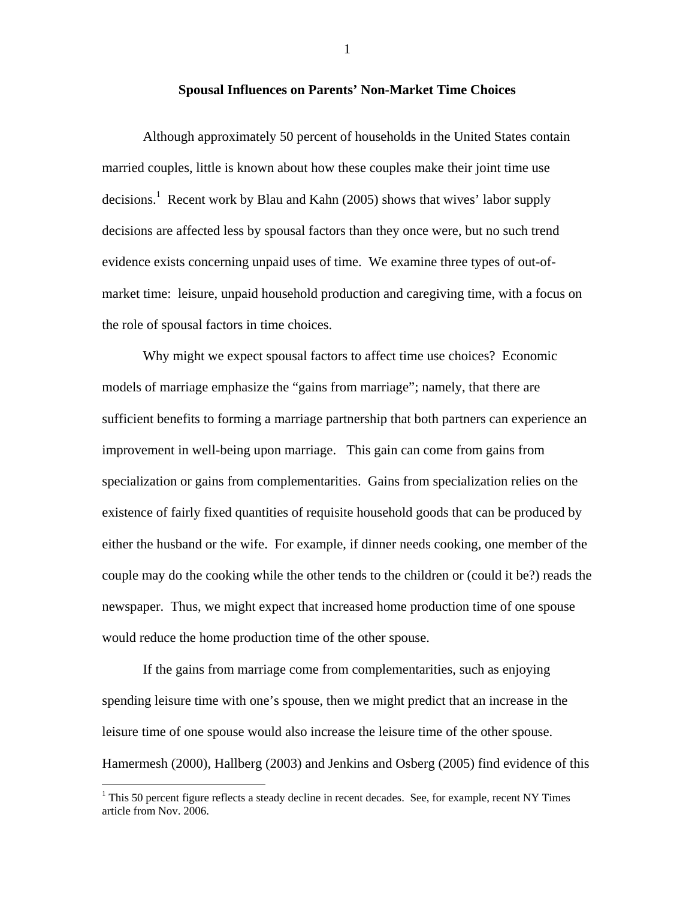# Spousal Influences on Parents' Non-Market Time Choices

Although approximately 50 percent of households in the United States contain married couples, little is known about how these couples make their joint time use decisions.[1] Recent work by Blau and Kahn (2005) shows that wives' labor supply decisions are affected less by spousal factors than they once were, but no such trend evidence exists concerning unpaid uses of time. We examine three types of out-of-market time: leisure, unpaid household production and caregiving time, with a focus on the role of spousal factors in time choices.

Why might we expect spousal factors to affect time use choices? Economic models of marriage emphasize the "gains from marriage"; namely, that there are sufficient benefits to forming a marriage partnership that both partners can experience an improvement in well-being upon marriage. This gain can come from gains from specialization or gains from complementarities. Gains from specialization relies on the existence of fairly fixed quantities of requisite household goods that can be produced by either the husband or the wife. For example, if dinner needs cooking, one member of the couple may do the cooking while the other tends to the children or (could it be?) reads the newspaper. Thus, we might expect that increased home production time of one spouse would reduce the home production time of the other spouse.

If the gains from marriage come from complementarities, such as enjoying spending leisure time with one's spouse, then we might predict that an increase in the leisure time of one spouse would also increase the leisure time of the other spouse. Hamermesh (2000), Hallberg (2003) and Jenkins and Osberg (2005) find evidence of this

[1] This 50 percent figure reflects a steady decline in recent decades. See, for example, recent NY Times article from Nov. 2006.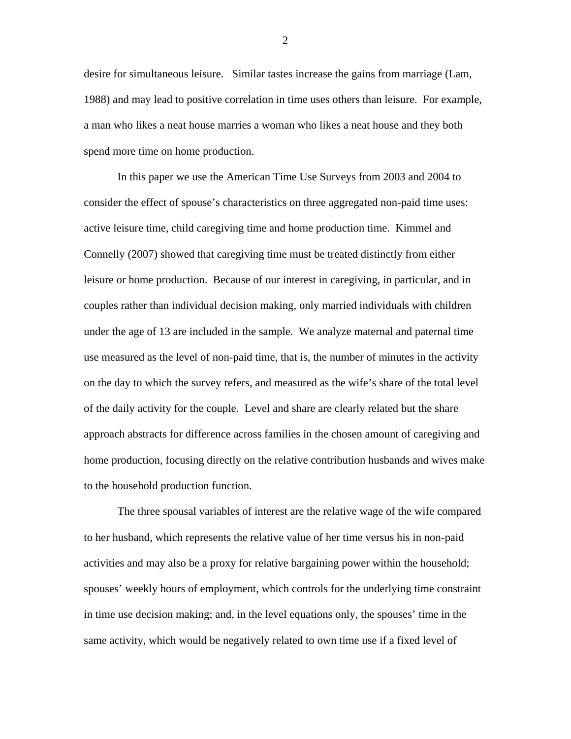desire for simultaneous leisure. Similar tastes increase the gains from marriage (Lam, 1988) and may lead to positive correlation in time uses others than leisure. For example, a man who likes a neat house marries a woman who likes a neat house and they both spend more time on home production.

In this paper we use the American Time Use Surveys from 2003 and 2004 to consider the effect of spouse's characteristics on three aggregated non-paid time uses: active leisure time, child caregiving time and home production time. Kimmel and Connelly (2007) showed that caregiving time must be treated distinctly from either leisure or home production. Because of our interest in caregiving, in particular, and in couples rather than individual decision making, only married individuals with children under the age of 13 are included in the sample. We analyze maternal and paternal time use measured as the level of non-paid time, that is, the number of minutes in the activity on the day to which the survey refers, and measured as the wife's share of the total level of the daily activity for the couple. Level and share are clearly related but the share approach abstracts for difference across families in the chosen amount of caregiving and home production, focusing directly on the relative contribution husbands and wives make to the household production function.

The three spousal variables of interest are the relative wage of the wife compared to her husband, which represents the relative value of her time versus his in non-paid activities and may also be a proxy for relative bargaining power within the household; spouses' weekly hours of employment, which controls for the underlying time constraint in time use decision making; and, in the level equations only, the spouses' time in the same activity, which would be negatively related to own time use if a fixed level of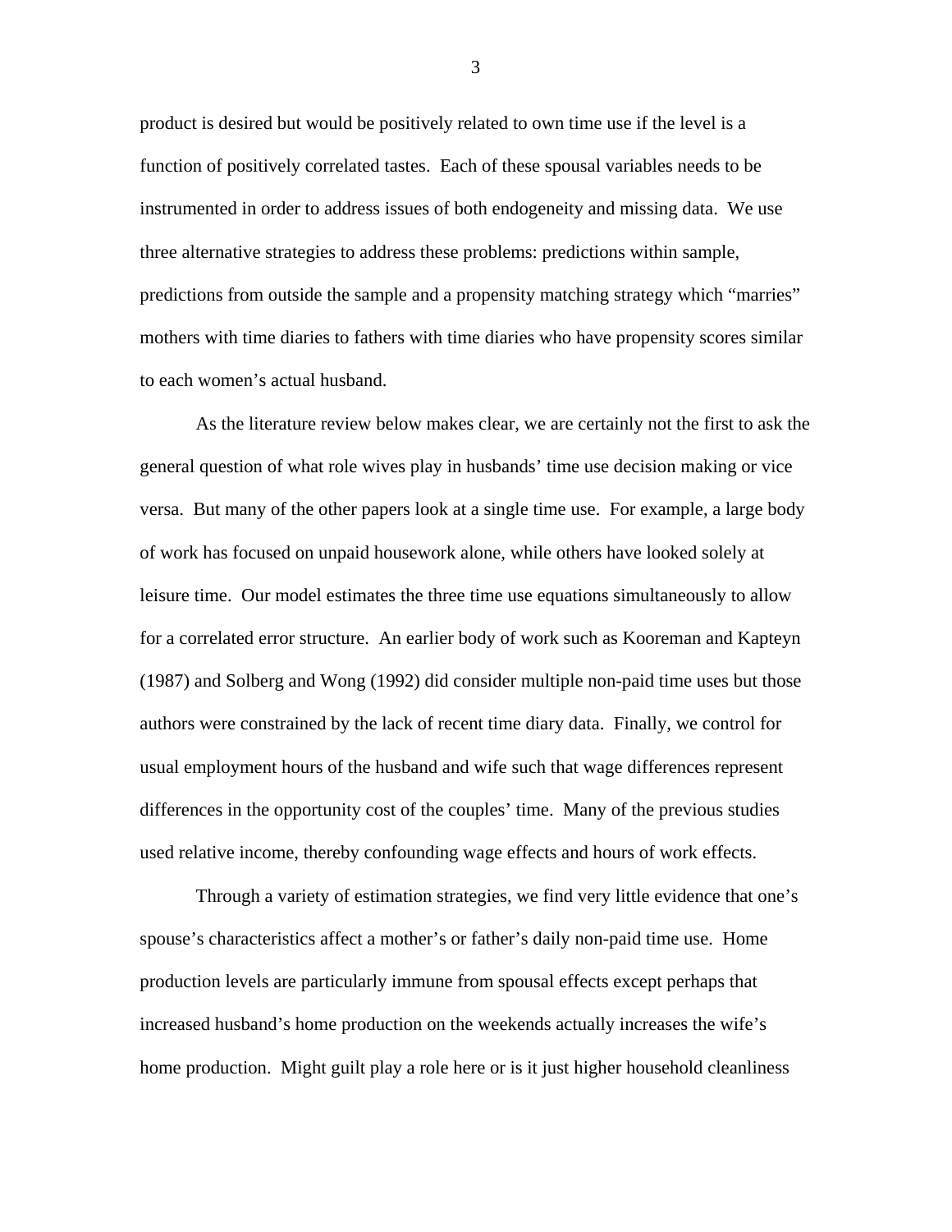product is desired but would be positively related to own time use if the level is a function of positively correlated tastes. Each of these spousal variables needs to be instrumented in order to address issues of both endogeneity and missing data. We use three alternative strategies to address these problems: predictions within sample, predictions from outside the sample and a propensity matching strategy which "marries" mothers with time diaries to fathers with time diaries who have propensity scores similar to each women's actual husband.

As the literature review below makes clear, we are certainly not the first to ask the general question of what role wives play in husbands' time use decision making or vice versa. But many of the other papers look at a single time use. For example, a large body of work has focused on unpaid housework alone, while others have looked solely at leisure time. Our model estimates the three time use equations simultaneously to allow for a correlated error structure. An earlier body of work such as Kooreman and Kapteyn (1987) and Solberg and Wong (1992) did consider multiple non-paid time uses but those authors were constrained by the lack of recent time diary data. Finally, we control for usual employment hours of the husband and wife such that wage differences represent differences in the opportunity cost of the couples' time. Many of the previous studies used relative income, thereby confounding wage effects and hours of work effects.

Through a variety of estimation strategies, we find very little evidence that one's spouse's characteristics affect a mother's or father's daily non-paid time use. Home production levels are particularly immune from spousal effects except perhaps that increased husband's home production on the weekends actually increases the wife's home production. Might guilt play a role here or is it just higher household cleanliness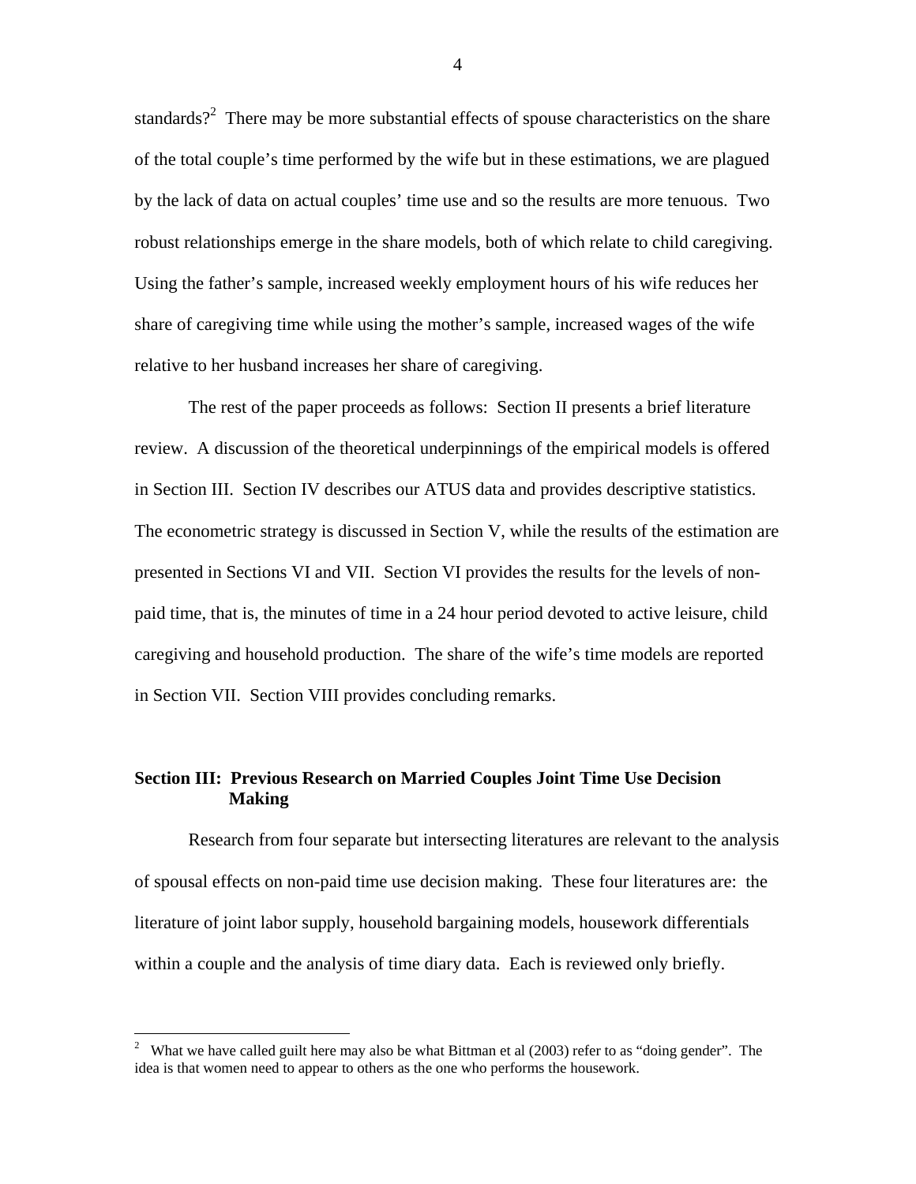standards?[2] There may be more substantial effects of spouse characteristics on the share of the total couple's time performed by the wife but in these estimations, we are plagued by the lack of data on actual couples' time use and so the results are more tenuous. Two robust relationships emerge in the share models, both of which relate to child caregiving. Using the father's sample, increased weekly employment hours of his wife reduces her share of caregiving time while using the mother's sample, increased wages of the wife relative to her husband increases her share of caregiving.

The rest of the paper proceeds as follows: Section II presents a brief literature review. A discussion of the theoretical underpinnings of the empirical models is offered in Section III. Section IV describes our ATUS data and provides descriptive statistics. The econometric strategy is discussed in Section V, while the results of the estimation are presented in Sections VI and VII. Section VI provides the results for the levels of non-paid time, that is, the minutes of time in a 24 hour period devoted to active leisure, child caregiving and household production. The share of the wife's time models are reported in Section VII. Section VIII provides concluding remarks.

## Section III: Previous Research on Married Couples Joint Time Use Decision Making

Research from four separate but intersecting literatures are relevant to the analysis of spousal effects on non-paid time use decision making. These four literatures are: the literature of joint labor supply, household bargaining models, housework differentials within a couple and the analysis of time diary data. Each is reviewed only briefly.

[2] What we have called guilt here may also be what Bittman et al (2003) refer to as "doing gender". The idea is that women need to appear to others as the one who performs the housework.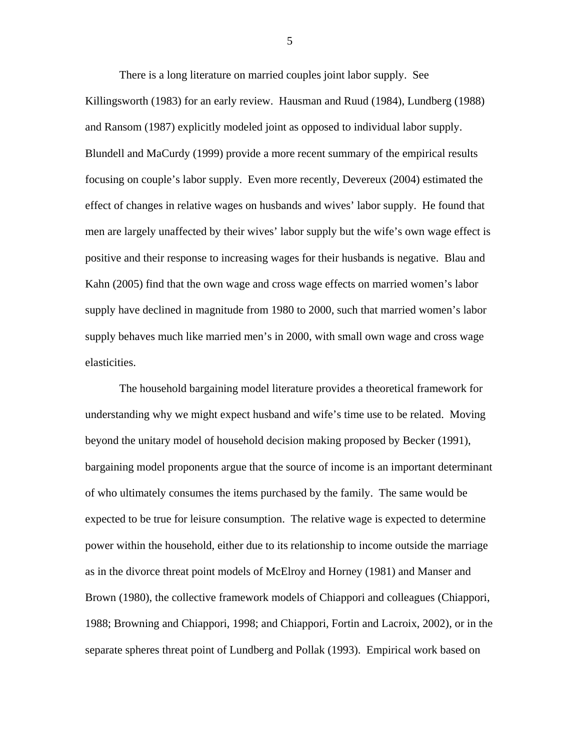There is a long literature on married couples joint labor supply. See Killingsworth (1983) for an early review. Hausman and Ruud (1984), Lundberg (1988) and Ransom (1987) explicitly modeled joint as opposed to individual labor supply. Blundell and MaCurdy (1999) provide a more recent summary of the empirical results focusing on couple's labor supply. Even more recently, Devereux (2004) estimated the effect of changes in relative wages on husbands and wives' labor supply. He found that men are largely unaffected by their wives' labor supply but the wife's own wage effect is positive and their response to increasing wages for their husbands is negative. Blau and Kahn (2005) find that the own wage and cross wage effects on married women's labor supply have declined in magnitude from 1980 to 2000, such that married women's labor supply behaves much like married men's in 2000, with small own wage and cross wage elasticities.

The household bargaining model literature provides a theoretical framework for understanding why we might expect husband and wife's time use to be related. Moving beyond the unitary model of household decision making proposed by Becker (1991), bargaining model proponents argue that the source of income is an important determinant of who ultimately consumes the items purchased by the family. The same would be expected to be true for leisure consumption. The relative wage is expected to determine power within the household, either due to its relationship to income outside the marriage as in the divorce threat point models of McElroy and Horney (1981) and Manser and Brown (1980), the collective framework models of Chiappori and colleagues (Chiappori, 1988; Browning and Chiappori, 1998; and Chiappori, Fortin and Lacroix, 2002), or in the separate spheres threat point of Lundberg and Pollak (1993). Empirical work based on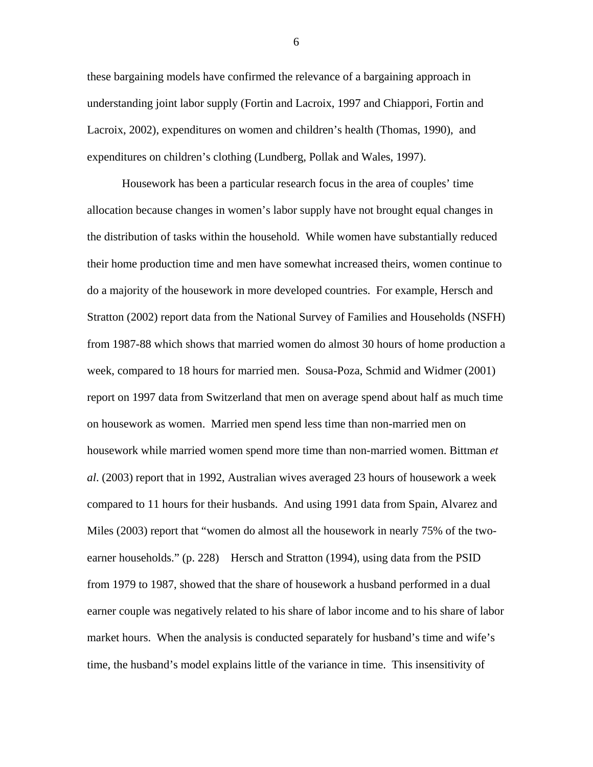these bargaining models have confirmed the relevance of a bargaining approach in understanding joint labor supply (Fortin and Lacroix, 1997 and Chiappori, Fortin and Lacroix, 2002), expenditures on women and children's health (Thomas, 1990), and expenditures on children's clothing (Lundberg, Pollak and Wales, 1997).

Housework has been a particular research focus in the area of couples' time allocation because changes in women's labor supply have not brought equal changes in the distribution of tasks within the household. While women have substantially reduced their home production time and men have somewhat increased theirs, women continue to do a majority of the housework in more developed countries. For example, Hersch and Stratton (2002) report data from the National Survey of Families and Households (NSFH) from 1987-88 which shows that married women do almost 30 hours of home production a week, compared to 18 hours for married men. Sousa-Poza, Schmid and Widmer (2001) report on 1997 data from Switzerland that men on average spend about half as much time on housework as women. Married men spend less time than non-married men on housework while married women spend more time than non-married women. Bittman *et al*. (2003) report that in 1992, Australian wives averaged 23 hours of housework a week compared to 11 hours for their husbands. And using 1991 data from Spain, Alvarez and Miles (2003) report that "women do almost all the housework in nearly 75% of the two-earner households." (p. 228) Hersch and Stratton (1994), using data from the PSID from 1979 to 1987, showed that the share of housework a husband performed in a dual earner couple was negatively related to his share of labor income and to his share of labor market hours. When the analysis is conducted separately for husband's time and wife's time, the husband's model explains little of the variance in time. This insensitivity of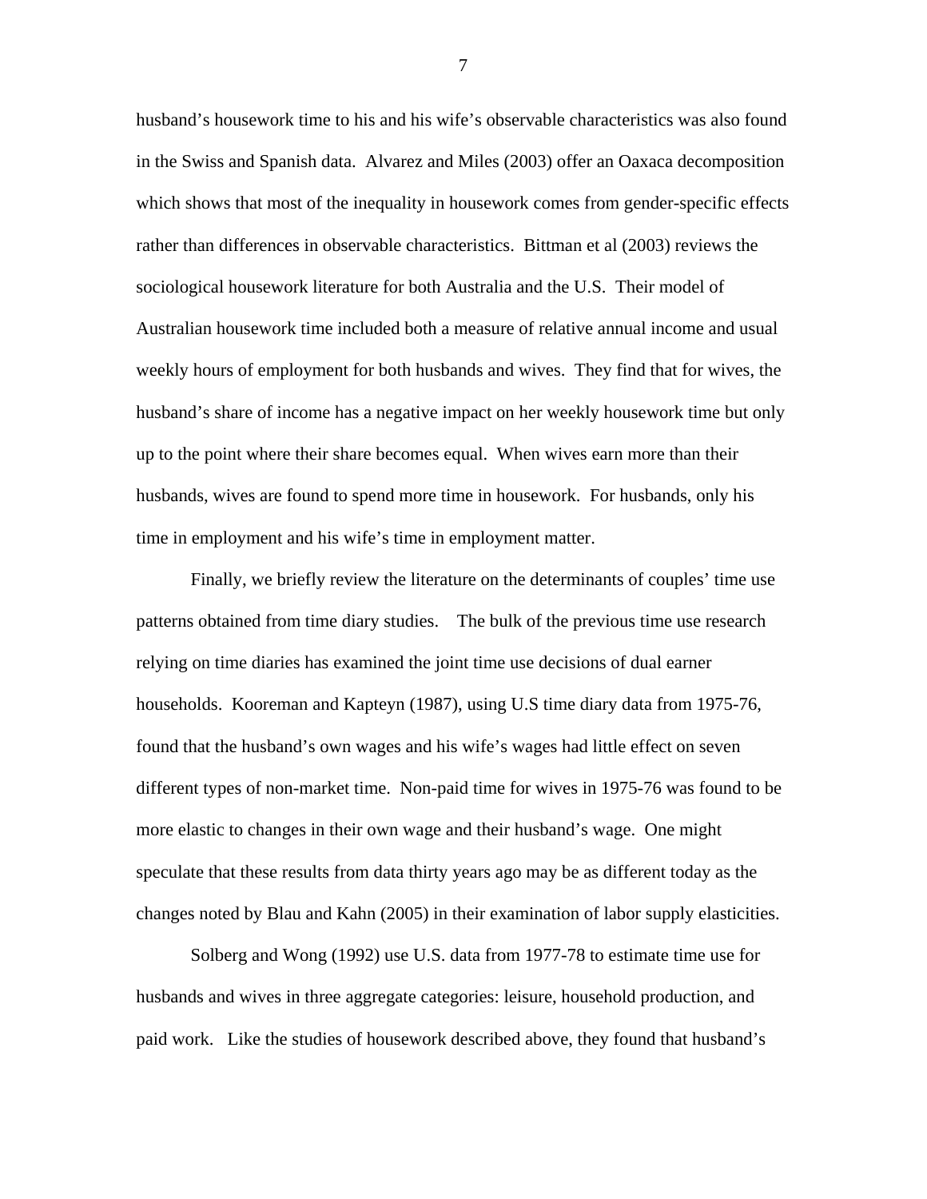husband's housework time to his and his wife's observable characteristics was also found in the Swiss and Spanish data. Alvarez and Miles (2003) offer an Oaxaca decomposition which shows that most of the inequality in housework comes from gender-specific effects rather than differences in observable characteristics. Bittman et al (2003) reviews the sociological housework literature for both Australia and the U.S. Their model of Australian housework time included both a measure of relative annual income and usual weekly hours of employment for both husbands and wives. They find that for wives, the husband's share of income has a negative impact on her weekly housework time but only up to the point where their share becomes equal. When wives earn more than their husbands, wives are found to spend more time in housework. For husbands, only his time in employment and his wife's time in employment matter.

Finally, we briefly review the literature on the determinants of couples' time use patterns obtained from time diary studies. The bulk of the previous time use research relying on time diaries has examined the joint time use decisions of dual earner households. Kooreman and Kapteyn (1987), using U.S time diary data from 1975-76, found that the husband's own wages and his wife's wages had little effect on seven different types of non-market time. Non-paid time for wives in 1975-76 was found to be more elastic to changes in their own wage and their husband's wage. One might speculate that these results from data thirty years ago may be as different today as the changes noted by Blau and Kahn (2005) in their examination of labor supply elasticities.

Solberg and Wong (1992) use U.S. data from 1977-78 to estimate time use for husbands and wives in three aggregate categories: leisure, household production, and paid work. Like the studies of housework described above, they found that husband's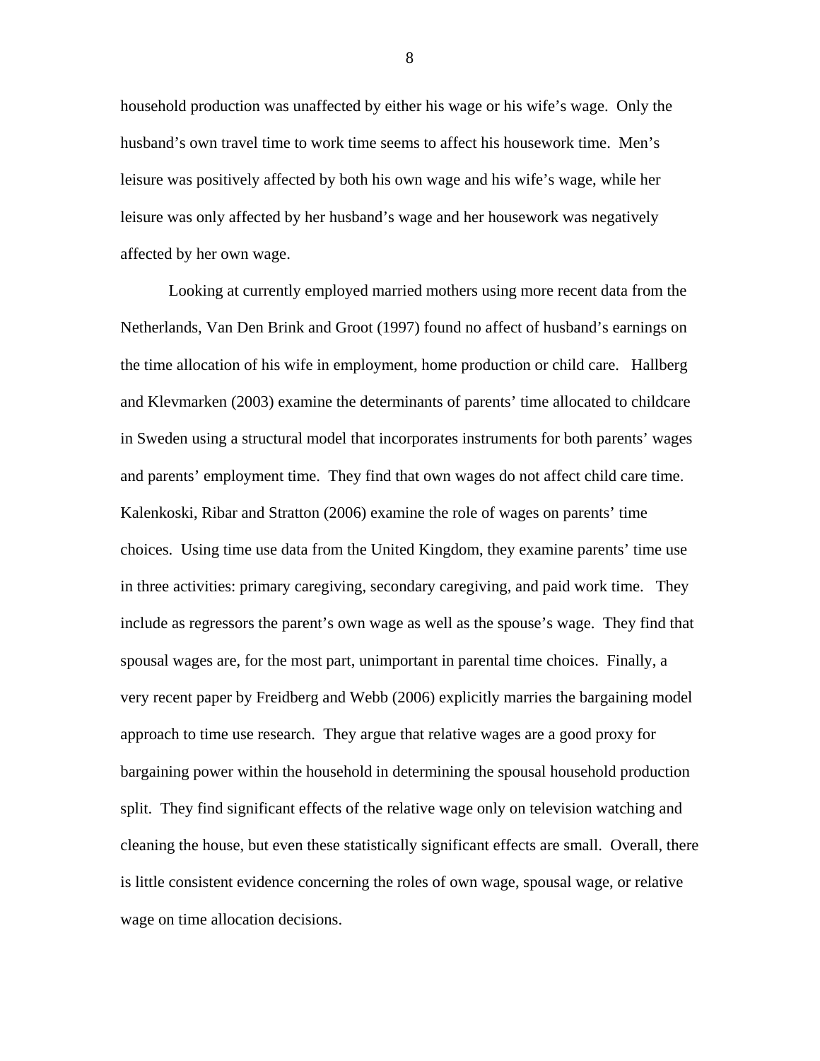household production was unaffected by either his wage or his wife's wage. Only the husband's own travel time to work time seems to affect his housework time. Men's leisure was positively affected by both his own wage and his wife's wage, while her leisure was only affected by her husband's wage and her housework was negatively affected by her own wage.

Looking at currently employed married mothers using more recent data from the Netherlands, Van Den Brink and Groot (1997) found no affect of husband's earnings on the time allocation of his wife in employment, home production or child care. Hallberg and Klevmarken (2003) examine the determinants of parents' time allocated to childcare in Sweden using a structural model that incorporates instruments for both parents' wages and parents' employment time. They find that own wages do not affect child care time. Kalenkoski, Ribar and Stratton (2006) examine the role of wages on parents' time choices. Using time use data from the United Kingdom, they examine parents' time use in three activities: primary caregiving, secondary caregiving, and paid work time. They include as regressors the parent's own wage as well as the spouse's wage. They find that spousal wages are, for the most part, unimportant in parental time choices. Finally, a very recent paper by Freidberg and Webb (2006) explicitly marries the bargaining model approach to time use research. They argue that relative wages are a good proxy for bargaining power within the household in determining the spousal household production split. They find significant effects of the relative wage only on television watching and cleaning the house, but even these statistically significant effects are small. Overall, there is little consistent evidence concerning the roles of own wage, spousal wage, or relative wage on time allocation decisions.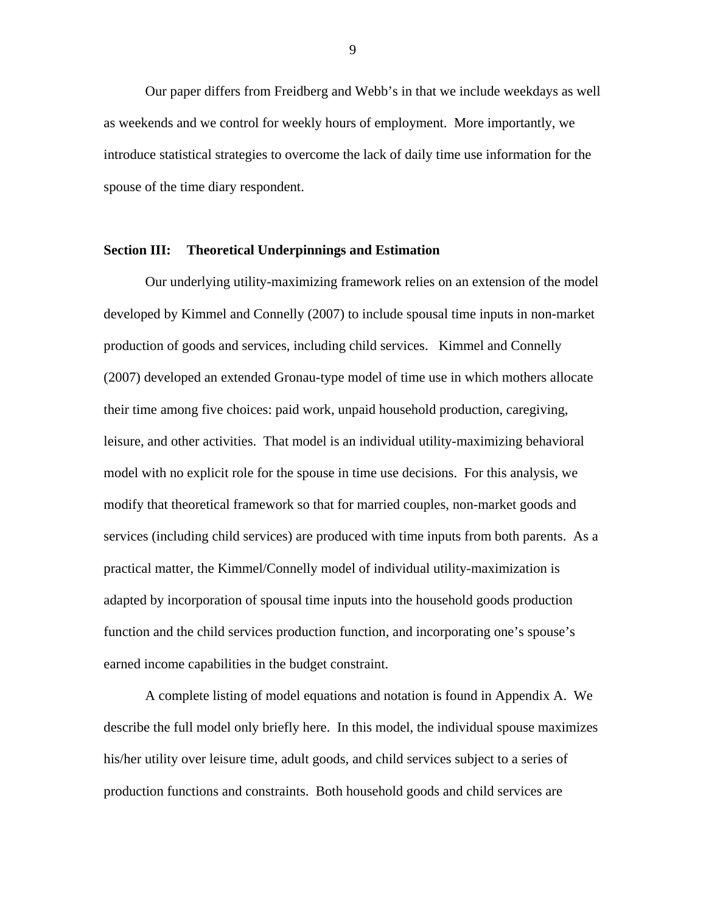Our paper differs from Freidberg and Webb's in that we include weekdays as well as weekends and we control for weekly hours of employment. More importantly, we introduce statistical strategies to overcome the lack of daily time use information for the spouse of the time diary respondent.

## Section III: Theoretical Underpinnings and Estimation

Our underlying utility-maximizing framework relies on an extension of the model developed by Kimmel and Connelly (2007) to include spousal time inputs in non-market production of goods and services, including child services. Kimmel and Connelly (2007) developed an extended Gronau-type model of time use in which mothers allocate their time among five choices: paid work, unpaid household production, caregiving, leisure, and other activities. That model is an individual utility-maximizing behavioral model with no explicit role for the spouse in time use decisions. For this analysis, we modify that theoretical framework so that for married couples, non-market goods and services (including child services) are produced with time inputs from both parents. As a practical matter, the Kimmel/Connelly model of individual utility-maximization is adapted by incorporation of spousal time inputs into the household goods production function and the child services production function, and incorporating one's spouse's earned income capabilities in the budget constraint.

A complete listing of model equations and notation is found in Appendix A. We describe the full model only briefly here. In this model, the individual spouse maximizes his/her utility over leisure time, adult goods, and child services subject to a series of production functions and constraints. Both household goods and child services are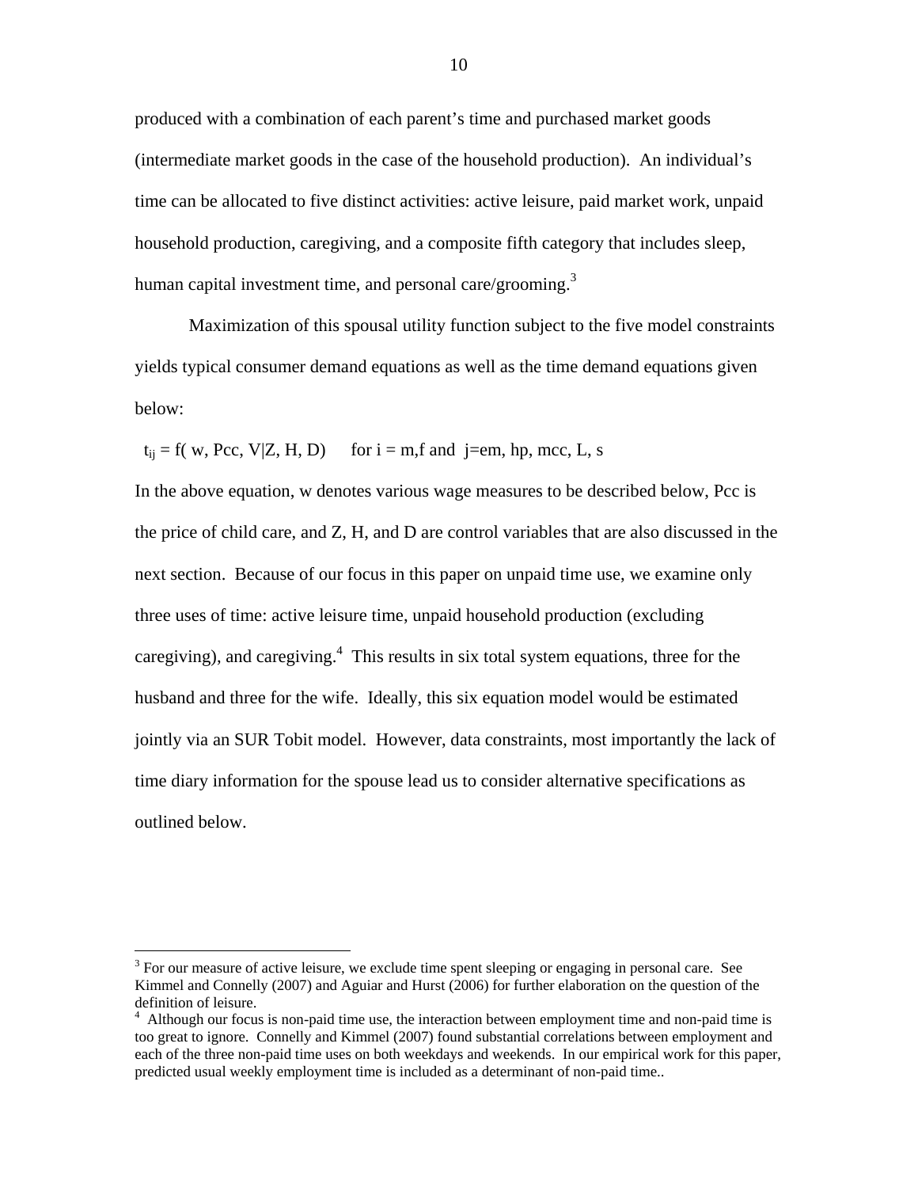produced with a combination of each parent's time and purchased market goods (intermediate market goods in the case of the household production). An individual's time can be allocated to five distinct activities: active leisure, paid market work, unpaid household production, caregiving, and a composite fifth category that includes sleep, human capital investment time, and personal care/grooming.[3]

Maximization of this spousal utility function subject to the five model constraints yields typical consumer demand equations as well as the time demand equations given below:

$$t_{ij} = f(\, w, Pcc, V|Z, H, D) \qquad \text{for } i = m,f \text{ and } j=em, hp, mcc, L, s$$

In the above equation, w denotes various wage measures to be described below, Pcc is the price of child care, and Z, H, and D are control variables that are also discussed in the next section. Because of our focus in this paper on unpaid time use, we examine only three uses of time: active leisure time, unpaid household production (excluding caregiving), and caregiving.[4] This results in six total system equations, three for the husband and three for the wife. Ideally, this six equation model would be estimated jointly via an SUR Tobit model. However, data constraints, most importantly the lack of time diary information for the spouse lead us to consider alternative specifications as outlined below.

---

[3] For our measure of active leisure, we exclude time spent sleeping or engaging in personal care. See Kimmel and Connelly (2007) and Aguiar and Hurst (2006) for further elaboration on the question of the definition of leisure.

[4] Although our focus is non-paid time use, the interaction between employment time and non-paid time is too great to ignore. Connelly and Kimmel (2007) found substantial correlations between employment and each of the three non-paid time uses on both weekdays and weekends. In our empirical work for this paper, predicted usual weekly employment time is included as a determinant of non-paid time..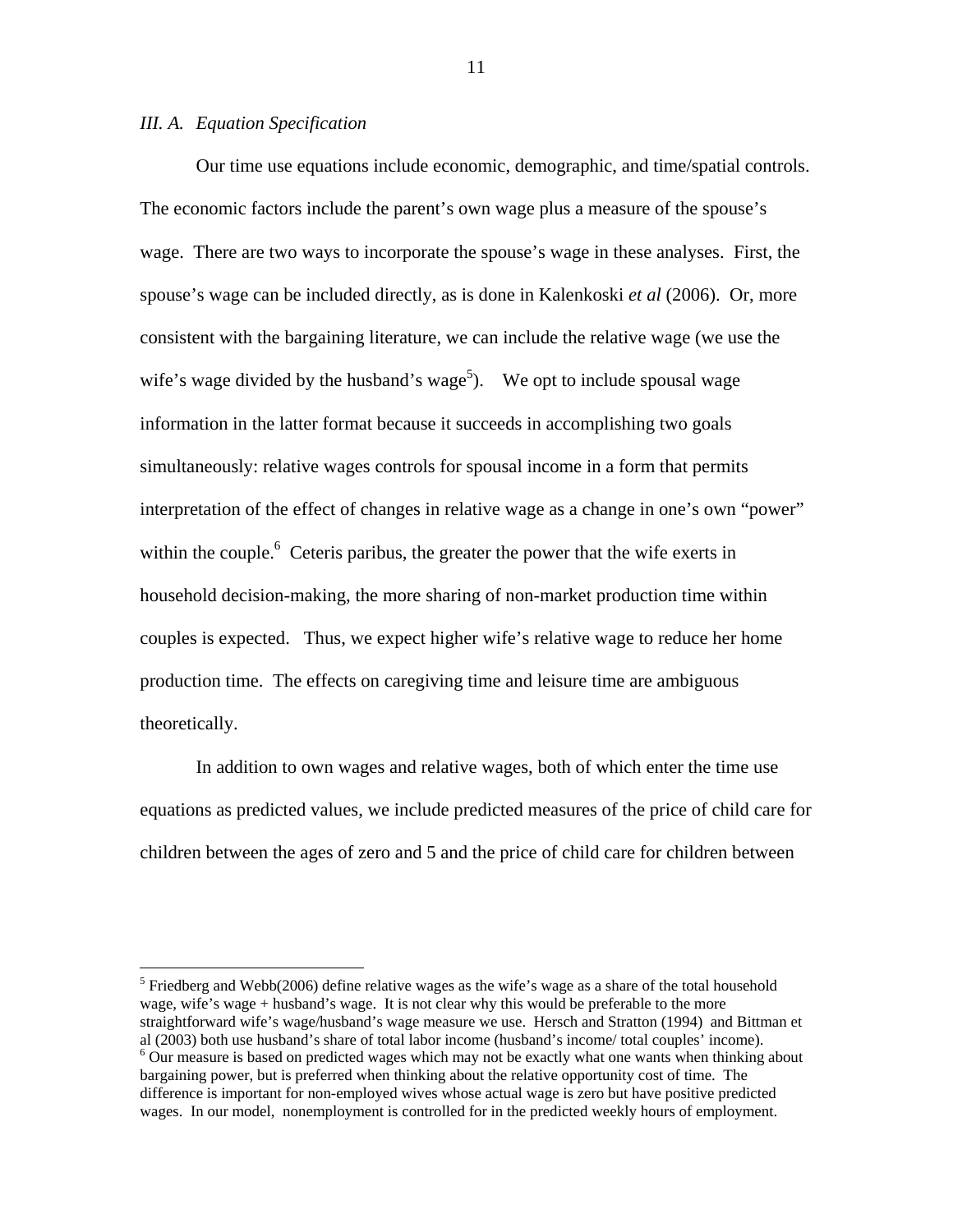### *III. A. Equation Specification*

Our time use equations include economic, demographic, and time/spatial controls. The economic factors include the parent's own wage plus a measure of the spouse's wage. There are two ways to incorporate the spouse's wage in these analyses. First, the spouse's wage can be included directly, as is done in Kalenkoski *et al* (2006). Or, more consistent with the bargaining literature, we can include the relative wage (we use the wife's wage divided by the husband's wage[5]). We opt to include spousal wage information in the latter format because it succeeds in accomplishing two goals simultaneously: relative wages controls for spousal income in a form that permits interpretation of the effect of changes in relative wage as a change in one's own "power" within the couple.[6] Ceteris paribus, the greater the power that the wife exerts in household decision-making, the more sharing of non-market production time within couples is expected. Thus, we expect higher wife's relative wage to reduce her home production time. The effects on caregiving time and leisure time are ambiguous theoretically.

In addition to own wages and relative wages, both of which enter the time use equations as predicted values, we include predicted measures of the price of child care for children between the ages of zero and 5 and the price of child care for children between

---

[5] Friedberg and Webb(2006) define relative wages as the wife's wage as a share of the total household wage, wife's wage + husband's wage. It is not clear why this would be preferable to the more straightforward wife's wage/husband's wage measure we use. Hersch and Stratton (1994) and Bittman et al (2003) both use husband's share of total labor income (husband's income/ total couples' income).

[6] Our measure is based on predicted wages which may not be exactly what one wants when thinking about bargaining power, but is preferred when thinking about the relative opportunity cost of time. The difference is important for non-employed wives whose actual wage is zero but have positive predicted wages. In our model, nonemployment is controlled for in the predicted weekly hours of employment.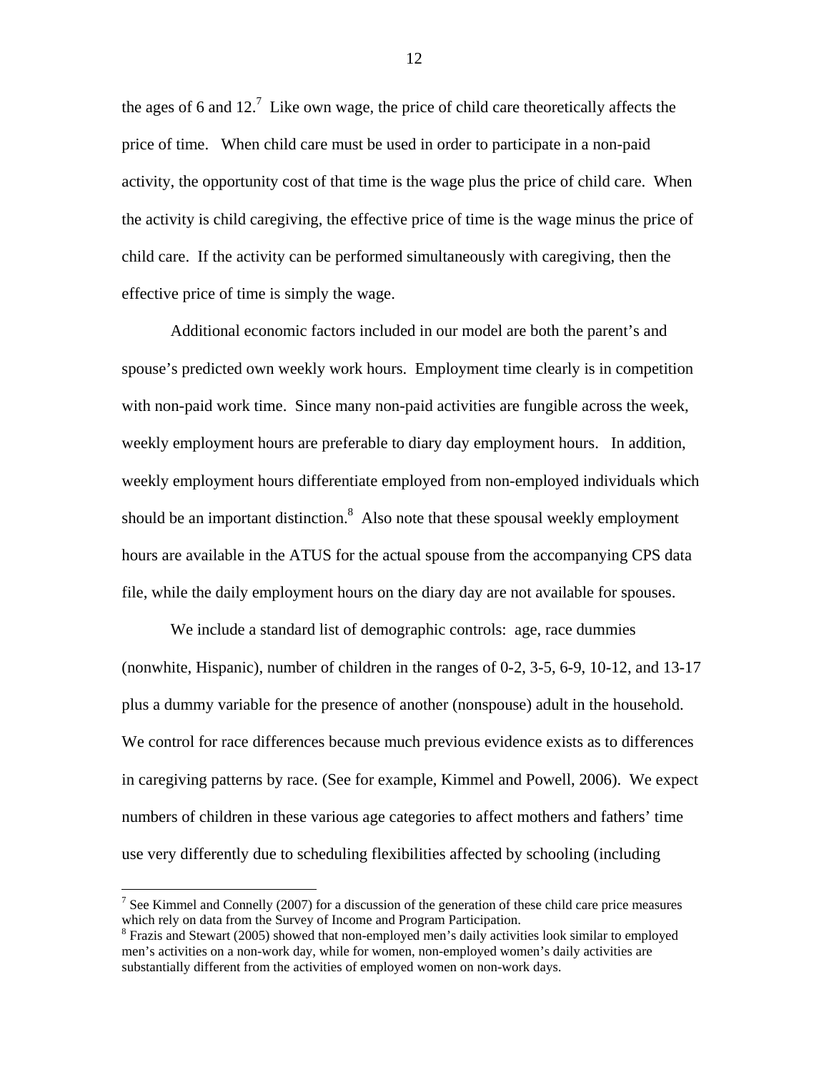the ages of 6 and 12.[7] Like own wage, the price of child care theoretically affects the price of time. When child care must be used in order to participate in a non-paid activity, the opportunity cost of that time is the wage plus the price of child care. When the activity is child caregiving, the effective price of time is the wage minus the price of child care. If the activity can be performed simultaneously with caregiving, then the effective price of time is simply the wage.

Additional economic factors included in our model are both the parent's and spouse's predicted own weekly work hours. Employment time clearly is in competition with non-paid work time. Since many non-paid activities are fungible across the week, weekly employment hours are preferable to diary day employment hours. In addition, weekly employment hours differentiate employed from non-employed individuals which should be an important distinction.[8] Also note that these spousal weekly employment hours are available in the ATUS for the actual spouse from the accompanying CPS data file, while the daily employment hours on the diary day are not available for spouses.

We include a standard list of demographic controls: age, race dummies (nonwhite, Hispanic), number of children in the ranges of 0-2, 3-5, 6-9, 10-12, and 13-17 plus a dummy variable for the presence of another (nonspouse) adult in the household. We control for race differences because much previous evidence exists as to differences in caregiving patterns by race. (See for example, Kimmel and Powell, 2006). We expect numbers of children in these various age categories to affect mothers and fathers' time use very differently due to scheduling flexibilities affected by schooling (including

---

[7] See Kimmel and Connelly (2007) for a discussion of the generation of these child care price measures which rely on data from the Survey of Income and Program Participation.

[8] Frazis and Stewart (2005) showed that non-employed men's daily activities look similar to employed men's activities on a non-work day, while for women, non-employed women's daily activities are substantially different from the activities of employed women on non-work days.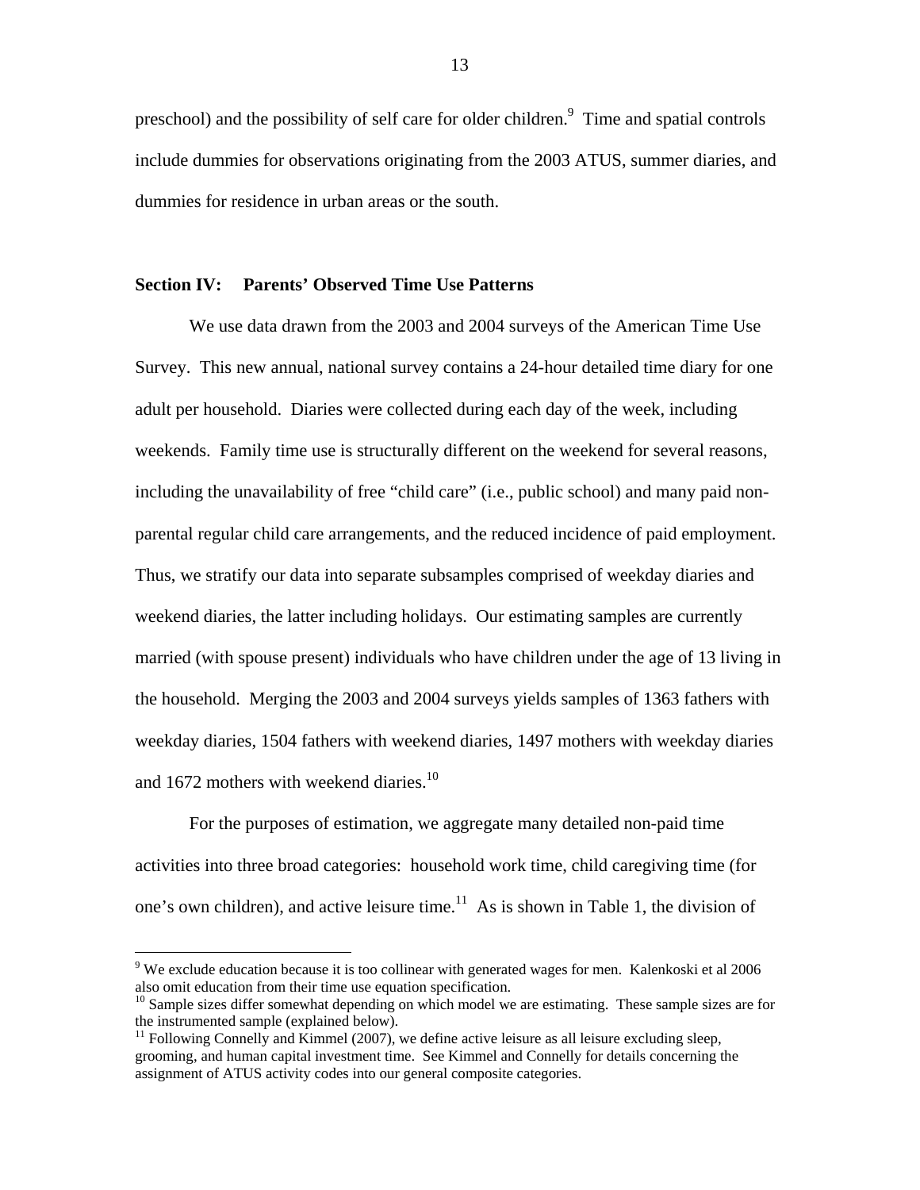preschool) and the possibility of self care for older children.[9] Time and spatial controls include dummies for observations originating from the 2003 ATUS, summer diaries, and dummies for residence in urban areas or the south.

## Section IV: Parents' Observed Time Use Patterns

We use data drawn from the 2003 and 2004 surveys of the American Time Use Survey. This new annual, national survey contains a 24-hour detailed time diary for one adult per household. Diaries were collected during each day of the week, including weekends. Family time use is structurally different on the weekend for several reasons, including the unavailability of free "child care" (i.e., public school) and many paid non-parental regular child care arrangements, and the reduced incidence of paid employment. Thus, we stratify our data into separate subsamples comprised of weekday diaries and weekend diaries, the latter including holidays. Our estimating samples are currently married (with spouse present) individuals who have children under the age of 13 living in the household. Merging the 2003 and 2004 surveys yields samples of 1363 fathers with weekday diaries, 1504 fathers with weekend diaries, 1497 mothers with weekday diaries and 1672 mothers with weekend diaries.[10]

For the purposes of estimation, we aggregate many detailed non-paid time activities into three broad categories: household work time, child caregiving time (for one's own children), and active leisure time.[11] As is shown in Table 1, the division of

---

[9] We exclude education because it is too collinear with generated wages for men. Kalenkoski et al 2006 also omit education from their time use equation specification.

[10] Sample sizes differ somewhat depending on which model we are estimating. These sample sizes are for the instrumented sample (explained below).

[11] Following Connelly and Kimmel (2007), we define active leisure as all leisure excluding sleep, grooming, and human capital investment time. See Kimmel and Connelly for details concerning the assignment of ATUS activity codes into our general composite categories.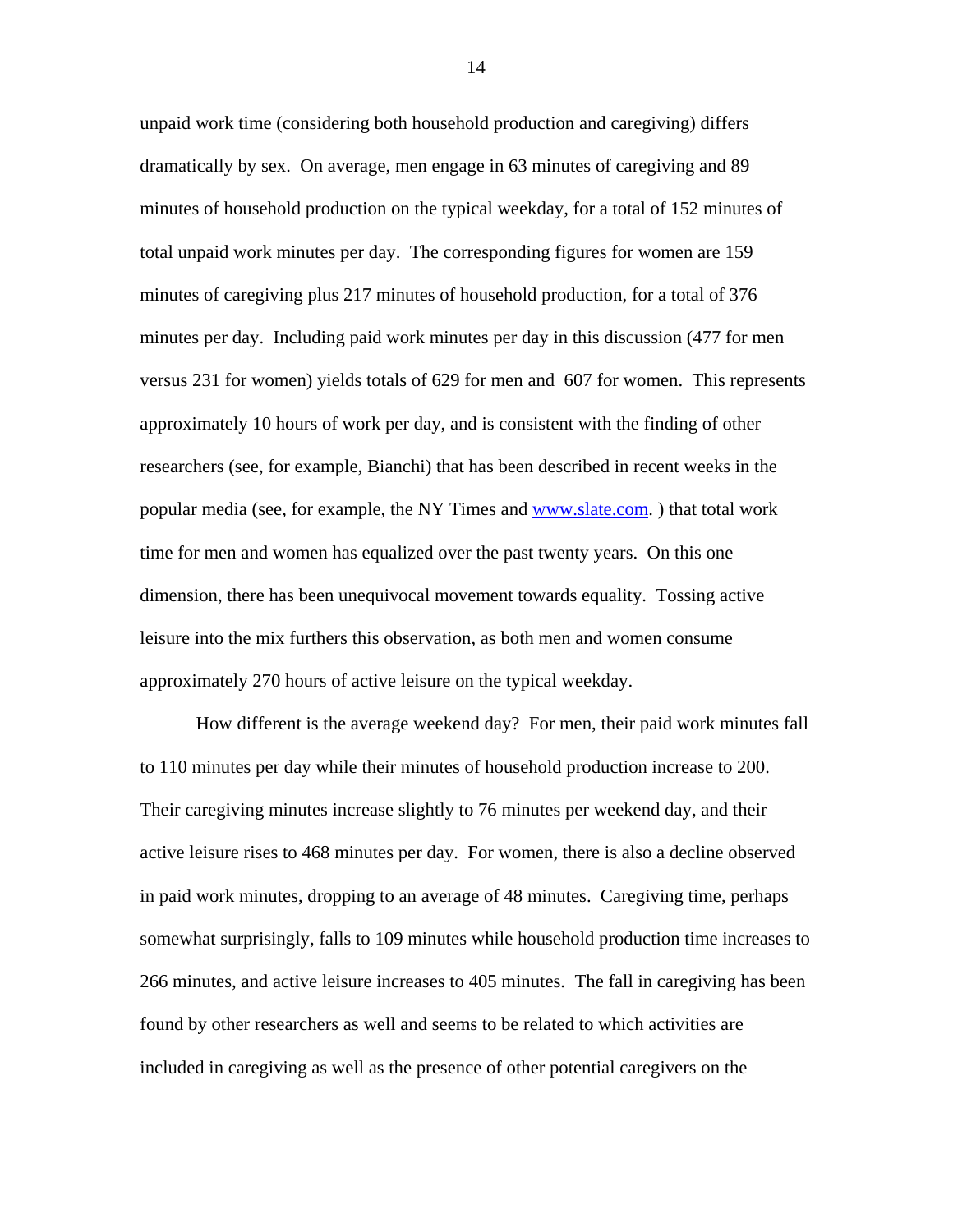unpaid work time (considering both household production and caregiving) differs dramatically by sex. On average, men engage in 63 minutes of caregiving and 89 minutes of household production on the typical weekday, for a total of 152 minutes of total unpaid work minutes per day. The corresponding figures for women are 159 minutes of caregiving plus 217 minutes of household production, for a total of 376 minutes per day. Including paid work minutes per day in this discussion (477 for men versus 231 for women) yields totals of 629 for men and 607 for women. This represents approximately 10 hours of work per day, and is consistent with the finding of other researchers (see, for example, Bianchi) that has been described in recent weeks in the popular media (see, for example, the NY Times and www.slate.com. ) that total work time for men and women has equalized over the past twenty years. On this one dimension, there has been unequivocal movement towards equality. Tossing active leisure into the mix furthers this observation, as both men and women consume approximately 270 hours of active leisure on the typical weekday.

How different is the average weekend day? For men, their paid work minutes fall to 110 minutes per day while their minutes of household production increase to 200. Their caregiving minutes increase slightly to 76 minutes per weekend day, and their active leisure rises to 468 minutes per day. For women, there is also a decline observed in paid work minutes, dropping to an average of 48 minutes. Caregiving time, perhaps somewhat surprisingly, falls to 109 minutes while household production time increases to 266 minutes, and active leisure increases to 405 minutes. The fall in caregiving has been found by other researchers as well and seems to be related to which activities are included in caregiving as well as the presence of other potential caregivers on the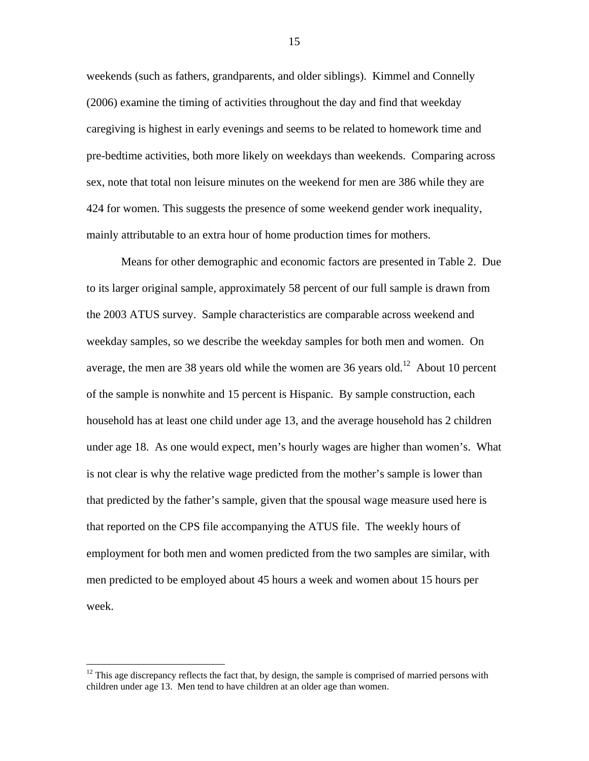weekends (such as fathers, grandparents, and older siblings). Kimmel and Connelly (2006) examine the timing of activities throughout the day and find that weekday caregiving is highest in early evenings and seems to be related to homework time and pre-bedtime activities, both more likely on weekdays than weekends. Comparing across sex, note that total non leisure minutes on the weekend for men are 386 while they are 424 for women. This suggests the presence of some weekend gender work inequality, mainly attributable to an extra hour of home production times for mothers.

Means for other demographic and economic factors are presented in Table 2. Due to its larger original sample, approximately 58 percent of our full sample is drawn from the 2003 ATUS survey. Sample characteristics are comparable across weekend and weekday samples, so we describe the weekday samples for both men and women. On average, the men are 38 years old while the women are 36 years old.[12] About 10 percent of the sample is nonwhite and 15 percent is Hispanic. By sample construction, each household has at least one child under age 13, and the average household has 2 children under age 18. As one would expect, men's hourly wages are higher than women's. What is not clear is why the relative wage predicted from the mother's sample is lower than that predicted by the father's sample, given that the spousal wage measure used here is that reported on the CPS file accompanying the ATUS file. The weekly hours of employment for both men and women predicted from the two samples are similar, with men predicted to be employed about 45 hours a week and women about 15 hours per week.

---

[12] This age discrepancy reflects the fact that, by design, the sample is comprised of married persons with children under age 13. Men tend to have children at an older age than women.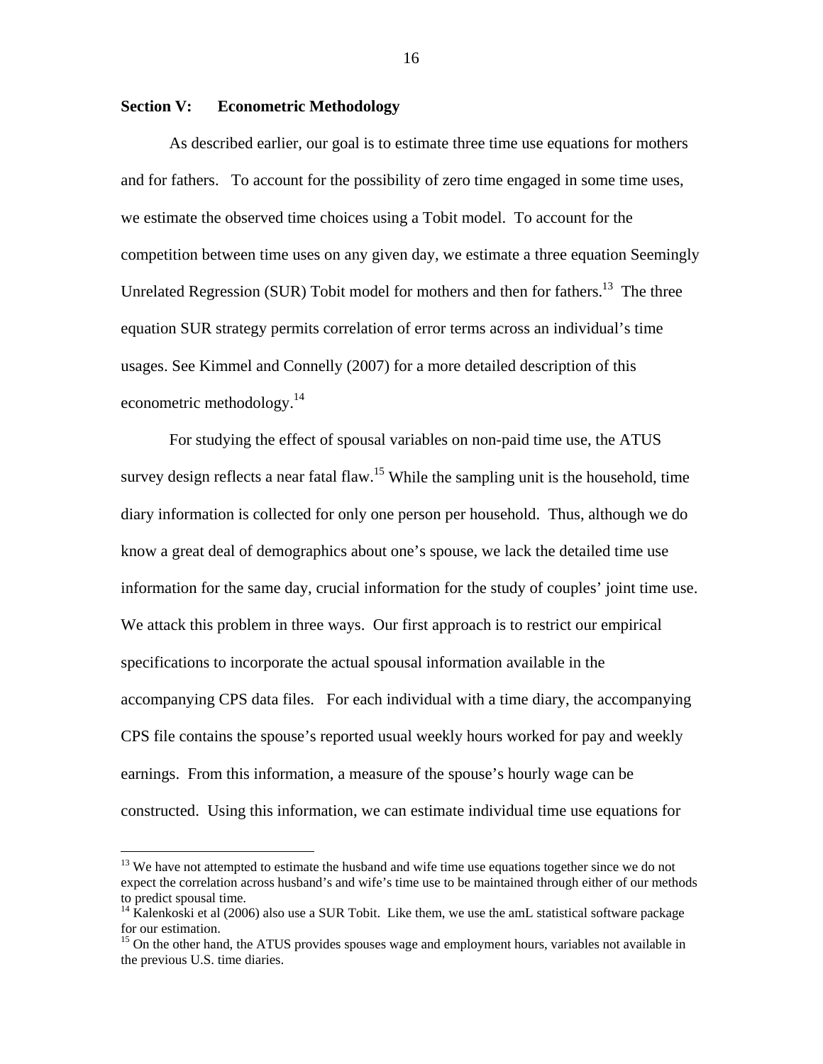## Section V: Econometric Methodology

As described earlier, our goal is to estimate three time use equations for mothers and for fathers. To account for the possibility of zero time engaged in some time uses, we estimate the observed time choices using a Tobit model. To account for the competition between time uses on any given day, we estimate a three equation Seemingly Unrelated Regression (SUR) Tobit model for mothers and then for fathers.[13] The three equation SUR strategy permits correlation of error terms across an individual's time usages. See Kimmel and Connelly (2007) for a more detailed description of this econometric methodology.[14]

For studying the effect of spousal variables on non-paid time use, the ATUS survey design reflects a near fatal flaw.[15] While the sampling unit is the household, time diary information is collected for only one person per household. Thus, although we do know a great deal of demographics about one's spouse, we lack the detailed time use information for the same day, crucial information for the study of couples' joint time use. We attack this problem in three ways. Our first approach is to restrict our empirical specifications to incorporate the actual spousal information available in the accompanying CPS data files. For each individual with a time diary, the accompanying CPS file contains the spouse's reported usual weekly hours worked for pay and weekly earnings. From this information, a measure of the spouse's hourly wage can be constructed. Using this information, we can estimate individual time use equations for

---

[13] We have not attempted to estimate the husband and wife time use equations together since we do not expect the correlation across husband's and wife's time use to be maintained through either of our methods to predict spousal time.

[14] Kalenkoski et al (2006) also use a SUR Tobit. Like them, we use the amL statistical software package for our estimation.

[15] On the other hand, the ATUS provides spouses wage and employment hours, variables not available in the previous U.S. time diaries.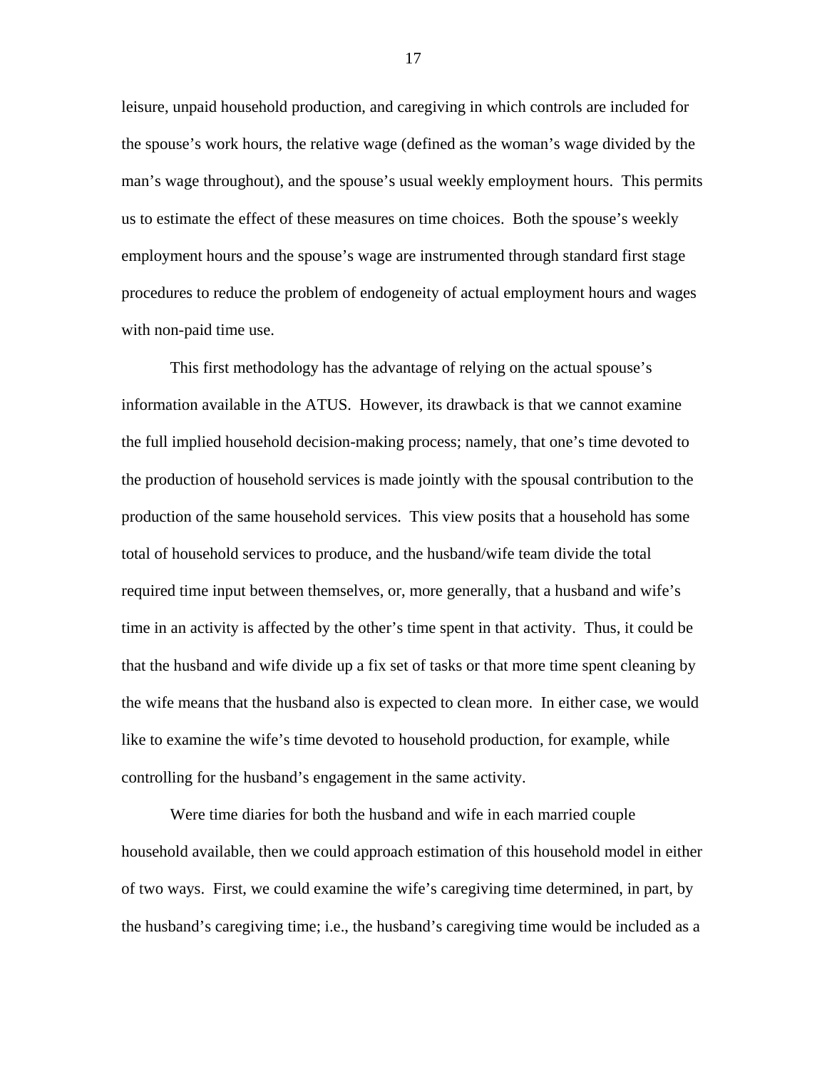leisure, unpaid household production, and caregiving in which controls are included for the spouse's work hours, the relative wage (defined as the woman's wage divided by the man's wage throughout), and the spouse's usual weekly employment hours. This permits us to estimate the effect of these measures on time choices. Both the spouse's weekly employment hours and the spouse's wage are instrumented through standard first stage procedures to reduce the problem of endogeneity of actual employment hours and wages with non-paid time use.

This first methodology has the advantage of relying on the actual spouse's information available in the ATUS. However, its drawback is that we cannot examine the full implied household decision-making process; namely, that one's time devoted to the production of household services is made jointly with the spousal contribution to the production of the same household services. This view posits that a household has some total of household services to produce, and the husband/wife team divide the total required time input between themselves, or, more generally, that a husband and wife's time in an activity is affected by the other's time spent in that activity. Thus, it could be that the husband and wife divide up a fix set of tasks or that more time spent cleaning by the wife means that the husband also is expected to clean more. In either case, we would like to examine the wife's time devoted to household production, for example, while controlling for the husband's engagement in the same activity.

Were time diaries for both the husband and wife in each married couple household available, then we could approach estimation of this household model in either of two ways. First, we could examine the wife's caregiving time determined, in part, by the husband's caregiving time; i.e., the husband's caregiving time would be included as a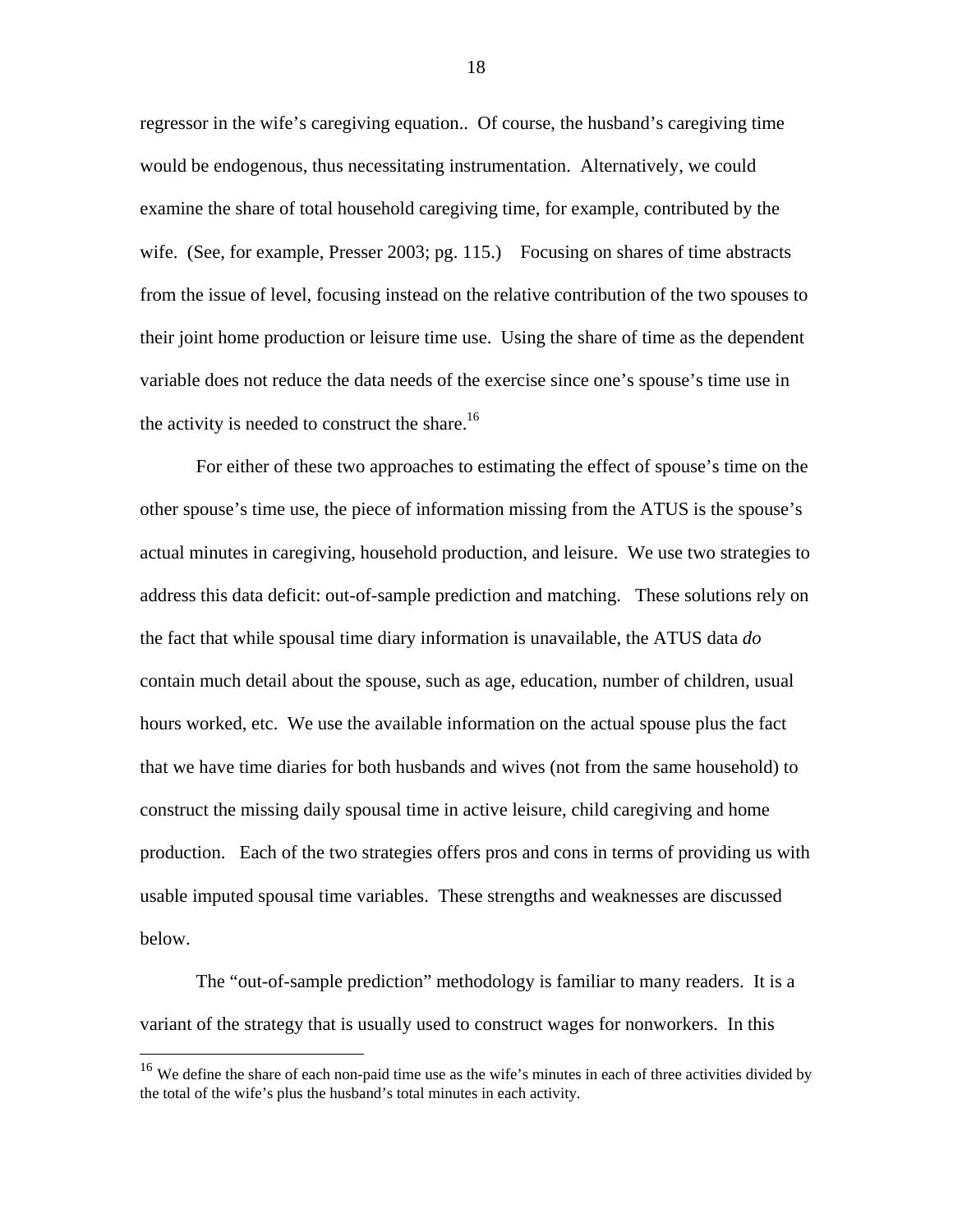regressor in the wife's caregiving equation.. Of course, the husband's caregiving time would be endogenous, thus necessitating instrumentation. Alternatively, we could examine the share of total household caregiving time, for example, contributed by the wife. (See, for example, Presser 2003; pg. 115.) Focusing on shares of time abstracts from the issue of level, focusing instead on the relative contribution of the two spouses to their joint home production or leisure time use. Using the share of time as the dependent variable does not reduce the data needs of the exercise since one's spouse's time use in the activity is needed to construct the share.[16]

For either of these two approaches to estimating the effect of spouse's time on the other spouse's time use, the piece of information missing from the ATUS is the spouse's actual minutes in caregiving, household production, and leisure. We use two strategies to address this data deficit: out-of-sample prediction and matching. These solutions rely on the fact that while spousal time diary information is unavailable, the ATUS data *do* contain much detail about the spouse, such as age, education, number of children, usual hours worked, etc. We use the available information on the actual spouse plus the fact that we have time diaries for both husbands and wives (not from the same household) to construct the missing daily spousal time in active leisure, child caregiving and home production. Each of the two strategies offers pros and cons in terms of providing us with usable imputed spousal time variables. These strengths and weaknesses are discussed below.

The "out-of-sample prediction" methodology is familiar to many readers. It is a variant of the strategy that is usually used to construct wages for nonworkers. In this

[16] We define the share of each non-paid time use as the wife's minutes in each of three activities divided by the total of the wife's plus the husband's total minutes in each activity.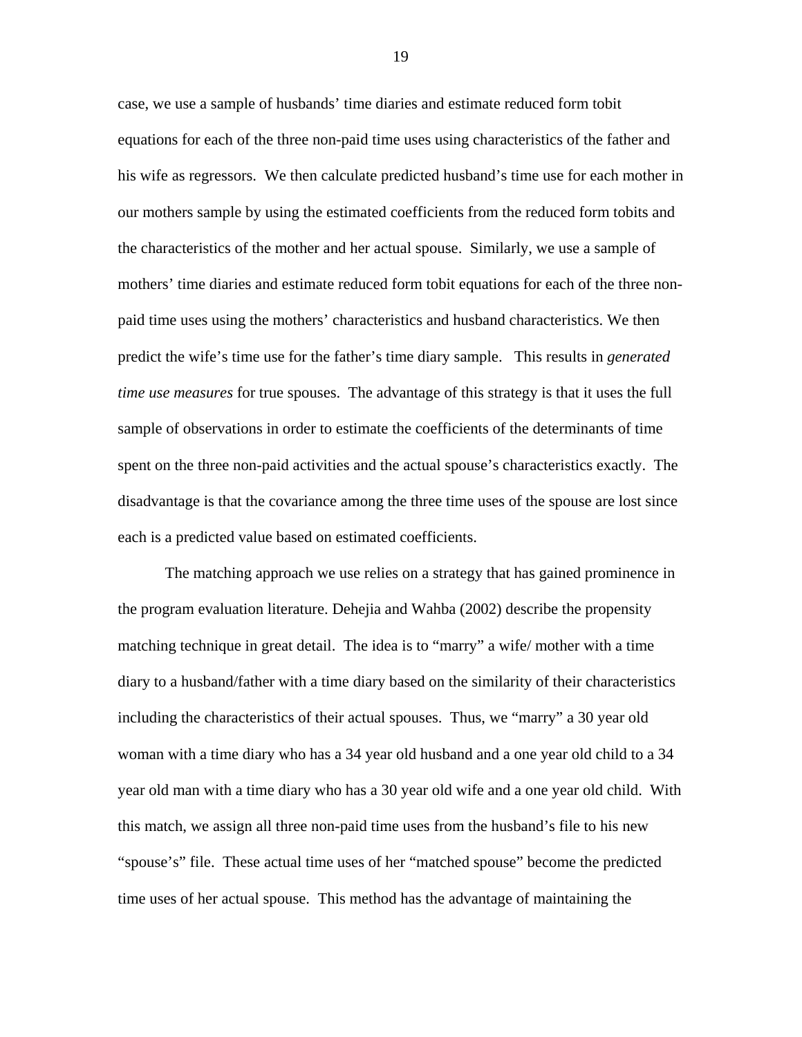case, we use a sample of husbands' time diaries and estimate reduced form tobit equations for each of the three non-paid time uses using characteristics of the father and his wife as regressors. We then calculate predicted husband's time use for each mother in our mothers sample by using the estimated coefficients from the reduced form tobits and the characteristics of the mother and her actual spouse. Similarly, we use a sample of mothers' time diaries and estimate reduced form tobit equations for each of the three non-paid time uses using the mothers' characteristics and husband characteristics. We then predict the wife's time use for the father's time diary sample. This results in *generated time use measures* for true spouses. The advantage of this strategy is that it uses the full sample of observations in order to estimate the coefficients of the determinants of time spent on the three non-paid activities and the actual spouse's characteristics exactly. The disadvantage is that the covariance among the three time uses of the spouse are lost since each is a predicted value based on estimated coefficients.

The matching approach we use relies on a strategy that has gained prominence in the program evaluation literature. Dehejia and Wahba (2002) describe the propensity matching technique in great detail. The idea is to "marry" a wife/ mother with a time diary to a husband/father with a time diary based on the similarity of their characteristics including the characteristics of their actual spouses. Thus, we "marry" a 30 year old woman with a time diary who has a 34 year old husband and a one year old child to a 34 year old man with a time diary who has a 30 year old wife and a one year old child. With this match, we assign all three non-paid time uses from the husband's file to his new "spouse's" file. These actual time uses of her "matched spouse" become the predicted time uses of her actual spouse. This method has the advantage of maintaining the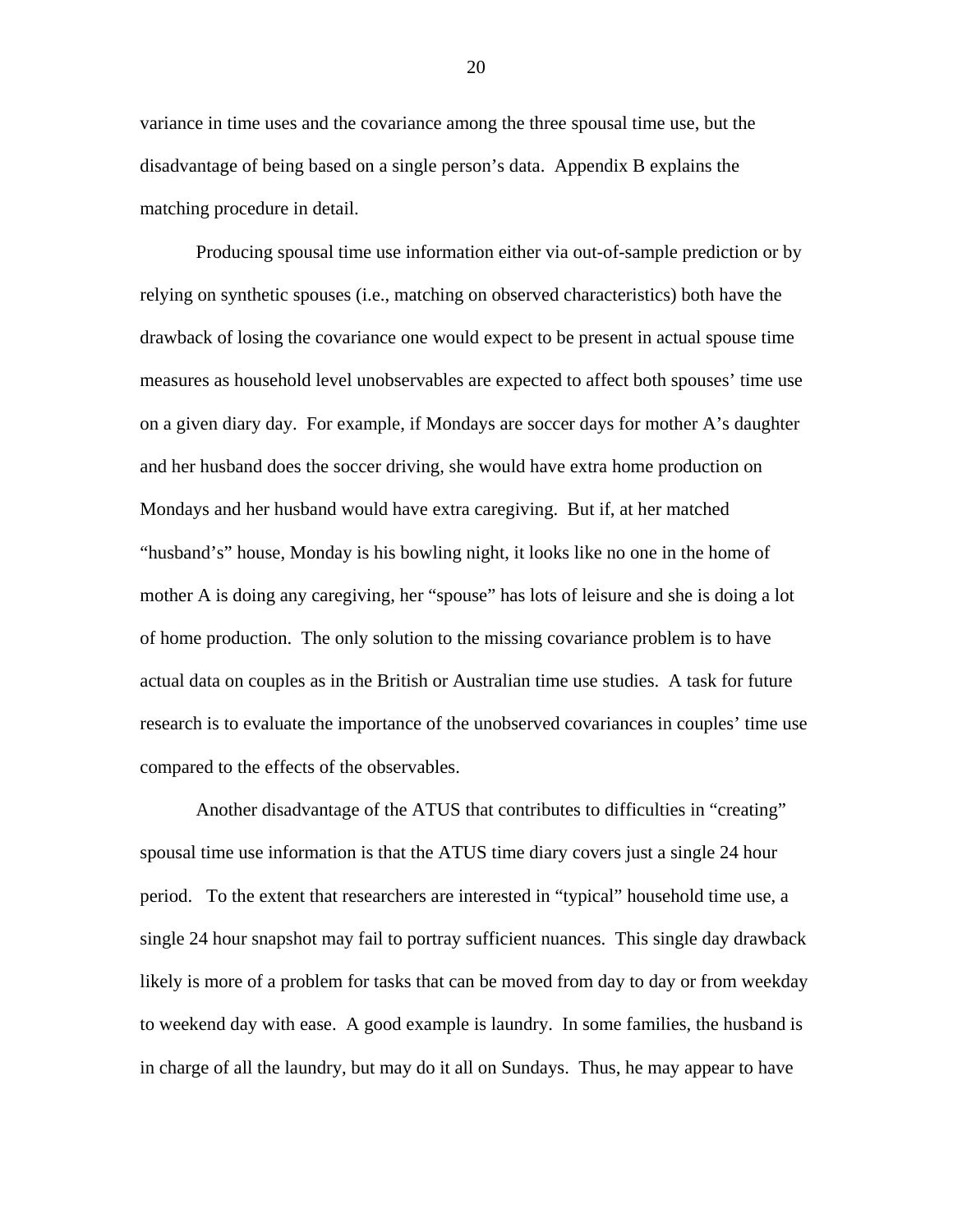variance in time uses and the covariance among the three spousal time use, but the disadvantage of being based on a single person's data. Appendix B explains the matching procedure in detail.

Producing spousal time use information either via out-of-sample prediction or by relying on synthetic spouses (i.e., matching on observed characteristics) both have the drawback of losing the covariance one would expect to be present in actual spouse time measures as household level unobservables are expected to affect both spouses' time use on a given diary day. For example, if Mondays are soccer days for mother A's daughter and her husband does the soccer driving, she would have extra home production on Mondays and her husband would have extra caregiving. But if, at her matched "husband's" house, Monday is his bowling night, it looks like no one in the home of mother A is doing any caregiving, her "spouse" has lots of leisure and she is doing a lot of home production. The only solution to the missing covariance problem is to have actual data on couples as in the British or Australian time use studies. A task for future research is to evaluate the importance of the unobserved covariances in couples' time use compared to the effects of the observables.

Another disadvantage of the ATUS that contributes to difficulties in "creating" spousal time use information is that the ATUS time diary covers just a single 24 hour period. To the extent that researchers are interested in "typical" household time use, a single 24 hour snapshot may fail to portray sufficient nuances. This single day drawback likely is more of a problem for tasks that can be moved from day to day or from weekday to weekend day with ease. A good example is laundry. In some families, the husband is in charge of all the laundry, but may do it all on Sundays. Thus, he may appear to have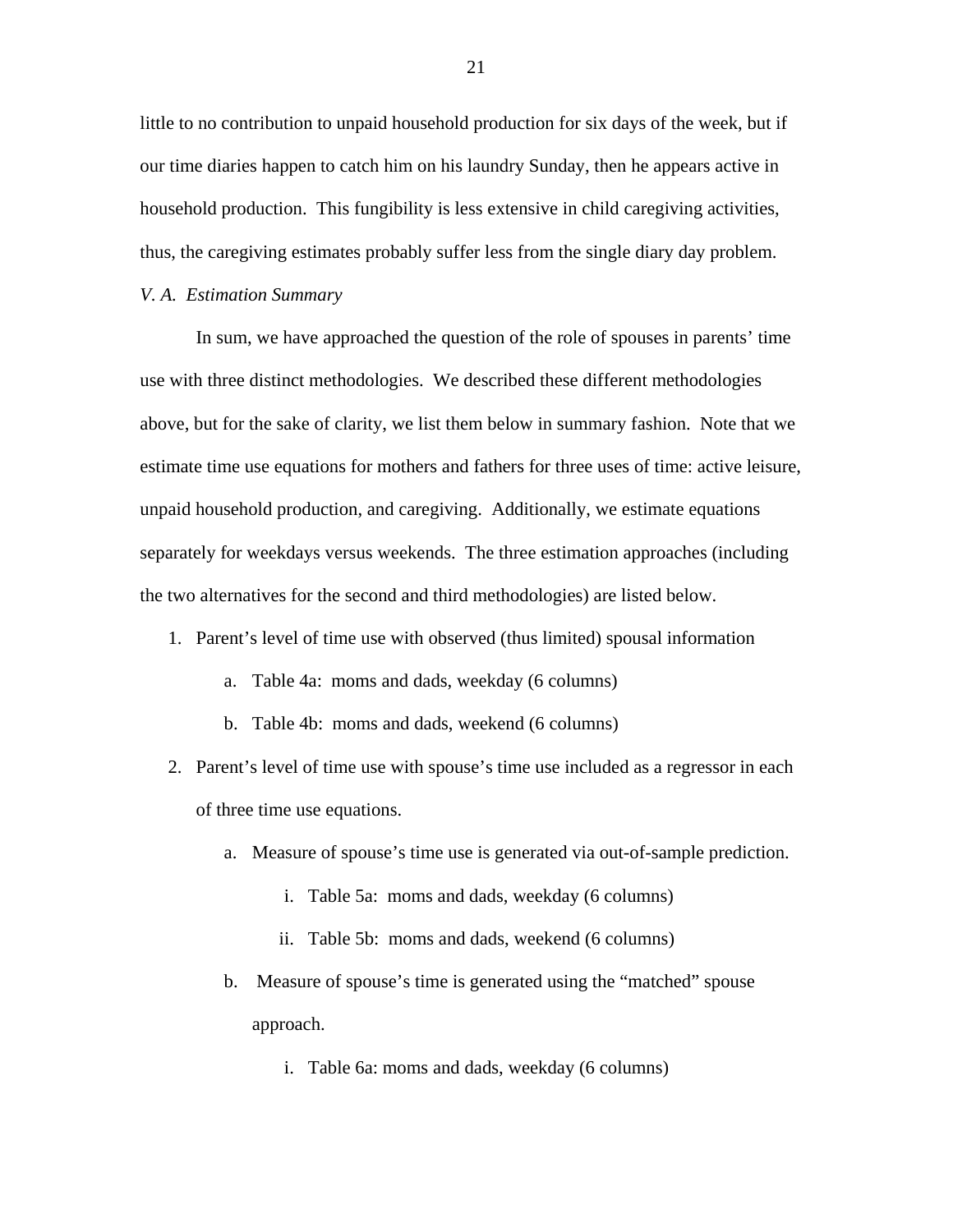little to no contribution to unpaid household production for six days of the week, but if our time diaries happen to catch him on his laundry Sunday, then he appears active in household production. This fungibility is less extensive in child caregiving activities, thus, the caregiving estimates probably suffer less from the single diary day problem.

*V. A. Estimation Summary*

In sum, we have approached the question of the role of spouses in parents' time use with three distinct methodologies. We described these different methodologies above, but for the sake of clarity, we list them below in summary fashion. Note that we estimate time use equations for mothers and fathers for three uses of time: active leisure, unpaid household production, and caregiving. Additionally, we estimate equations separately for weekdays versus weekends. The three estimation approaches (including the two alternatives for the second and third methodologies) are listed below.

1. Parent's level of time use with observed (thus limited) spousal information
    a. Table 4a: moms and dads, weekday (6 columns)
    b. Table 4b: moms and dads, weekend (6 columns)
2. Parent's level of time use with spouse's time use included as a regressor in each of three time use equations.
    a. Measure of spouse's time use is generated via out-of-sample prediction.
        i. Table 5a: moms and dads, weekday (6 columns)
        ii. Table 5b: moms and dads, weekend (6 columns)
    b. Measure of spouse's time is generated using the "matched" spouse approach.
        i. Table 6a: moms and dads, weekday (6 columns)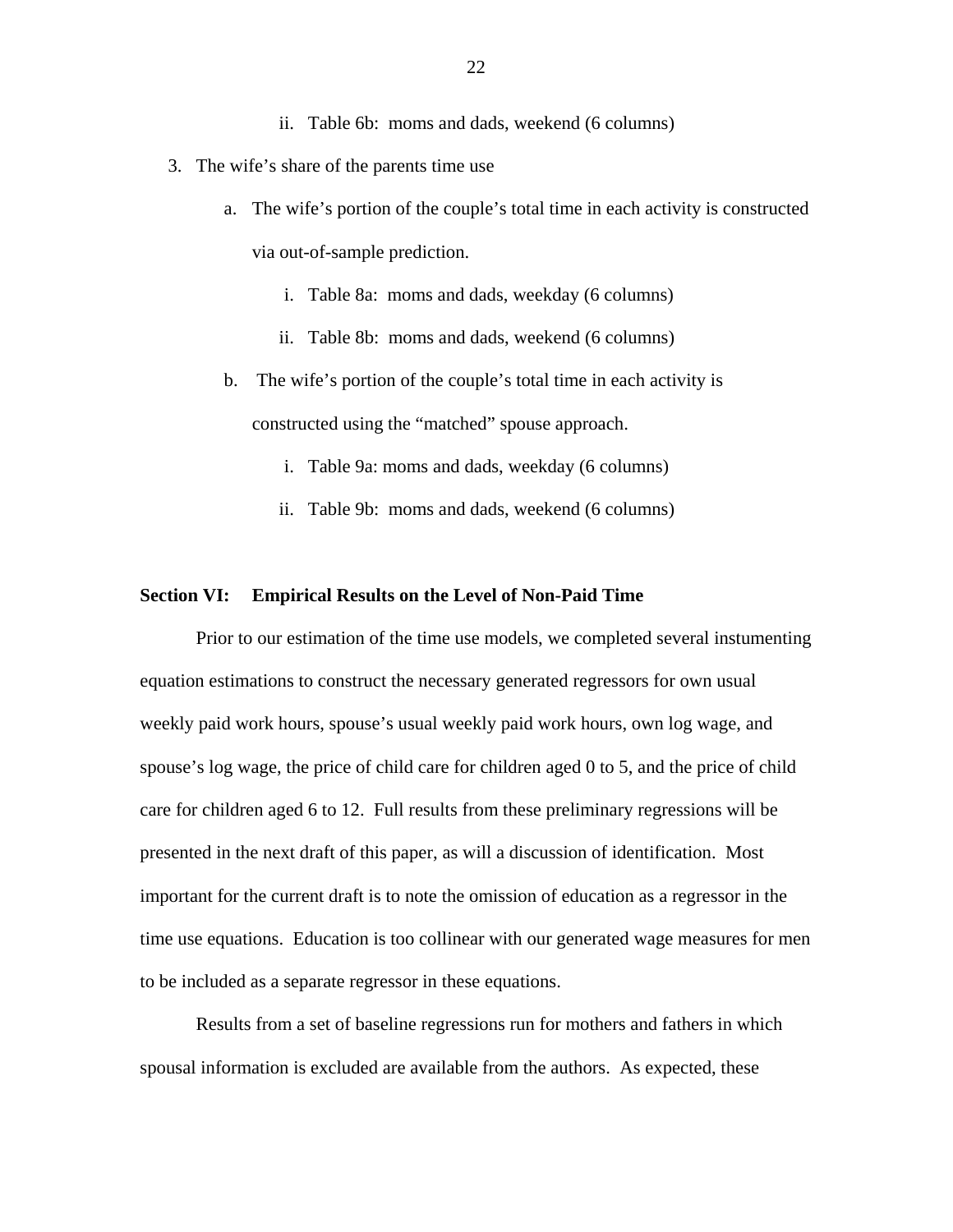ii. Table 6b: moms and dads, weekend (6 columns)

3. The wife's share of the parents time use

   a. The wife's portion of the couple's total time in each activity is constructed via out-of-sample prediction.

      i. Table 8a: moms and dads, weekday (6 columns)

      ii. Table 8b: moms and dads, weekend (6 columns)

   b. The wife's portion of the couple's total time in each activity is constructed using the "matched" spouse approach.

      i. Table 9a: moms and dads, weekday (6 columns)

      ii. Table 9b: moms and dads, weekend (6 columns)

**Section VI: Empirical Results on the Level of Non-Paid Time**

Prior to our estimation of the time use models, we completed several instumenting equation estimations to construct the necessary generated regressors for own usual weekly paid work hours, spouse's usual weekly paid work hours, own log wage, and spouse's log wage, the price of child care for children aged 0 to 5, and the price of child care for children aged 6 to 12. Full results from these preliminary regressions will be presented in the next draft of this paper, as will a discussion of identification. Most important for the current draft is to note the omission of education as a regressor in the time use equations. Education is too collinear with our generated wage measures for men to be included as a separate regressor in these equations.

Results from a set of baseline regressions run for mothers and fathers in which spousal information is excluded are available from the authors. As expected, these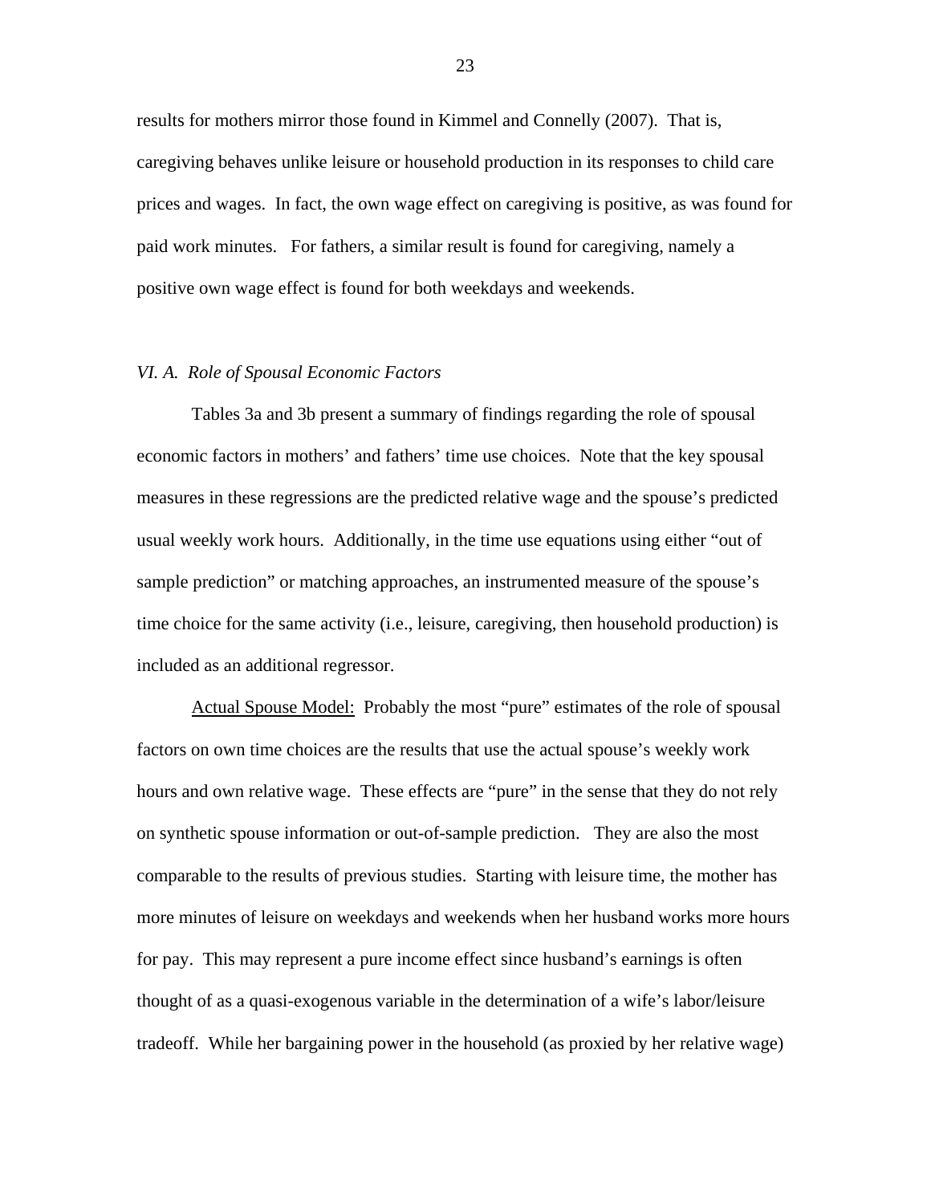results for mothers mirror those found in Kimmel and Connelly (2007). That is, caregiving behaves unlike leisure or household production in its responses to child care prices and wages. In fact, the own wage effect on caregiving is positive, as was found for paid work minutes. For fathers, a similar result is found for caregiving, namely a positive own wage effect is found for both weekdays and weekends.

### *VI. A. Role of Spousal Economic Factors*

Tables 3a and 3b present a summary of findings regarding the role of spousal economic factors in mothers' and fathers' time use choices. Note that the key spousal measures in these regressions are the predicted relative wage and the spouse's predicted usual weekly work hours. Additionally, in the time use equations using either "out of sample prediction" or matching approaches, an instrumented measure of the spouse's time choice for the same activity (i.e., leisure, caregiving, then household production) is included as an additional regressor.

Actual Spouse Model: Probably the most "pure" estimates of the role of spousal factors on own time choices are the results that use the actual spouse's weekly work hours and own relative wage. These effects are "pure" in the sense that they do not rely on synthetic spouse information or out-of-sample prediction. They are also the most comparable to the results of previous studies. Starting with leisure time, the mother has more minutes of leisure on weekdays and weekends when her husband works more hours for pay. This may represent a pure income effect since husband's earnings is often thought of as a quasi-exogenous variable in the determination of a wife's labor/leisure tradeoff. While her bargaining power in the household (as proxied by her relative wage)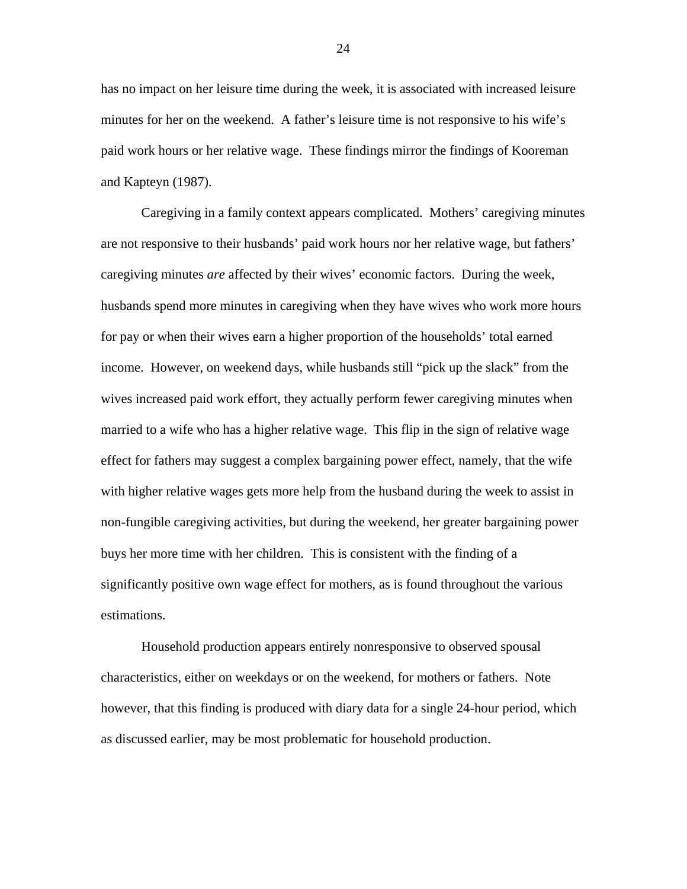has no impact on her leisure time during the week, it is associated with increased leisure minutes for her on the weekend. A father's leisure time is not responsive to his wife's paid work hours or her relative wage. These findings mirror the findings of Kooreman and Kapteyn (1987).

Caregiving in a family context appears complicated. Mothers' caregiving minutes are not responsive to their husbands' paid work hours nor her relative wage, but fathers' caregiving minutes *are* affected by their wives' economic factors. During the week, husbands spend more minutes in caregiving when they have wives who work more hours for pay or when their wives earn a higher proportion of the households' total earned income. However, on weekend days, while husbands still "pick up the slack" from the wives increased paid work effort, they actually perform fewer caregiving minutes when married to a wife who has a higher relative wage. This flip in the sign of relative wage effect for fathers may suggest a complex bargaining power effect, namely, that the wife with higher relative wages gets more help from the husband during the week to assist in non-fungible caregiving activities, but during the weekend, her greater bargaining power buys her more time with her children. This is consistent with the finding of a significantly positive own wage effect for mothers, as is found throughout the various estimations.

Household production appears entirely nonresponsive to observed spousal characteristics, either on weekdays or on the weekend, for mothers or fathers. Note however, that this finding is produced with diary data for a single 24-hour period, which as discussed earlier, may be most problematic for household production.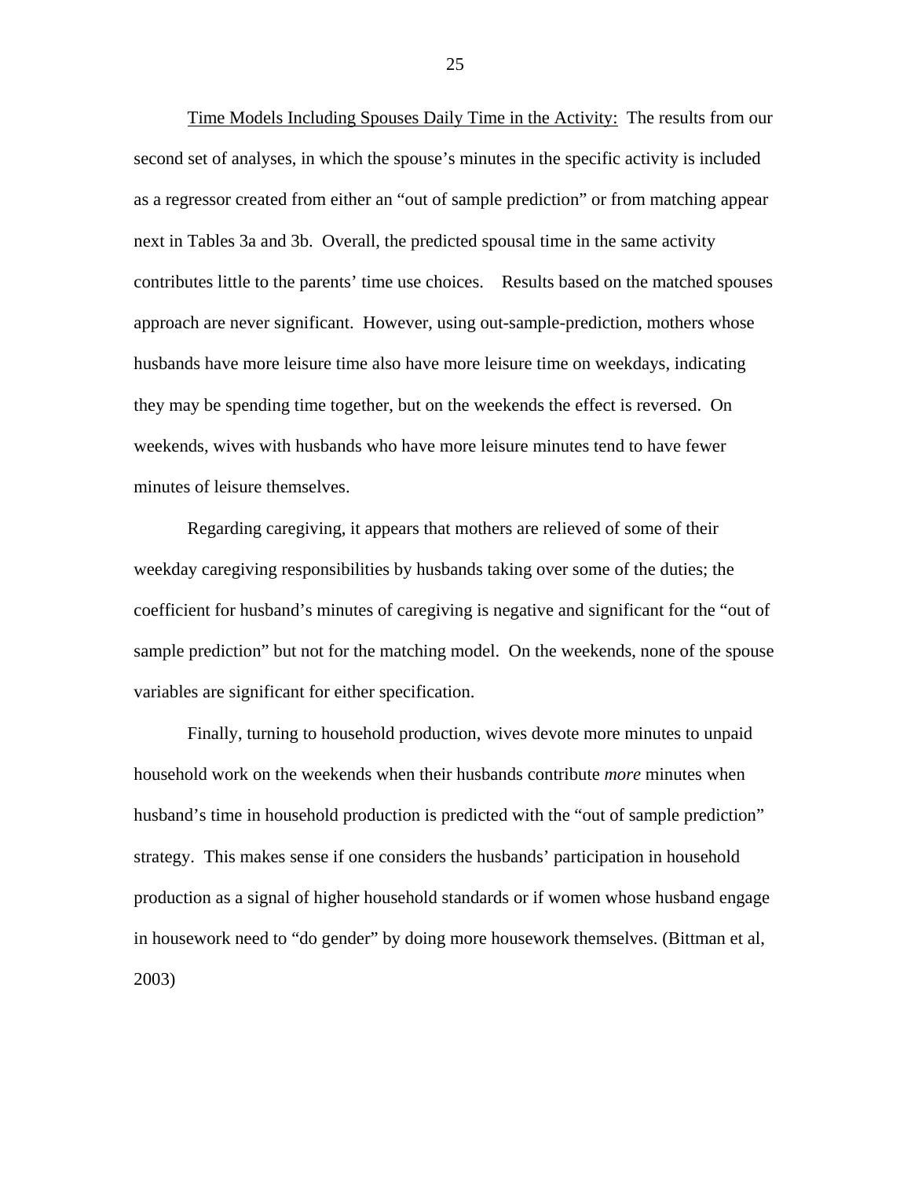Time Models Including Spouses Daily Time in the Activity: The results from our second set of analyses, in which the spouse's minutes in the specific activity is included as a regressor created from either an "out of sample prediction" or from matching appear next in Tables 3a and 3b. Overall, the predicted spousal time in the same activity contributes little to the parents' time use choices. Results based on the matched spouses approach are never significant. However, using out-sample-prediction, mothers whose husbands have more leisure time also have more leisure time on weekdays, indicating they may be spending time together, but on the weekends the effect is reversed. On weekends, wives with husbands who have more leisure minutes tend to have fewer minutes of leisure themselves.

Regarding caregiving, it appears that mothers are relieved of some of their weekday caregiving responsibilities by husbands taking over some of the duties; the coefficient for husband's minutes of caregiving is negative and significant for the "out of sample prediction" but not for the matching model. On the weekends, none of the spouse variables are significant for either specification.

Finally, turning to household production, wives devote more minutes to unpaid household work on the weekends when their husbands contribute *more* minutes when husband's time in household production is predicted with the "out of sample prediction" strategy. This makes sense if one considers the husbands' participation in household production as a signal of higher household standards or if women whose husband engage in housework need to "do gender" by doing more housework themselves. (Bittman et al, 2003)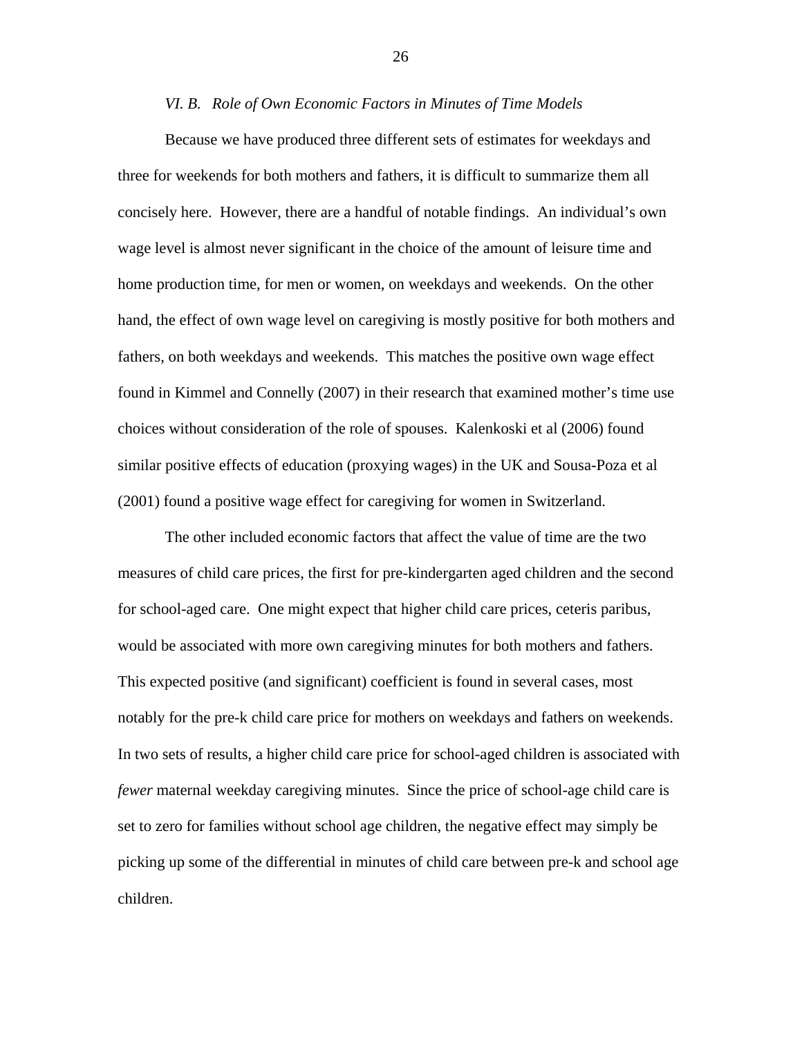### *VI. B. Role of Own Economic Factors in Minutes of Time Models*

Because we have produced three different sets of estimates for weekdays and three for weekends for both mothers and fathers, it is difficult to summarize them all concisely here. However, there are a handful of notable findings. An individual's own wage level is almost never significant in the choice of the amount of leisure time and home production time, for men or women, on weekdays and weekends. On the other hand, the effect of own wage level on caregiving is mostly positive for both mothers and fathers, on both weekdays and weekends. This matches the positive own wage effect found in Kimmel and Connelly (2007) in their research that examined mother's time use choices without consideration of the role of spouses. Kalenkoski et al (2006) found similar positive effects of education (proxying wages) in the UK and Sousa-Poza et al (2001) found a positive wage effect for caregiving for women in Switzerland.

The other included economic factors that affect the value of time are the two measures of child care prices, the first for pre-kindergarten aged children and the second for school-aged care. One might expect that higher child care prices, ceteris paribus, would be associated with more own caregiving minutes for both mothers and fathers. This expected positive (and significant) coefficient is found in several cases, most notably for the pre-k child care price for mothers on weekdays and fathers on weekends. In two sets of results, a higher child care price for school-aged children is associated with *fewer* maternal weekday caregiving minutes. Since the price of school-age child care is set to zero for families without school age children, the negative effect may simply be picking up some of the differential in minutes of child care between pre-k and school age children.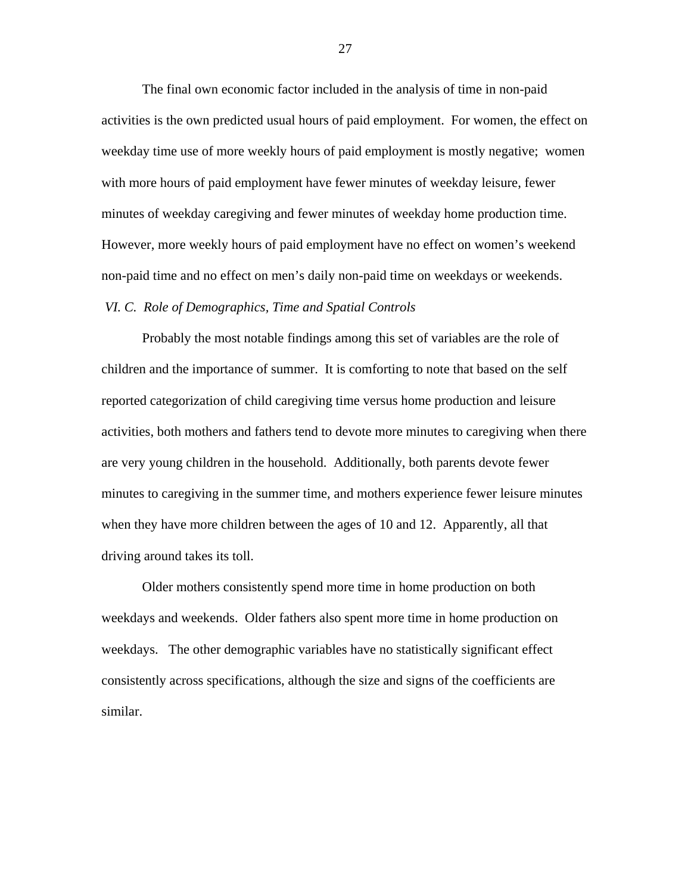The final own economic factor included in the analysis of time in non-paid activities is the own predicted usual hours of paid employment. For women, the effect on weekday time use of more weekly hours of paid employment is mostly negative; women with more hours of paid employment have fewer minutes of weekday leisure, fewer minutes of weekday caregiving and fewer minutes of weekday home production time. However, more weekly hours of paid employment have no effect on women's weekend non-paid time and no effect on men's daily non-paid time on weekdays or weekends.

*VI. C. Role of Demographics, Time and Spatial Controls*

Probably the most notable findings among this set of variables are the role of children and the importance of summer. It is comforting to note that based on the self reported categorization of child caregiving time versus home production and leisure activities, both mothers and fathers tend to devote more minutes to caregiving when there are very young children in the household. Additionally, both parents devote fewer minutes to caregiving in the summer time, and mothers experience fewer leisure minutes when they have more children between the ages of 10 and 12. Apparently, all that driving around takes its toll.

Older mothers consistently spend more time in home production on both weekdays and weekends. Older fathers also spent more time in home production on weekdays. The other demographic variables have no statistically significant effect consistently across specifications, although the size and signs of the coefficients are similar.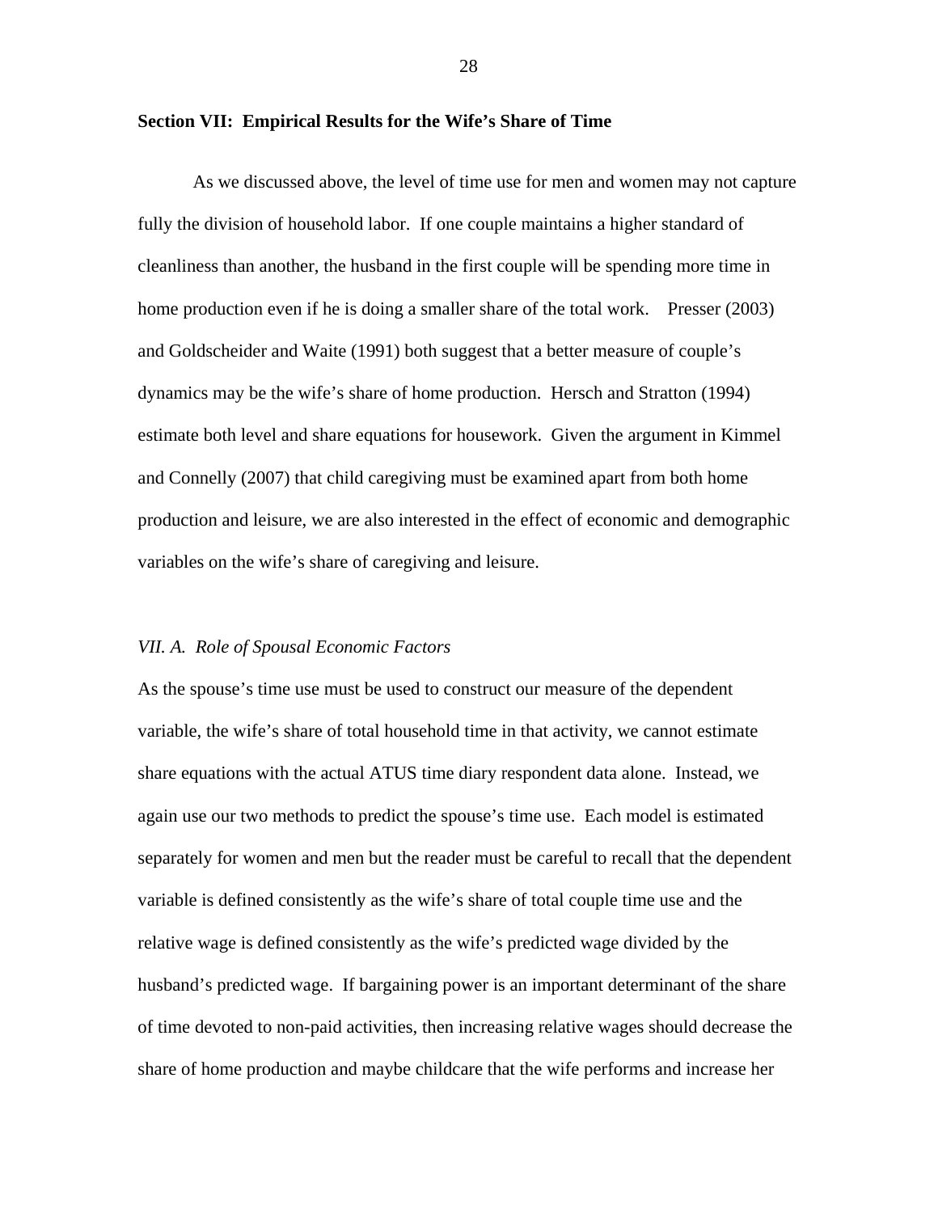### Section VII: Empirical Results for the Wife's Share of Time

As we discussed above, the level of time use for men and women may not capture fully the division of household labor. If one couple maintains a higher standard of cleanliness than another, the husband in the first couple will be spending more time in home production even if he is doing a smaller share of the total work. Presser (2003) and Goldscheider and Waite (1991) both suggest that a better measure of couple's dynamics may be the wife's share of home production. Hersch and Stratton (1994) estimate both level and share equations for housework. Given the argument in Kimmel and Connelly (2007) that child caregiving must be examined apart from both home production and leisure, we are also interested in the effect of economic and demographic variables on the wife's share of caregiving and leisure.

#### *VII. A. Role of Spousal Economic Factors*

As the spouse's time use must be used to construct our measure of the dependent variable, the wife's share of total household time in that activity, we cannot estimate share equations with the actual ATUS time diary respondent data alone. Instead, we again use our two methods to predict the spouse's time use. Each model is estimated separately for women and men but the reader must be careful to recall that the dependent variable is defined consistently as the wife's share of total couple time use and the relative wage is defined consistently as the wife's predicted wage divided by the husband's predicted wage. If bargaining power is an important determinant of the share of time devoted to non-paid activities, then increasing relative wages should decrease the share of home production and maybe childcare that the wife performs and increase her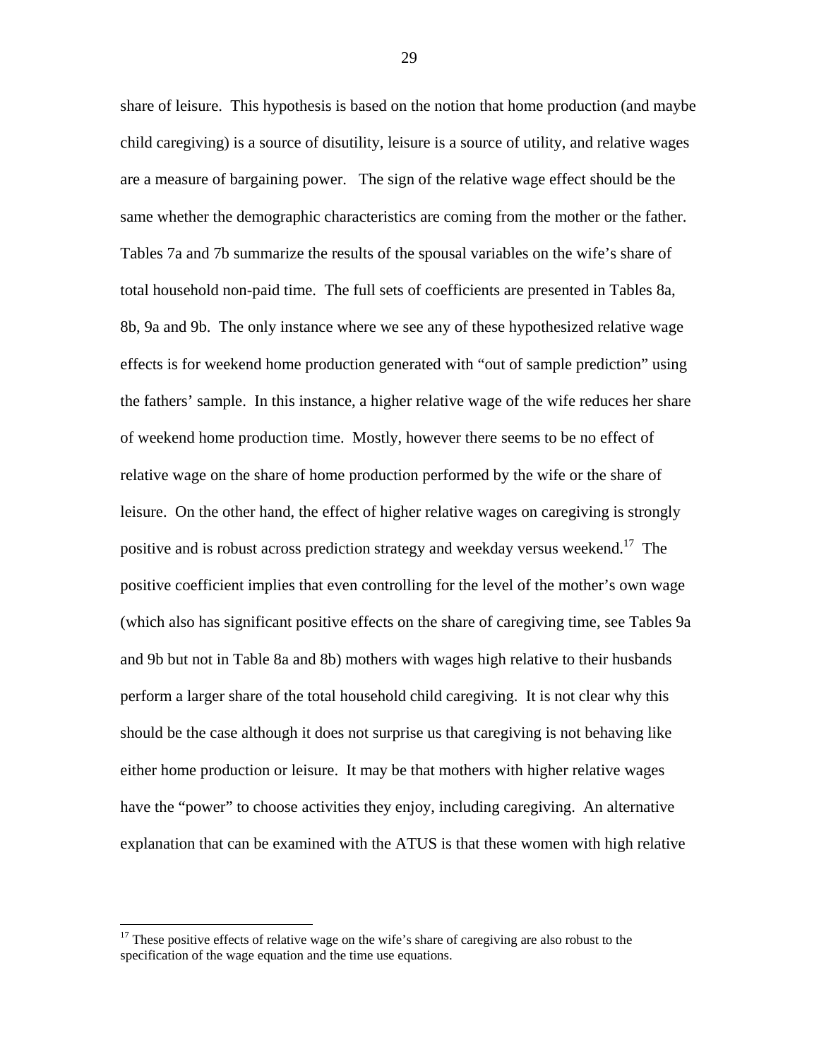share of leisure. This hypothesis is based on the notion that home production (and maybe child caregiving) is a source of disutility, leisure is a source of utility, and relative wages are a measure of bargaining power. The sign of the relative wage effect should be the same whether the demographic characteristics are coming from the mother or the father. Tables 7a and 7b summarize the results of the spousal variables on the wife's share of total household non-paid time. The full sets of coefficients are presented in Tables 8a, 8b, 9a and 9b. The only instance where we see any of these hypothesized relative wage effects is for weekend home production generated with "out of sample prediction" using the fathers' sample. In this instance, a higher relative wage of the wife reduces her share of weekend home production time. Mostly, however there seems to be no effect of relative wage on the share of home production performed by the wife or the share of leisure. On the other hand, the effect of higher relative wages on caregiving is strongly positive and is robust across prediction strategy and weekday versus weekend.[17] The positive coefficient implies that even controlling for the level of the mother's own wage (which also has significant positive effects on the share of caregiving time, see Tables 9a and 9b but not in Table 8a and 8b) mothers with wages high relative to their husbands perform a larger share of the total household child caregiving. It is not clear why this should be the case although it does not surprise us that caregiving is not behaving like either home production or leisure. It may be that mothers with higher relative wages have the "power" to choose activities they enjoy, including caregiving. An alternative explanation that can be examined with the ATUS is that these women with high relative

[17] These positive effects of relative wage on the wife's share of caregiving are also robust to the specification of the wage equation and the time use equations.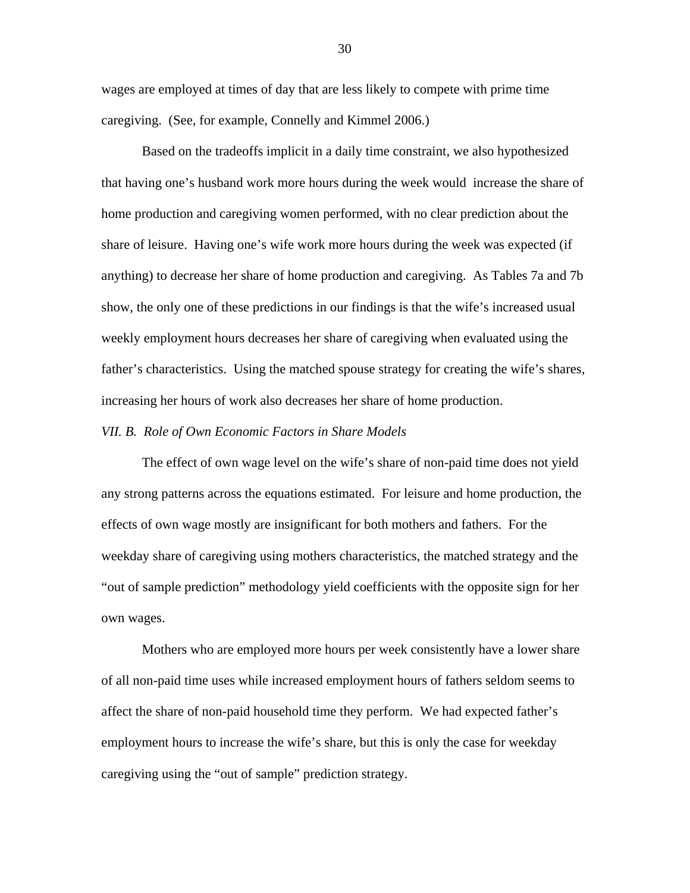wages are employed at times of day that are less likely to compete with prime time caregiving. (See, for example, Connelly and Kimmel 2006.)

Based on the tradeoffs implicit in a daily time constraint, we also hypothesized that having one's husband work more hours during the week would increase the share of home production and caregiving women performed, with no clear prediction about the share of leisure. Having one's wife work more hours during the week was expected (if anything) to decrease her share of home production and caregiving. As Tables 7a and 7b show, the only one of these predictions in our findings is that the wife's increased usual weekly employment hours decreases her share of caregiving when evaluated using the father's characteristics. Using the matched spouse strategy for creating the wife's shares, increasing her hours of work also decreases her share of home production.

*VII. B. Role of Own Economic Factors in Share Models*

The effect of own wage level on the wife's share of non-paid time does not yield any strong patterns across the equations estimated. For leisure and home production, the effects of own wage mostly are insignificant for both mothers and fathers. For the weekday share of caregiving using mothers characteristics, the matched strategy and the "out of sample prediction" methodology yield coefficients with the opposite sign for her own wages.

Mothers who are employed more hours per week consistently have a lower share of all non-paid time uses while increased employment hours of fathers seldom seems to affect the share of non-paid household time they perform. We had expected father's employment hours to increase the wife's share, but this is only the case for weekday caregiving using the "out of sample" prediction strategy.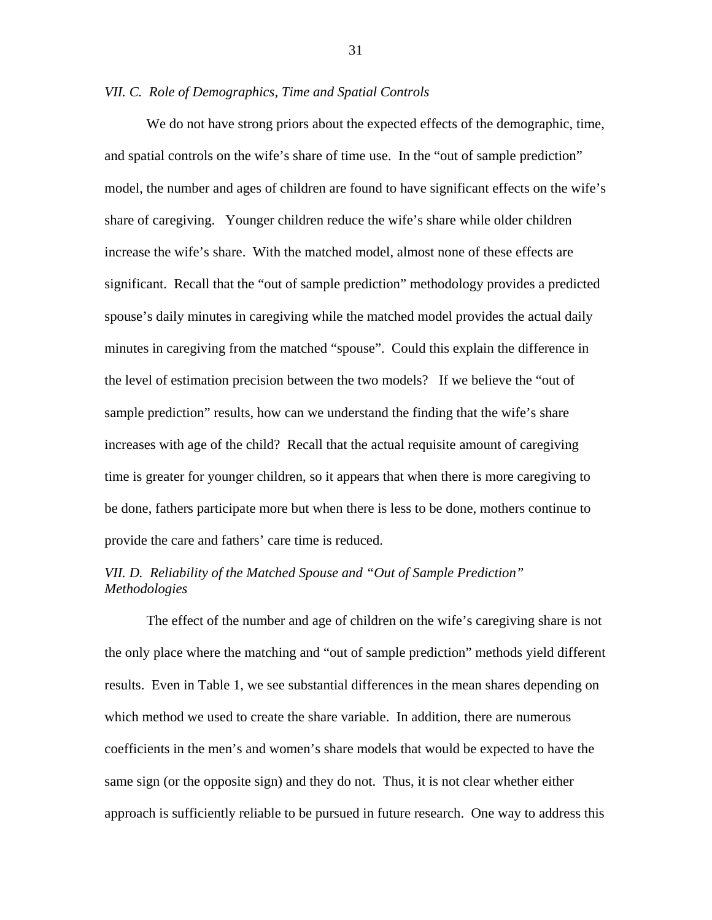*VII. C. Role of Demographics, Time and Spatial Controls*

We do not have strong priors about the expected effects of the demographic, time, and spatial controls on the wife's share of time use. In the "out of sample prediction" model, the number and ages of children are found to have significant effects on the wife's share of caregiving. Younger children reduce the wife's share while older children increase the wife's share. With the matched model, almost none of these effects are significant. Recall that the "out of sample prediction" methodology provides a predicted spouse's daily minutes in caregiving while the matched model provides the actual daily minutes in caregiving from the matched "spouse". Could this explain the difference in the level of estimation precision between the two models? If we believe the "out of sample prediction" results, how can we understand the finding that the wife's share increases with age of the child? Recall that the actual requisite amount of caregiving time is greater for younger children, so it appears that when there is more caregiving to be done, fathers participate more but when there is less to be done, mothers continue to provide the care and fathers' care time is reduced.

*VII. D. Reliability of the Matched Spouse and "Out of Sample Prediction" Methodologies*

The effect of the number and age of children on the wife's caregiving share is not the only place where the matching and "out of sample prediction" methods yield different results. Even in Table 1, we see substantial differences in the mean shares depending on which method we used to create the share variable. In addition, there are numerous coefficients in the men's and women's share models that would be expected to have the same sign (or the opposite sign) and they do not. Thus, it is not clear whether either approach is sufficiently reliable to be pursued in future research. One way to address this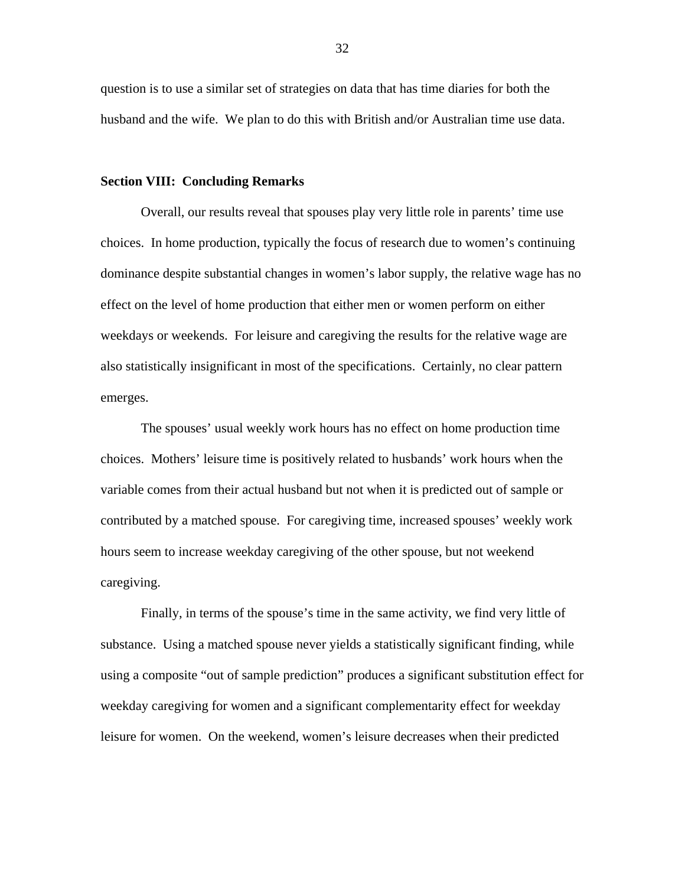question is to use a similar set of strategies on data that has time diaries for both the husband and the wife. We plan to do this with British and/or Australian time use data.

## Section VIII: Concluding Remarks

Overall, our results reveal that spouses play very little role in parents' time use choices. In home production, typically the focus of research due to women's continuing dominance despite substantial changes in women's labor supply, the relative wage has no effect on the level of home production that either men or women perform on either weekdays or weekends. For leisure and caregiving the results for the relative wage are also statistically insignificant in most of the specifications. Certainly, no clear pattern emerges.

The spouses' usual weekly work hours has no effect on home production time choices. Mothers' leisure time is positively related to husbands' work hours when the variable comes from their actual husband but not when it is predicted out of sample or contributed by a matched spouse. For caregiving time, increased spouses' weekly work hours seem to increase weekday caregiving of the other spouse, but not weekend caregiving.

Finally, in terms of the spouse's time in the same activity, we find very little of substance. Using a matched spouse never yields a statistically significant finding, while using a composite "out of sample prediction" produces a significant substitution effect for weekday caregiving for women and a significant complementarity effect for weekday leisure for women. On the weekend, women's leisure decreases when their predicted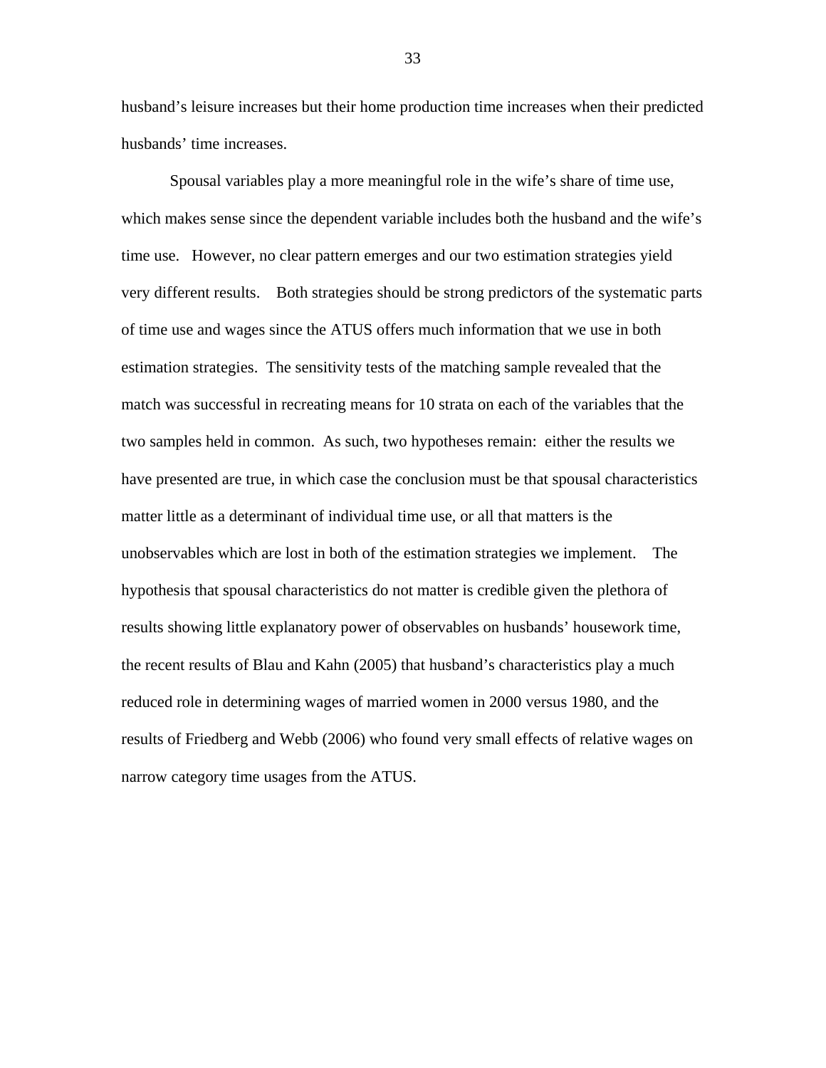husband's leisure increases but their home production time increases when their predicted husbands' time increases.

Spousal variables play a more meaningful role in the wife's share of time use, which makes sense since the dependent variable includes both the husband and the wife's time use. However, no clear pattern emerges and our two estimation strategies yield very different results. Both strategies should be strong predictors of the systematic parts of time use and wages since the ATUS offers much information that we use in both estimation strategies. The sensitivity tests of the matching sample revealed that the match was successful in recreating means for 10 strata on each of the variables that the two samples held in common. As such, two hypotheses remain: either the results we have presented are true, in which case the conclusion must be that spousal characteristics matter little as a determinant of individual time use, or all that matters is the unobservables which are lost in both of the estimation strategies we implement. The hypothesis that spousal characteristics do not matter is credible given the plethora of results showing little explanatory power of observables on husbands' housework time, the recent results of Blau and Kahn (2005) that husband's characteristics play a much reduced role in determining wages of married women in 2000 versus 1980, and the results of Friedberg and Webb (2006) who found very small effects of relative wages on narrow category time usages from the ATUS.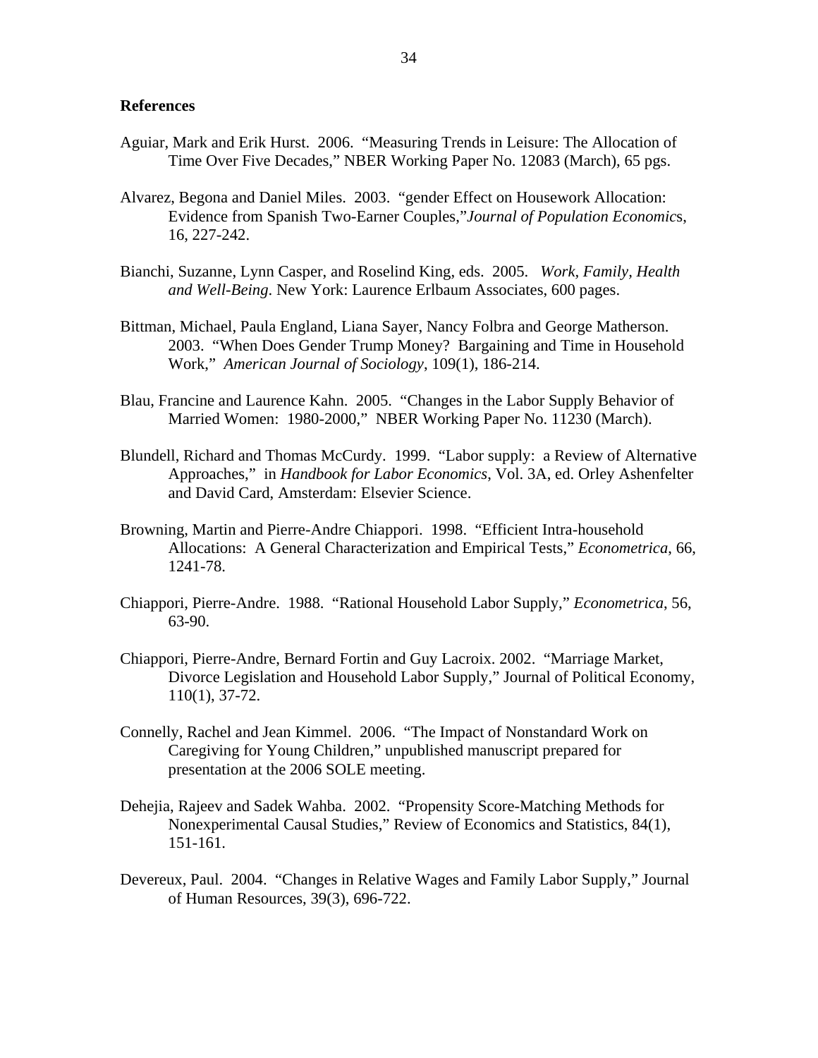**References**

Aguiar, Mark and Erik Hurst. 2006. "Measuring Trends in Leisure: The Allocation of Time Over Five Decades," NBER Working Paper No. 12083 (March), 65 pgs.

Alvarez, Begona and Daniel Miles. 2003. "gender Effect on Housework Allocation: Evidence from Spanish Two-Earner Couples,"*Journal of Population Economic*s, 16, 227-242.

Bianchi, Suzanne, Lynn Casper, and Roselind King, eds. 2005. *Work, Family, Health and Well-Being*. New York: Laurence Erlbaum Associates, 600 pages.

Bittman, Michael, Paula England, Liana Sayer, Nancy Folbra and George Matherson. 2003. "When Does Gender Trump Money? Bargaining and Time in Household Work," *American Journal of Sociology*, 109(1), 186-214.

Blau, Francine and Laurence Kahn. 2005. "Changes in the Labor Supply Behavior of Married Women: 1980-2000," NBER Working Paper No. 11230 (March).

Blundell, Richard and Thomas McCurdy. 1999. "Labor supply: a Review of Alternative Approaches," in *Handbook for Labor Economics*, Vol. 3A, ed. Orley Ashenfelter and David Card, Amsterdam: Elsevier Science.

Browning, Martin and Pierre-Andre Chiappori. 1998. "Efficient Intra-household Allocations: A General Characterization and Empirical Tests," *Econometrica*, 66, 1241-78.

Chiappori, Pierre-Andre. 1988. "Rational Household Labor Supply," *Econometrica*, 56, 63-90.

Chiappori, Pierre-Andre, Bernard Fortin and Guy Lacroix. 2002. "Marriage Market, Divorce Legislation and Household Labor Supply," Journal of Political Economy, 110(1), 37-72.

Connelly, Rachel and Jean Kimmel. 2006. "The Impact of Nonstandard Work on Caregiving for Young Children," unpublished manuscript prepared for presentation at the 2006 SOLE meeting.

Dehejia, Rajeev and Sadek Wahba. 2002. "Propensity Score-Matching Methods for Nonexperimental Causal Studies," Review of Economics and Statistics, 84(1), 151-161.

Devereux, Paul. 2004. "Changes in Relative Wages and Family Labor Supply," Journal of Human Resources, 39(3), 696-722.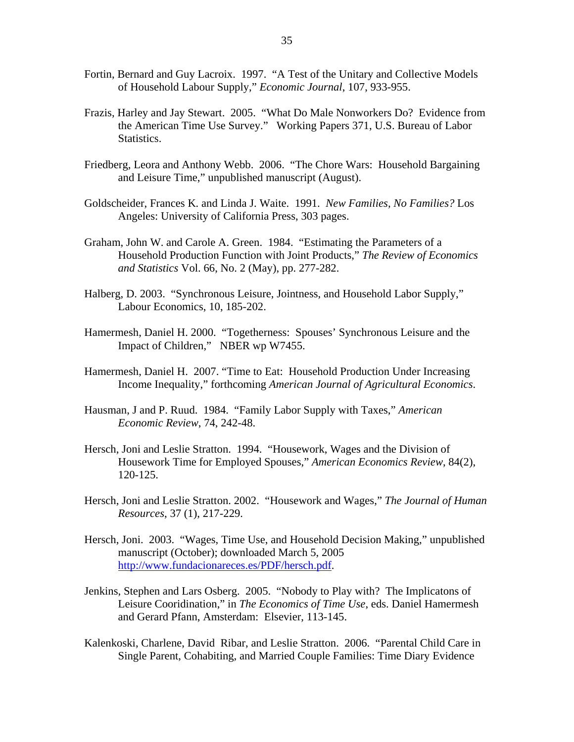Fortin, Bernard and Guy Lacroix. 1997. "A Test of the Unitary and Collective Models of Household Labour Supply," *Economic Journal*, 107, 933-955.

Frazis, Harley and Jay Stewart. 2005. "What Do Male Nonworkers Do? Evidence from the American Time Use Survey." Working Papers 371, U.S. Bureau of Labor Statistics.

Friedberg, Leora and Anthony Webb. 2006. "The Chore Wars: Household Bargaining and Leisure Time," unpublished manuscript (August).

Goldscheider, Frances K. and Linda J. Waite. 1991. *New Families, No Families?* Los Angeles: University of California Press, 303 pages.

Graham, John W. and Carole A. Green. 1984. "Estimating the Parameters of a Household Production Function with Joint Products," *The Review of Economics and Statistics* Vol. 66, No. 2 (May), pp. 277-282.

Halberg, D. 2003. "Synchronous Leisure, Jointness, and Household Labor Supply," Labour Economics, 10, 185-202.

Hamermesh, Daniel H. 2000. "Togetherness: Spouses' Synchronous Leisure and the Impact of Children," NBER wp W7455.

Hamermesh, Daniel H. 2007. "Time to Eat: Household Production Under Increasing Income Inequality," forthcoming *American Journal of Agricultural Economics*.

Hausman, J and P. Ruud. 1984. "Family Labor Supply with Taxes," *American Economic Review*, 74, 242-48.

Hersch, Joni and Leslie Stratton. 1994. "Housework, Wages and the Division of Housework Time for Employed Spouses," *American Economics Review*, 84(2), 120-125.

Hersch, Joni and Leslie Stratton. 2002. "Housework and Wages," *The Journal of Human Resources*, 37 (1), 217-229.

Hersch, Joni. 2003. "Wages, Time Use, and Household Decision Making," unpublished manuscript (October); downloaded March 5, 2005 http://www.fundacionareces.es/PDF/hersch.pdf.

Jenkins, Stephen and Lars Osberg. 2005. "Nobody to Play with? The Implicatons of Leisure Cooridination," in *The Economics of Time Use*, eds. Daniel Hamermesh and Gerard Pfann, Amsterdam: Elsevier, 113-145.

Kalenkoski, Charlene, David Ribar, and Leslie Stratton. 2006. "Parental Child Care in Single Parent, Cohabiting, and Married Couple Families: Time Diary Evidence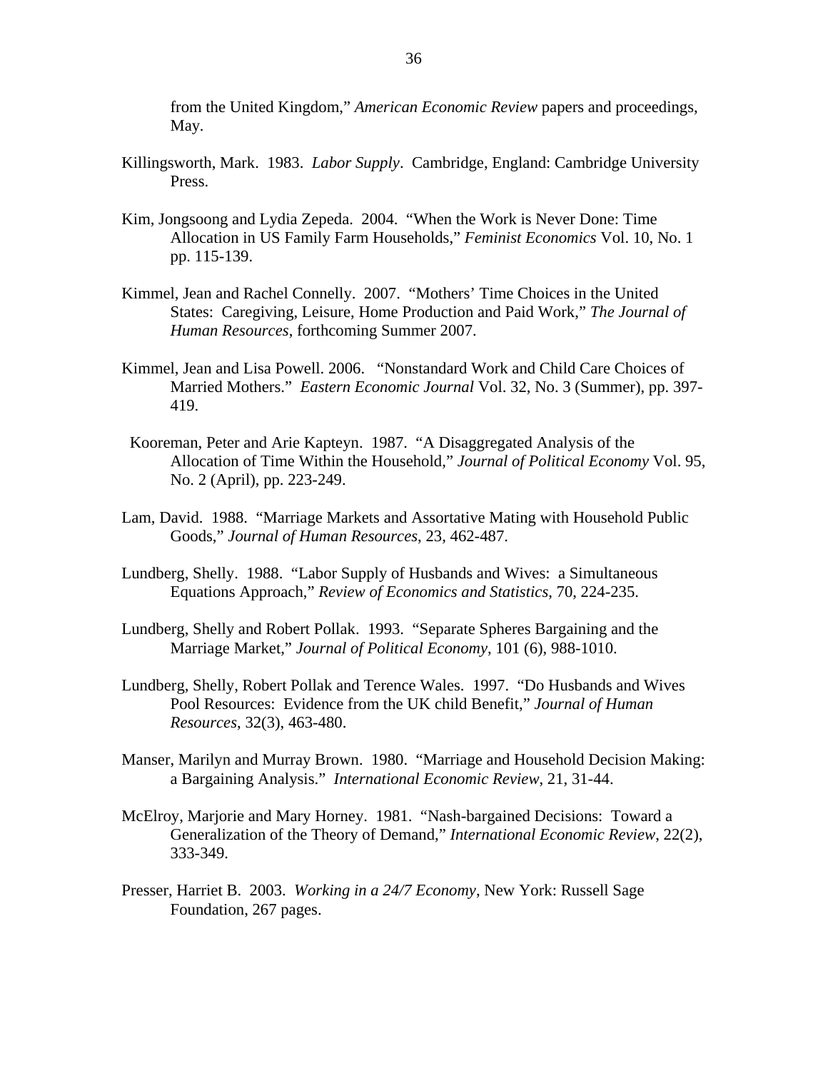from the United Kingdom," *American Economic Review* papers and proceedings, May.

Killingsworth, Mark. 1983. *Labor Supply*. Cambridge, England: Cambridge University Press.

Kim, Jongsoong and Lydia Zepeda. 2004. "When the Work is Never Done: Time Allocation in US Family Farm Households," *Feminist Economics* Vol. 10, No. 1 pp. 115-139.

Kimmel, Jean and Rachel Connelly. 2007. "Mothers' Time Choices in the United States: Caregiving, Leisure, Home Production and Paid Work," *The Journal of Human Resources*, forthcoming Summer 2007.

Kimmel, Jean and Lisa Powell. 2006. "Nonstandard Work and Child Care Choices of Married Mothers." *Eastern Economic Journal* Vol. 32, No. 3 (Summer), pp. 397-419.

Kooreman, Peter and Arie Kapteyn. 1987. "A Disaggregated Analysis of the Allocation of Time Within the Household," *Journal of Political Economy* Vol. 95, No. 2 (April), pp. 223-249.

Lam, David. 1988. "Marriage Markets and Assortative Mating with Household Public Goods," *Journal of Human Resources*, 23, 462-487.

Lundberg, Shelly. 1988. "Labor Supply of Husbands and Wives: a Simultaneous Equations Approach," *Review of Economics and Statistics*, 70, 224-235.

Lundberg, Shelly and Robert Pollak. 1993. "Separate Spheres Bargaining and the Marriage Market," *Journal of Political Economy*, 101 (6), 988-1010.

Lundberg, Shelly, Robert Pollak and Terence Wales. 1997. "Do Husbands and Wives Pool Resources: Evidence from the UK child Benefit," *Journal of Human Resources*, 32(3), 463-480.

Manser, Marilyn and Murray Brown. 1980. "Marriage and Household Decision Making: a Bargaining Analysis." *International Economic Review*, 21, 31-44.

McElroy, Marjorie and Mary Horney. 1981. "Nash-bargained Decisions: Toward a Generalization of the Theory of Demand," *International Economic Review*, 22(2), 333-349.

Presser, Harriet B. 2003. *Working in a 24/7 Economy*, New York: Russell Sage Foundation, 267 pages.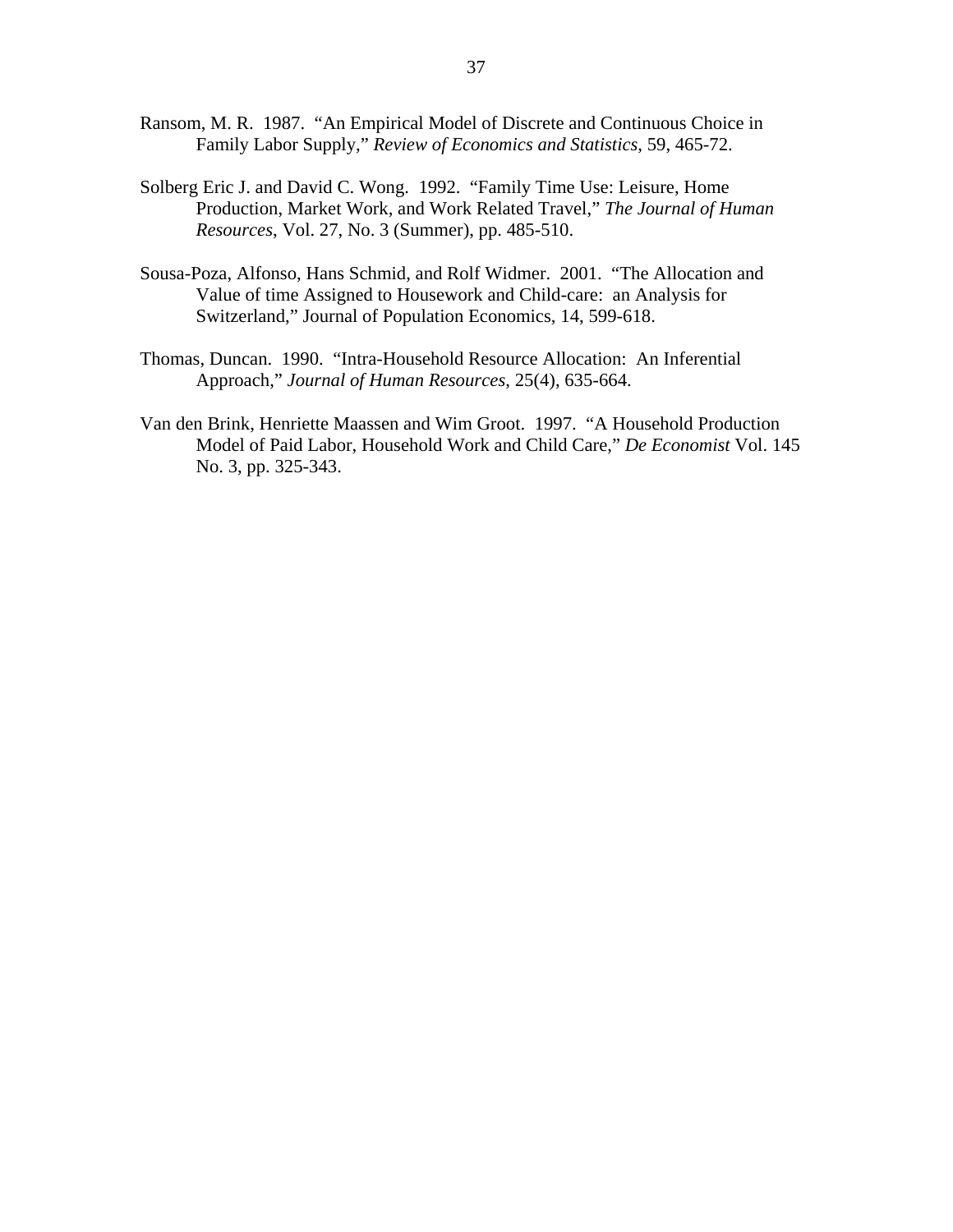Ransom, M. R. 1987. "An Empirical Model of Discrete and Continuous Choice in Family Labor Supply," *Review of Economics and Statistics*, 59, 465-72.

Solberg Eric J. and David C. Wong. 1992. "Family Time Use: Leisure, Home Production, Market Work, and Work Related Travel," *The Journal of Human Resources*, Vol. 27, No. 3 (Summer), pp. 485-510.

Sousa-Poza, Alfonso, Hans Schmid, and Rolf Widmer. 2001. "The Allocation and Value of time Assigned to Housework and Child-care: an Analysis for Switzerland," Journal of Population Economics, 14, 599-618.

Thomas, Duncan. 1990. "Intra-Household Resource Allocation: An Inferential Approach," *Journal of Human Resources*, 25(4), 635-664.

Van den Brink, Henriette Maassen and Wim Groot. 1997. "A Household Production Model of Paid Labor, Household Work and Child Care," *De Economist* Vol. 145 No. 3, pp. 325-343.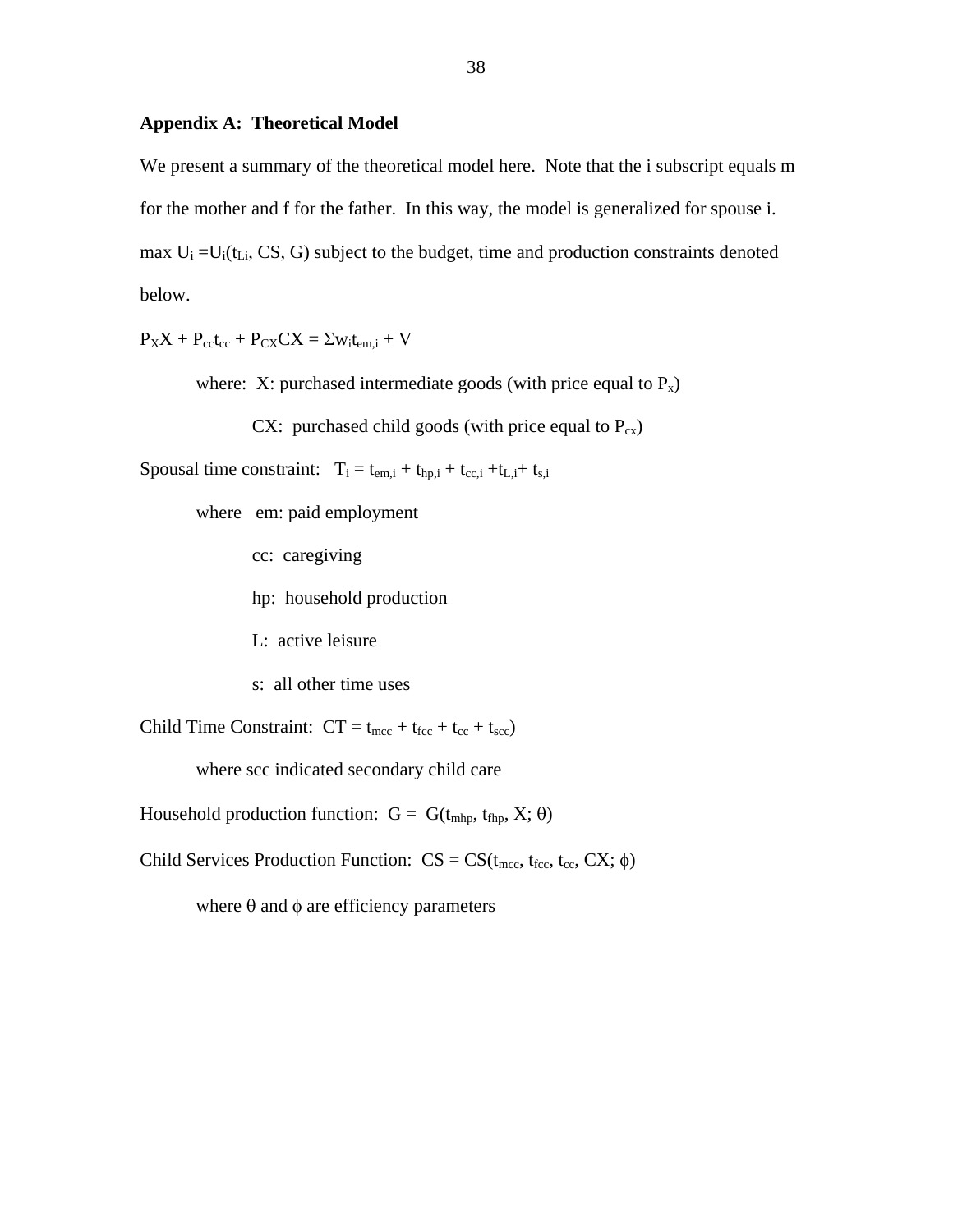**Appendix A: Theoretical Model**

We present a summary of the theoretical model here. Note that the i subscript equals m for the mother and f for the father. In this way, the model is generalized for spouse i.

max $U_i = U_i(t_{Li}, CS, G)$ subject to the budget, time and production constraints denoted below.

$P_X X + P_{cc}t_{cc} + P_{CX}CX = \Sigma w_i t_{em,i} + V$

where: X: purchased intermediate goods (with price equal to $P_x$)

CX: purchased child goods (with price equal to $P_{cx}$)

Spousal time constraint: $T_i = t_{em,i} + t_{hp,i} + t_{cc,i} + t_{L,i} + t_{s,i}$

where em: paid employment

cc: caregiving

hp: household production

L: active leisure

s: all other time uses

Child Time Constraint: $CT = t_{mcc} + t_{fcc} + t_{cc} + t_{scc})$

where scc indicated secondary child care

Household production function: $G = G(t_{mhp}, t_{fhp}, X; \theta)$

Child Services Production Function: $CS = CS(t_{mcc}, t_{fcc}, t_{cc}, CX; \phi)$

where $\theta$ and $\phi$ are efficiency parameters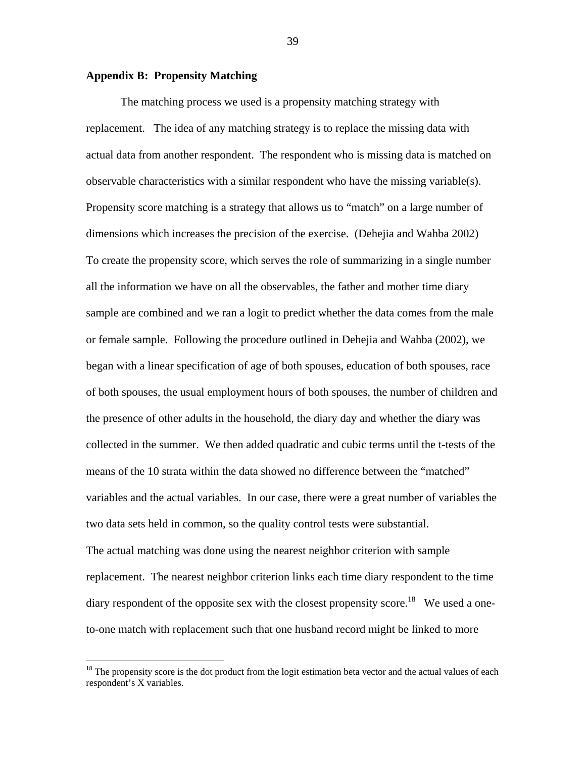**Appendix B: Propensity Matching**

The matching process we used is a propensity matching strategy with replacement. The idea of any matching strategy is to replace the missing data with actual data from another respondent. The respondent who is missing data is matched on observable characteristics with a similar respondent who have the missing variable(s). Propensity score matching is a strategy that allows us to "match" on a large number of dimensions which increases the precision of the exercise. (Dehejia and Wahba 2002) To create the propensity score, which serves the role of summarizing in a single number all the information we have on all the observables, the father and mother time diary sample are combined and we ran a logit to predict whether the data comes from the male or female sample. Following the procedure outlined in Dehejia and Wahba (2002), we began with a linear specification of age of both spouses, education of both spouses, race of both spouses, the usual employment hours of both spouses, the number of children and the presence of other adults in the household, the diary day and whether the diary was collected in the summer. We then added quadratic and cubic terms until the t-tests of the means of the 10 strata within the data showed no difference between the "matched" variables and the actual variables. In our case, there were a great number of variables the two data sets held in common, so the quality control tests were substantial.

The actual matching was done using the nearest neighbor criterion with sample replacement. The nearest neighbor criterion links each time diary respondent to the time diary respondent of the opposite sex with the closest propensity score.[18] We used a one-to-one match with replacement such that one husband record might be linked to more

---

[18] The propensity score is the dot product from the logit estimation beta vector and the actual values of each respondent's X variables.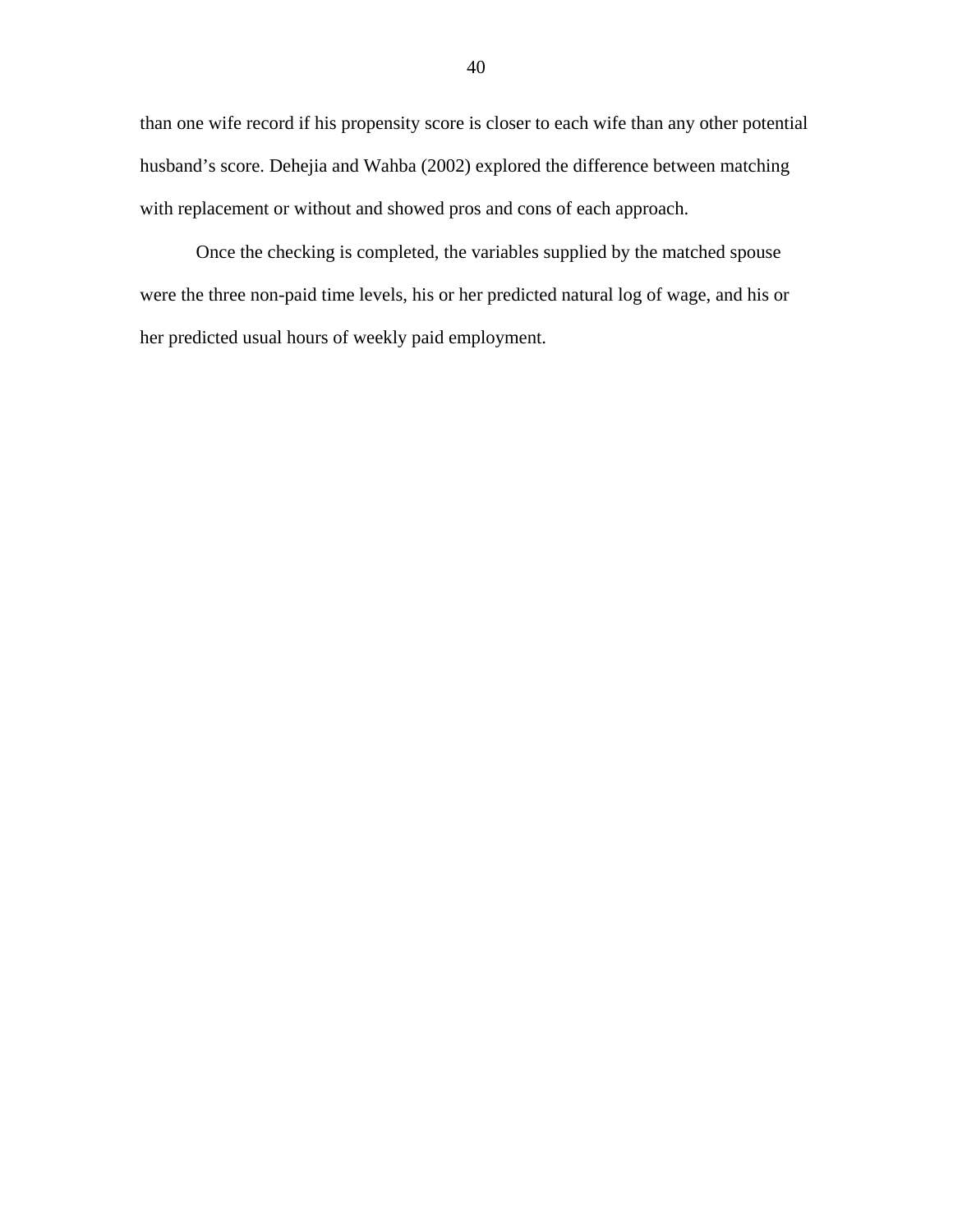than one wife record if his propensity score is closer to each wife than any other potential husband's score. Dehejia and Wahba (2002) explored the difference between matching with replacement or without and showed pros and cons of each approach.

Once the checking is completed, the variables supplied by the matched spouse were the three non-paid time levels, his or her predicted natural log of wage, and his or her predicted usual hours of weekly paid employment.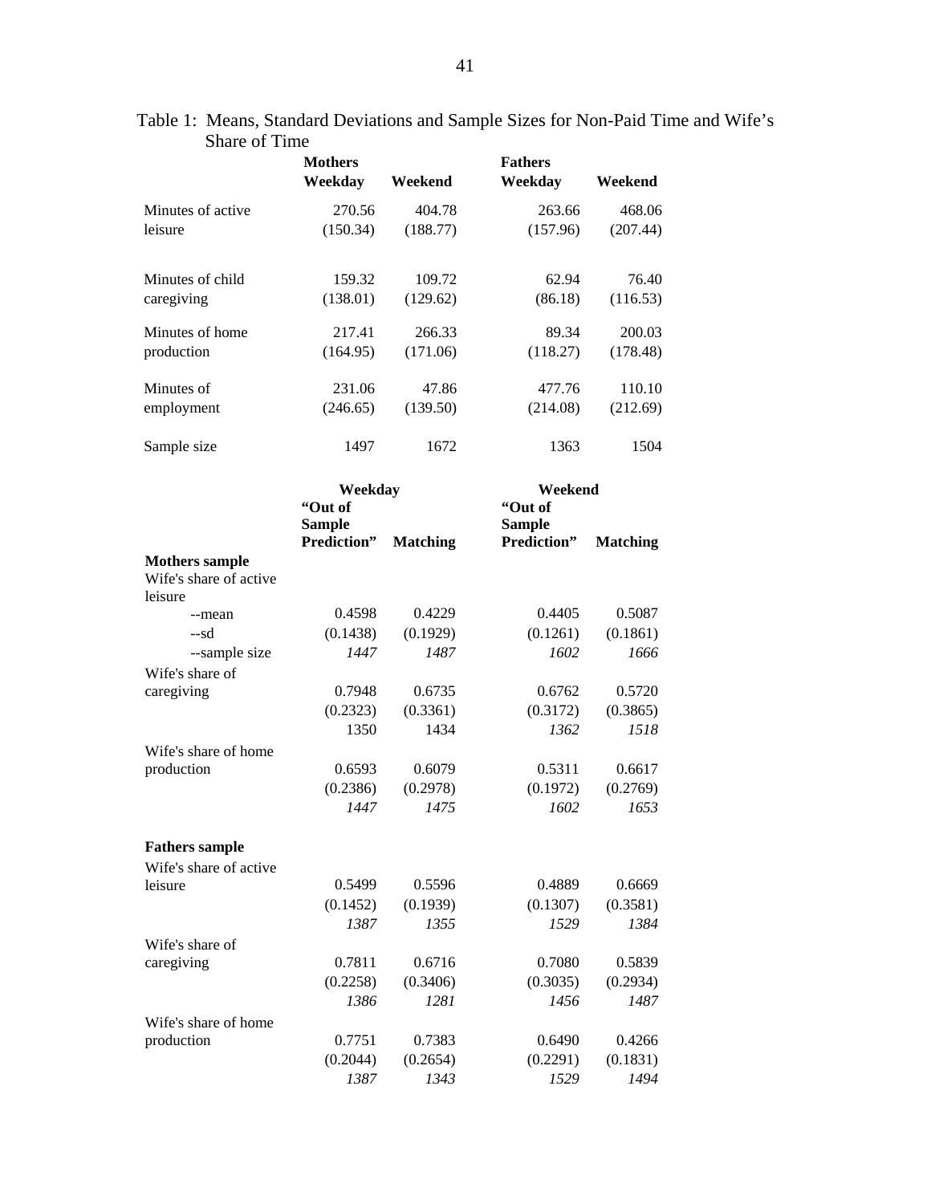Table 1: Means, Standard Deviations and Sample Sizes for Non-Paid Time and Wife's Share of Time

| | **Mothers** | | **Fathers** | |
|---|---|---|---|---|
| | **Weekday** | **Weekend** | **Weekday** | **Weekend** |
| Minutes of active leisure | 270.56 | 404.78 | 263.66 | 468.06 |
| | (150.34) | (188.77) | (157.96) | (207.44) |
| Minutes of child caregiving | 159.32 | 109.72 | 62.94 | 76.40 |
| | (138.01) | (129.62) | (86.18) | (116.53) |
| Minutes of home production | 217.41 | 266.33 | 89.34 | 200.03 |
| | (164.95) | (171.06) | (118.27) | (178.48) |
| Minutes of employment | 231.06 | 47.86 | 477.76 | 110.10 |
| | (246.65) | (139.50) | (214.08) | (212.69) |
| Sample size | 1497 | 1672 | 1363 | 1504 |

| | **Weekday** | | **Weekend** | |
|---|---|---|---|---|
| | **"Out of Sample Prediction"** | **Matching** | **"Out of Sample Prediction"** | **Matching** |
| **Mothers sample** | | | | |
| Wife's share of active leisure | | | | |
| --mean | 0.4598 | 0.4229 | 0.4405 | 0.5087 |
| --sd | (0.1438) | (0.1929) | (0.1261) | (0.1861) |
| --sample size | *1447* | *1487* | *1602* | *1666* |
| Wife's share of caregiving | 0.7948 | 0.6735 | 0.6762 | 0.5720 |
| | (0.2323) | (0.3361) | (0.3172) | (0.3865) |
| | 1350 | 1434 | *1362* | *1518* |
| Wife's share of home production | 0.6593 | 0.6079 | 0.5311 | 0.6617 |
| | (0.2386) | (0.2978) | (0.1972) | (0.2769) |
| | *1447* | *1475* | *1602* | *1653* |
| **Fathers sample** | | | | |
| Wife's share of active leisure | 0.5499 | 0.5596 | 0.4889 | 0.6669 |
| | (0.1452) | (0.1939) | (0.1307) | (0.3581) |
| | *1387* | *1355* | *1529* | *1384* |
| Wife's share of caregiving | 0.7811 | 0.6716 | 0.7080 | 0.5839 |
| | (0.2258) | (0.3406) | (0.3035) | (0.2934) |
| | *1386* | *1281* | *1456* | *1487* |
| Wife's share of home production | 0.7751 | 0.7383 | 0.6490 | 0.4266 |
| | (0.2044) | (0.2654) | (0.2291) | (0.1831) |
| | *1387* | *1343* | *1529* | *1494* |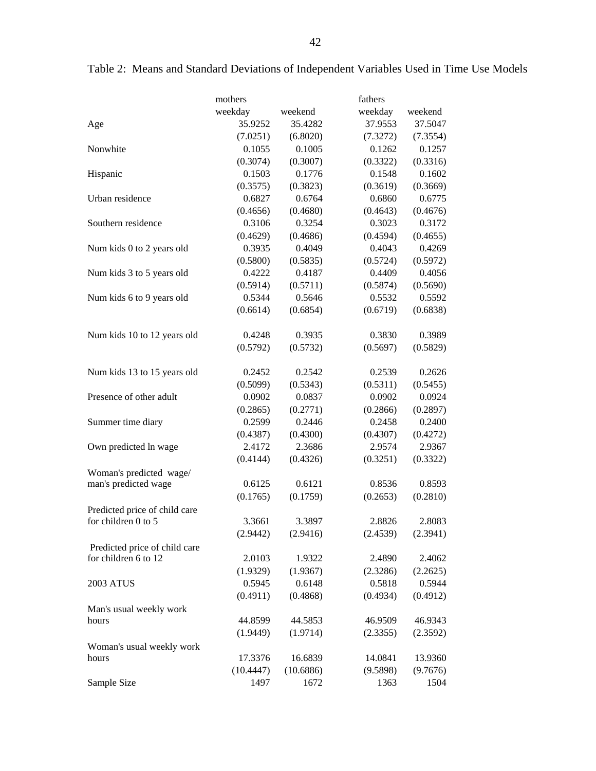Table 2: Means and Standard Deviations of Independent Variables Used in Time Use Models

| | mothers | | fathers | |
|---|---|---|---|---|
| | weekday | weekend | weekday | weekend |
| Age | 35.9252 | 35.4282 | 37.9553 | 37.5047 |
| | (7.0251) | (6.8020) | (7.3272) | (7.3554) |
| Nonwhite | 0.1055 | 0.1005 | 0.1262 | 0.1257 |
| | (0.3074) | (0.3007) | (0.3322) | (0.3316) |
| Hispanic | 0.1503 | 0.1776 | 0.1548 | 0.1602 |
| | (0.3575) | (0.3823) | (0.3619) | (0.3669) |
| Urban residence | 0.6827 | 0.6764 | 0.6860 | 0.6775 |
| | (0.4656) | (0.4680) | (0.4643) | (0.4676) |
| Southern residence | 0.3106 | 0.3254 | 0.3023 | 0.3172 |
| | (0.4629) | (0.4686) | (0.4594) | (0.4655) |
| Num kids 0 to 2 years old | 0.3935 | 0.4049 | 0.4043 | 0.4269 |
| | (0.5800) | (0.5835) | (0.5724) | (0.5972) |
| Num kids 3 to 5 years old | 0.4222 | 0.4187 | 0.4409 | 0.4056 |
| | (0.5914) | (0.5711) | (0.5874) | (0.5690) |
| Num kids 6 to 9 years old | 0.5344 | 0.5646 | 0.5532 | 0.5592 |
| | (0.6614) | (0.6854) | (0.6719) | (0.6838) |
| Num kids 10 to 12 years old | 0.4248 | 0.3935 | 0.3830 | 0.3989 |
| | (0.5792) | (0.5732) | (0.5697) | (0.5829) |
| Num kids 13 to 15 years old | 0.2452 | 0.2542 | 0.2539 | 0.2626 |
| | (0.5099) | (0.5343) | (0.5311) | (0.5455) |
| Presence of other adult | 0.0902 | 0.0837 | 0.0902 | 0.0924 |
| | (0.2865) | (0.2771) | (0.2866) | (0.2897) |
| Summer time diary | 0.2599 | 0.2446 | 0.2458 | 0.2400 |
| | (0.4387) | (0.4300) | (0.4307) | (0.4272) |
| Own predicted ln wage | 2.4172 | 2.3686 | 2.9574 | 2.9367 |
| | (0.4144) | (0.4326) | (0.3251) | (0.3322) |
| Woman's predicted wage/ man's predicted wage | 0.6125 | 0.6121 | 0.8536 | 0.8593 |
| | (0.1765) | (0.1759) | (0.2653) | (0.2810) |
| Predicted price of child care for children 0 to 5 | 3.3661 | 3.3897 | 2.8826 | 2.8083 |
| | (2.9442) | (2.9416) | (2.4539) | (2.3941) |
| Predicted price of child care for children 6 to 12 | 2.0103 | 1.9322 | 2.4890 | 2.4062 |
| | (1.9329) | (1.9367) | (2.3286) | (2.2625) |
| 2003 ATUS | 0.5945 | 0.6148 | 0.5818 | 0.5944 |
| | (0.4911) | (0.4868) | (0.4934) | (0.4912) |
| Man's usual weekly work hours | 44.8599 | 44.5853 | 46.9509 | 46.9343 |
| | (1.9449) | (1.9714) | (2.3355) | (2.3592) |
| Woman's usual weekly work hours | 17.3376 | 16.6839 | 14.0841 | 13.9360 |
| | (10.4447) | (10.6886) | (9.5898) | (9.7676) |
| Sample Size | 1497 | 1672 | 1363 | 1504 |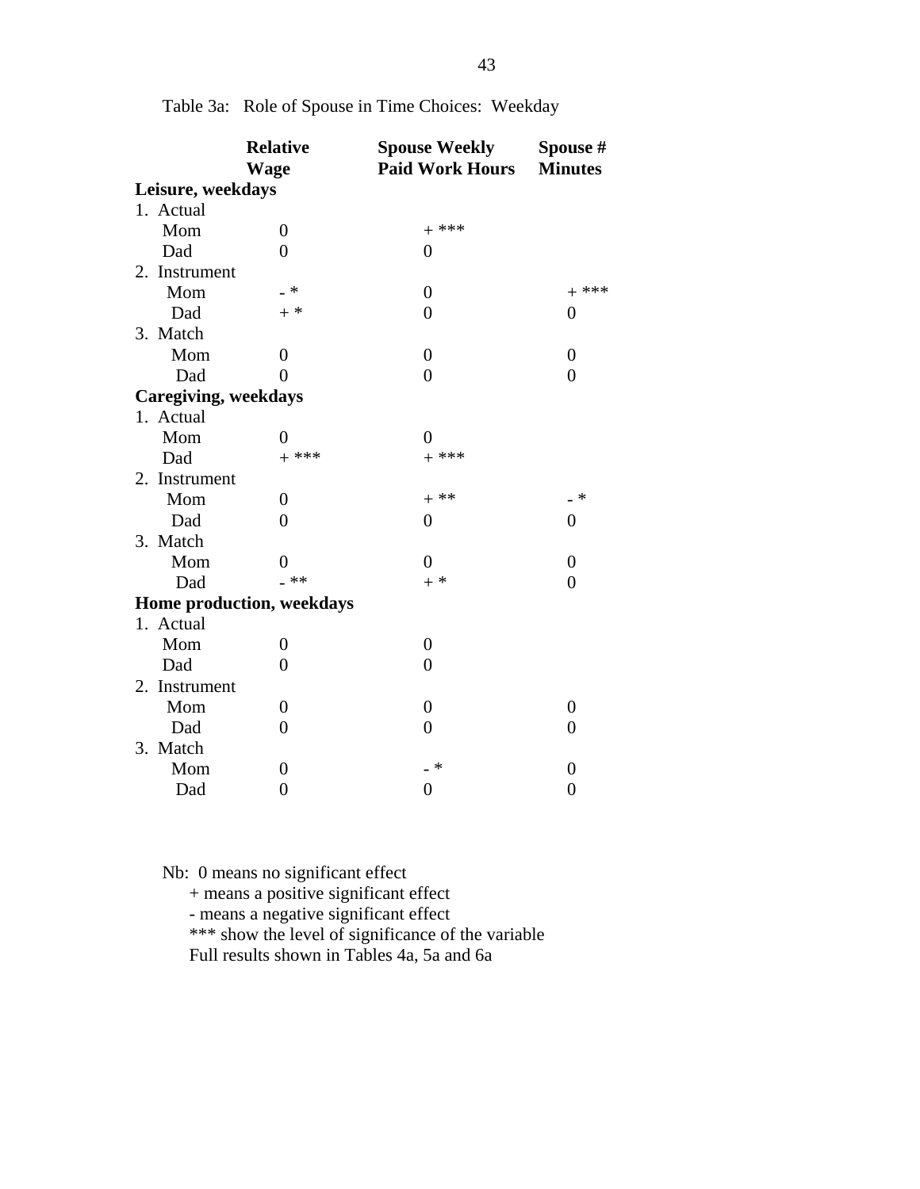Table 3a: Role of Spouse in Time Choices: Weekday

| | Relative Wage | Spouse Weekly Paid Work Hours | Spouse # Minutes |
|---|---|---|---|
| **Leisure, weekdays** | | | |
| 1. Actual | | | |
| Mom | 0 | + *** | |
| Dad | 0 | 0 | |
| 2. Instrument | | | |
| Mom | - * | 0 | + *** |
| Dad | + * | 0 | 0 |
| 3. Match | | | |
| Mom | 0 | 0 | 0 |
| Dad | 0 | 0 | 0 |
| **Caregiving, weekdays** | | | |
| 1. Actual | | | |
| Mom | 0 | 0 | |
| Dad | + *** | + *** | |
| 2. Instrument | | | |
| Mom | 0 | + ** | - * |
| Dad | 0 | 0 | 0 |
| 3. Match | | | |
| Mom | 0 | 0 | 0 |
| Dad | - ** | + * | 0 |
| **Home production, weekdays** | | | |
| 1. Actual | | | |
| Mom | 0 | 0 | |
| Dad | 0 | 0 | |
| 2. Instrument | | | |
| Mom | 0 | 0 | 0 |
| Dad | 0 | 0 | 0 |
| 3. Match | | | |
| Mom | 0 | - * | 0 |
| Dad | 0 | 0 | 0 |

Nb: 0 means no significant effect
+ means a positive significant effect
- means a negative significant effect
*** show the level of significance of the variable
Full results shown in Tables 4a, 5a and 6a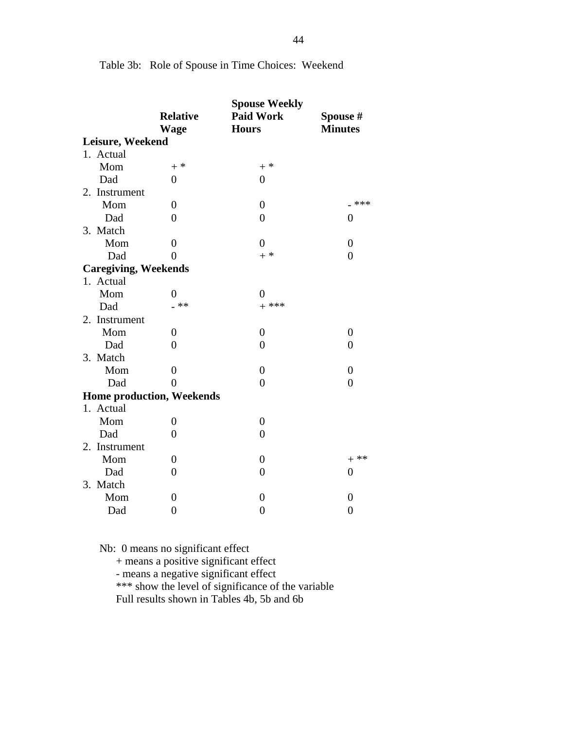Table 3b: Role of Spouse in Time Choices: Weekend

| | Relative Wage | Spouse Weekly Paid Work Hours | Spouse # Minutes |
|---|---|---|---|
| **Leisure, Weekend** | | | |
| 1. Actual | | | |
| Mom | + * | + * | |
| Dad | 0 | 0 | |
| 2. Instrument | | | |
| Mom | 0 | 0 | - *** |
| Dad | 0 | 0 | 0 |
| 3. Match | | | |
| Mom | 0 | 0 | 0 |
| Dad | 0 | + * | 0 |
| **Caregiving, Weekends** | | | |
| 1. Actual | | | |
| Mom | 0 | 0 | |
| Dad | - ** | + *** | |
| 2. Instrument | | | |
| Mom | 0 | 0 | 0 |
| Dad | 0 | 0 | 0 |
| 3. Match | | | |
| Mom | 0 | 0 | 0 |
| Dad | 0 | 0 | 0 |
| **Home production, Weekends** | | | |
| 1. Actual | | | |
| Mom | 0 | 0 | |
| Dad | 0 | 0 | |
| 2. Instrument | | | |
| Mom | 0 | 0 | + ** |
| Dad | 0 | 0 | 0 |
| 3. Match | | | |
| Mom | 0 | 0 | 0 |
| Dad | 0 | 0 | 0 |

Nb: 0 means no significant effect
+ means a positive significant effect
- means a negative significant effect
*** show the level of significance of the variable
Full results shown in Tables 4b, 5b and 6b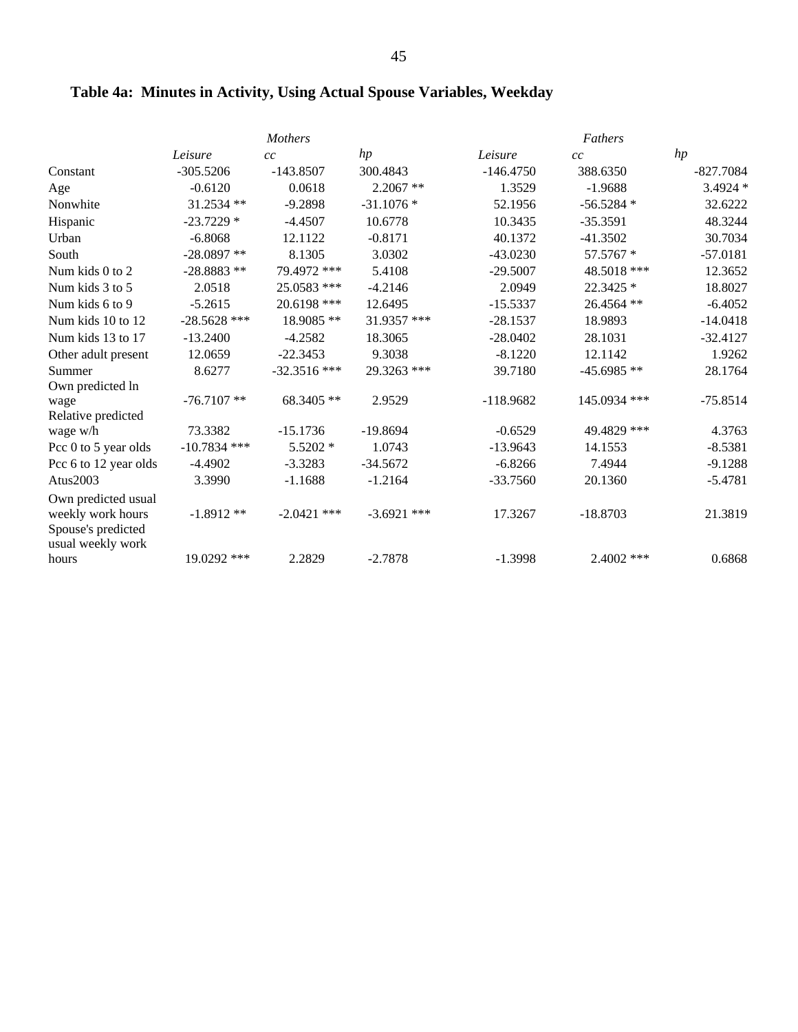**Table 4a: Minutes in Activity, Using Actual Spouse Variables, Weekday**

| | *Mothers* | | | *Fathers* | | |
|---|---|---|---|---|---|---|
| | *Leisure* | *cc* | *hp* | *Leisure* | *cc* | *hp* |
| Constant | -305.5206 | -143.8507 | 300.4843 | -146.4750 | 388.6350 | -827.7084 |
| Age | -0.6120 | 0.0618 | 2.2067 ** | 1.3529 | -1.9688 | 3.4924 * |
| Nonwhite | 31.2534 ** | -9.2898 | -31.1076 * | 52.1956 | -56.5284 * | 32.6222 |
| Hispanic | -23.7229 * | -4.4507 | 10.6778 | 10.3435 | -35.3591 | 48.3244 |
| Urban | -6.8068 | 12.1122 | -0.8171 | 40.1372 | -41.3502 | 30.7034 |
| South | -28.0897 ** | 8.1305 | 3.0302 | -43.0230 | 57.5767 * | -57.0181 |
| Num kids 0 to 2 | -28.8883 ** | 79.4972 *** | 5.4108 | -29.5007 | 48.5018 *** | 12.3652 |
| Num kids 3 to 5 | 2.0518 | 25.0583 *** | -4.2146 | 2.0949 | 22.3425 * | 18.8027 |
| Num kids 6 to 9 | -5.2615 | 20.6198 *** | 12.6495 | -15.5337 | 26.4564 ** | -6.4052 |
| Num kids 10 to 12 | -28.5628 *** | 18.9085 ** | 31.9357 *** | -28.1537 | 18.9893 | -14.0418 |
| Num kids 13 to 17 | -13.2400 | -4.2582 | 18.3065 | -28.0402 | 28.1031 | -32.4127 |
| Other adult present | 12.0659 | -22.3453 | 9.3038 | -8.1220 | 12.1142 | 1.9262 |
| Summer | 8.6277 | -32.3516 *** | 29.3263 *** | 39.7180 | -45.6985 ** | 28.1764 |
| Own predicted ln wage | -76.7107 ** | 68.3405 ** | 2.9529 | -118.9682 | 145.0934 *** | -75.8514 |
| Relative predicted wage w/h | 73.3382 | -15.1736 | -19.8694 | -0.6529 | 49.4829 *** | 4.3763 |
| Pcc 0 to 5 year olds | -10.7834 *** | 5.5202 * | 1.0743 | -13.9643 | 14.1553 | -8.5381 |
| Pcc 6 to 12 year olds | -4.4902 | -3.3283 | -34.5672 | -6.8266 | 7.4944 | -9.1288 |
| Atus2003 | 3.3990 | -1.1688 | -1.2164 | -33.7560 | 20.1360 | -5.4781 |
| Own predicted usual weekly work hours | -1.8912 ** | -2.0421 *** | -3.6921 *** | 17.3267 | -18.8703 | 21.3819 |
| Spouse's predicted usual weekly work hours | 19.0292 *** | 2.2829 | -2.7878 | -1.3998 | 2.4002 *** | 0.6868 |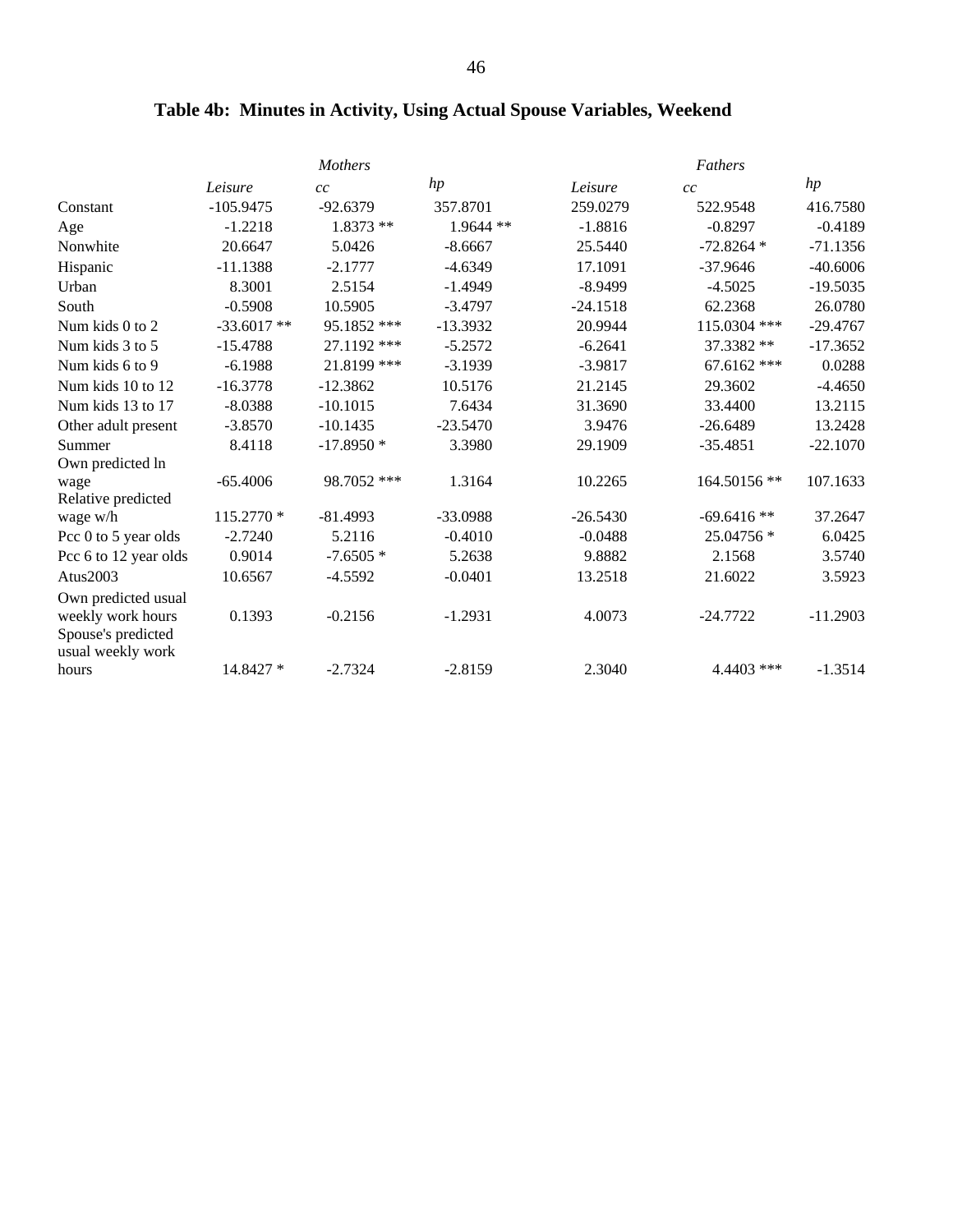# Table 4b: Minutes in Activity, Using Actual Spouse Variables, Weekend

| | *Mothers* | | | *Fathers* | | |
|---|---|---|---|---|---|---|
| | *Leisure* | *cc* | *hp* | *Leisure* | *cc* | *hp* |
| Constant | -105.9475 | -92.6379 | 357.8701 | 259.0279 | 522.9548 | 416.7580 |
| Age | -1.2218 | 1.8373 ** | 1.9644 ** | -1.8816 | -0.8297 | -0.4189 |
| Nonwhite | 20.6647 | 5.0426 | -8.6667 | 25.5440 | -72.8264 * | -71.1356 |
| Hispanic | -11.1388 | -2.1777 | -4.6349 | 17.1091 | -37.9646 | -40.6006 |
| Urban | 8.3001 | 2.5154 | -1.4949 | -8.9499 | -4.5025 | -19.5035 |
| South | -0.5908 | 10.5905 | -3.4797 | -24.1518 | 62.2368 | 26.0780 |
| Num kids 0 to 2 | -33.6017 ** | 95.1852 *** | -13.3932 | 20.9944 | 115.0304 *** | -29.4767 |
| Num kids 3 to 5 | -15.4788 | 27.1192 *** | -5.2572 | -6.2641 | 37.3382 ** | -17.3652 |
| Num kids 6 to 9 | -6.1988 | 21.8199 *** | -3.1939 | -3.9817 | 67.6162 *** | 0.0288 |
| Num kids 10 to 12 | -16.3778 | -12.3862 | 10.5176 | 21.2145 | 29.3602 | -4.4650 |
| Num kids 13 to 17 | -8.0388 | -10.1015 | 7.6434 | 31.3690 | 33.4400 | 13.2115 |
| Other adult present | -3.8570 | -10.1435 | -23.5470 | 3.9476 | -26.6489 | 13.2428 |
| Summer | 8.4118 | -17.8950 * | 3.3980 | 29.1909 | -35.4851 | -22.1070 |
| Own predicted ln wage | -65.4006 | 98.7052 *** | 1.3164 | 10.2265 | 164.50156 ** | 107.1633 |
| Relative predicted wage w/h | 115.2770 * | -81.4993 | -33.0988 | -26.5430 | -69.6416 ** | 37.2647 |
| Pcc 0 to 5 year olds | -2.7240 | 5.2116 | -0.4010 | -0.0488 | 25.04756 * | 6.0425 |
| Pcc 6 to 12 year olds | 0.9014 | -7.6505 * | 5.2638 | 9.8882 | 2.1568 | 3.5740 |
| Atus2003 | 10.6567 | -4.5592 | -0.0401 | 13.2518 | 21.6022 | 3.5923 |
| Own predicted usual weekly work hours | 0.1393 | -0.2156 | -1.2931 | 4.0073 | -24.7722 | -11.2903 |
| Spouse's predicted usual weekly work hours | 14.8427 * | -2.7324 | -2.8159 | 2.3040 | 4.4403 *** | -1.3514 |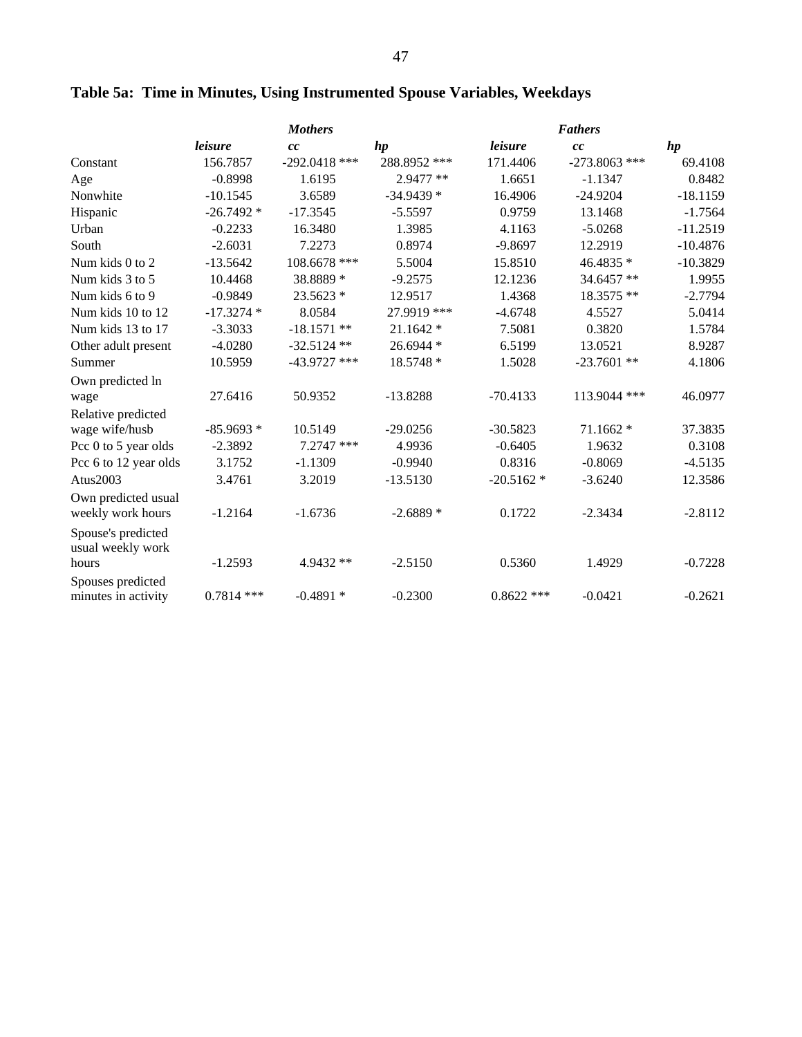## Table 5a: Time in Minutes, Using Instrumented Spouse Variables, Weekdays

| | ***Mothers*** | | | ***Fathers*** | | |
|---|---|---|---|---|---|---|
| | ***leisure*** | ***cc*** | ***hp*** | ***leisure*** | ***cc*** | ***hp*** |
| Constant | 156.7857 | -292.0418 *** | 288.8952 *** | 171.4406 | -273.8063 *** | 69.4108 |
| Age | -0.8998 | 1.6195 | 2.9477 ** | 1.6651 | -1.1347 | 0.8482 |
| Nonwhite | -10.1545 | 3.6589 | -34.9439 * | 16.4906 | -24.9204 | -18.1159 |
| Hispanic | -26.7492 * | -17.3545 | -5.5597 | 0.9759 | 13.1468 | -1.7564 |
| Urban | -0.2233 | 16.3480 | 1.3985 | 4.1163 | -5.0268 | -11.2519 |
| South | -2.6031 | 7.2273 | 0.8974 | -9.8697 | 12.2919 | -10.4876 |
| Num kids 0 to 2 | -13.5642 | 108.6678 *** | 5.5004 | 15.8510 | 46.4835 * | -10.3829 |
| Num kids 3 to 5 | 10.4468 | 38.8889 * | -9.2575 | 12.1236 | 34.6457 ** | 1.9955 |
| Num kids 6 to 9 | -0.9849 | 23.5623 * | 12.9517 | 1.4368 | 18.3575 ** | -2.7794 |
| Num kids 10 to 12 | -17.3274 * | 8.0584 | 27.9919 *** | -4.6748 | 4.5527 | 5.0414 |
| Num kids 13 to 17 | -3.3033 | -18.1571 ** | 21.1642 * | 7.5081 | 0.3820 | 1.5784 |
| Other adult present | -4.0280 | -32.5124 ** | 26.6944 * | 6.5199 | 13.0521 | 8.9287 |
| Summer | 10.5959 | -43.9727 *** | 18.5748 * | 1.5028 | -23.7601 ** | 4.1806 |
| Own predicted ln wage | 27.6416 | 50.9352 | -13.8288 | -70.4133 | 113.9044 *** | 46.0977 |
| Relative predicted wage wife/husb | -85.9693 * | 10.5149 | -29.0256 | -30.5823 | 71.1662 * | 37.3835 |
| Pcc 0 to 5 year olds | -2.3892 | 7.2747 *** | 4.9936 | -0.6405 | 1.9632 | 0.3108 |
| Pcc 6 to 12 year olds | 3.1752 | -1.1309 | -0.9940 | 0.8316 | -0.8069 | -4.5135 |
| Atus2003 | 3.4761 | 3.2019 | -13.5130 | -20.5162 * | -3.6240 | 12.3586 |
| Own predicted usual weekly work hours | -1.2164 | -1.6736 | -2.6889 * | 0.1722 | -2.3434 | -2.8112 |
| Spouse's predicted usual weekly work hours | -1.2593 | 4.9432 ** | -2.5150 | 0.5360 | 1.4929 | -0.7228 |
| Spouses predicted minutes in activity | 0.7814 *** | -0.4891 * | -0.2300 | 0.8622 *** | -0.0421 | -0.2621 |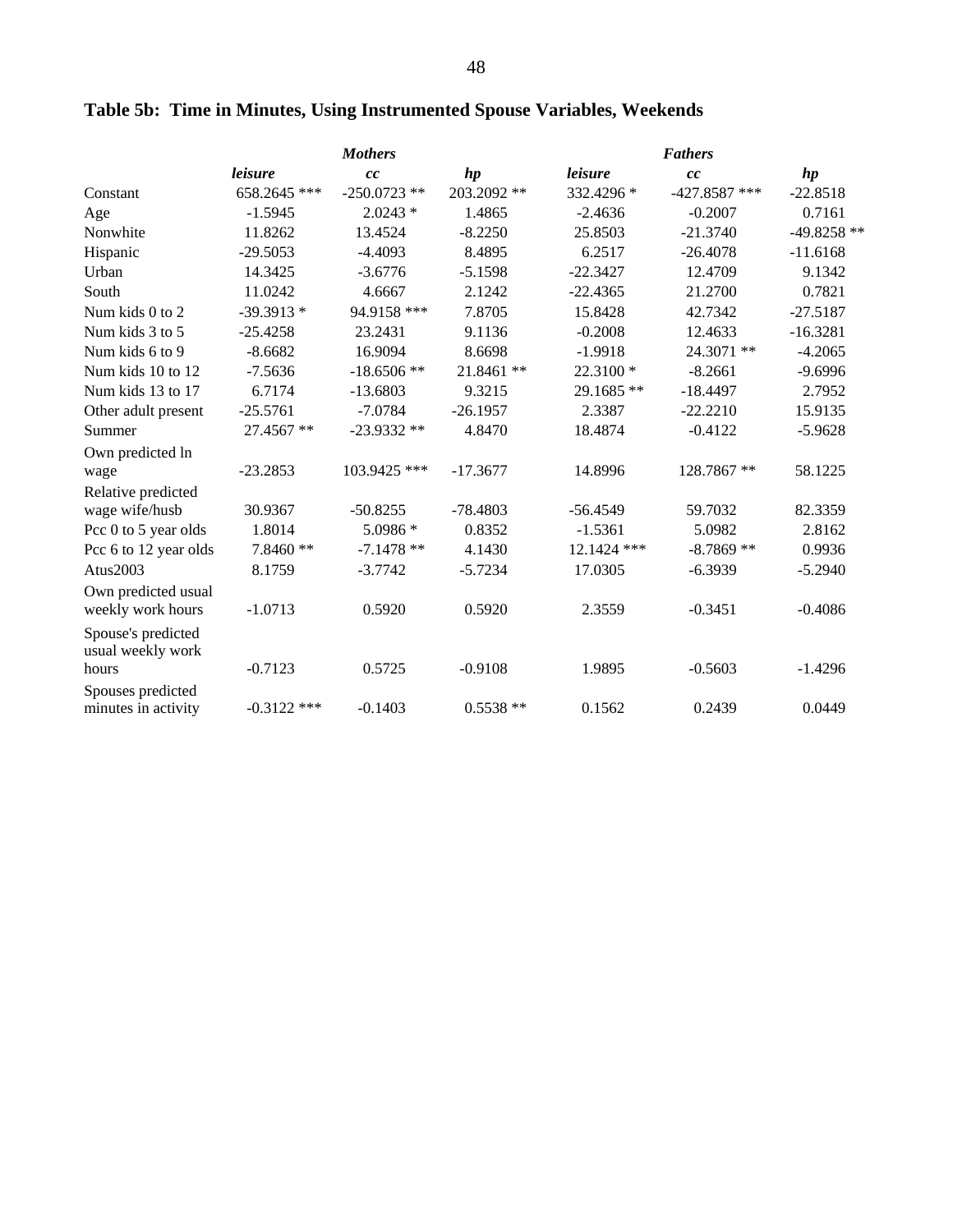## Table 5b: Time in Minutes, Using Instrumented Spouse Variables, Weekends

| | *Mothers* | | | *Fathers* | | |
|---|---|---|---|---|---|---|
| | ***leisure*** | ***cc*** | ***hp*** | ***leisure*** | ***cc*** | ***hp*** |
| Constant | 658.2645 *** | -250.0723 ** | 203.2092 ** | 332.4296 * | -427.8587 *** | -22.8518 |
| Age | -1.5945 | 2.0243 * | 1.4865 | -2.4636 | -0.2007 | 0.7161 |
| Nonwhite | 11.8262 | 13.4524 | -8.2250 | 25.8503 | -21.3740 | -49.8258 ** |
| Hispanic | -29.5053 | -4.4093 | 8.4895 | 6.2517 | -26.4078 | -11.6168 |
| Urban | 14.3425 | -3.6776 | -5.1598 | -22.3427 | 12.4709 | 9.1342 |
| South | 11.0242 | 4.6667 | 2.1242 | -22.4365 | 21.2700 | 0.7821 |
| Num kids 0 to 2 | -39.3913 * | 94.9158 *** | 7.8705 | 15.8428 | 42.7342 | -27.5187 |
| Num kids 3 to 5 | -25.4258 | 23.2431 | 9.1136 | -0.2008 | 12.4633 | -16.3281 |
| Num kids 6 to 9 | -8.6682 | 16.9094 | 8.6698 | -1.9918 | 24.3071 ** | -4.2065 |
| Num kids 10 to 12 | -7.5636 | -18.6506 ** | 21.8461 ** | 22.3100 * | -8.2661 | -9.6996 |
| Num kids 13 to 17 | 6.7174 | -13.6803 | 9.3215 | 29.1685 ** | -18.4497 | 2.7952 |
| Other adult present | -25.5761 | -7.0784 | -26.1957 | 2.3387 | -22.2210 | 15.9135 |
| Summer | 27.4567 ** | -23.9332 ** | 4.8470 | 18.4874 | -0.4122 | -5.9628 |
| Own predicted ln wage | -23.2853 | 103.9425 *** | -17.3677 | 14.8996 | 128.7867 ** | 58.1225 |
| Relative predicted wage wife/husb | 30.9367 | -50.8255 | -78.4803 | -56.4549 | 59.7032 | 82.3359 |
| Pcc 0 to 5 year olds | 1.8014 | 5.0986 * | 0.8352 | -1.5361 | 5.0982 | 2.8162 |
| Pcc 6 to 12 year olds | 7.8460 ** | -7.1478 ** | 4.1430 | 12.1424 *** | -8.7869 ** | 0.9936 |
| Atus2003 | 8.1759 | -3.7742 | -5.7234 | 17.0305 | -6.3939 | -5.2940 |
| Own predicted usual weekly work hours | -1.0713 | 0.5920 | 0.5920 | 2.3559 | -0.3451 | -0.4086 |
| Spouse's predicted usual weekly work hours | -0.7123 | 0.5725 | -0.9108 | 1.9895 | -0.5603 | -1.4296 |
| Spouses predicted minutes in activity | -0.3122 *** | -0.1403 | 0.5538 ** | 0.1562 | 0.2439 | 0.0449 |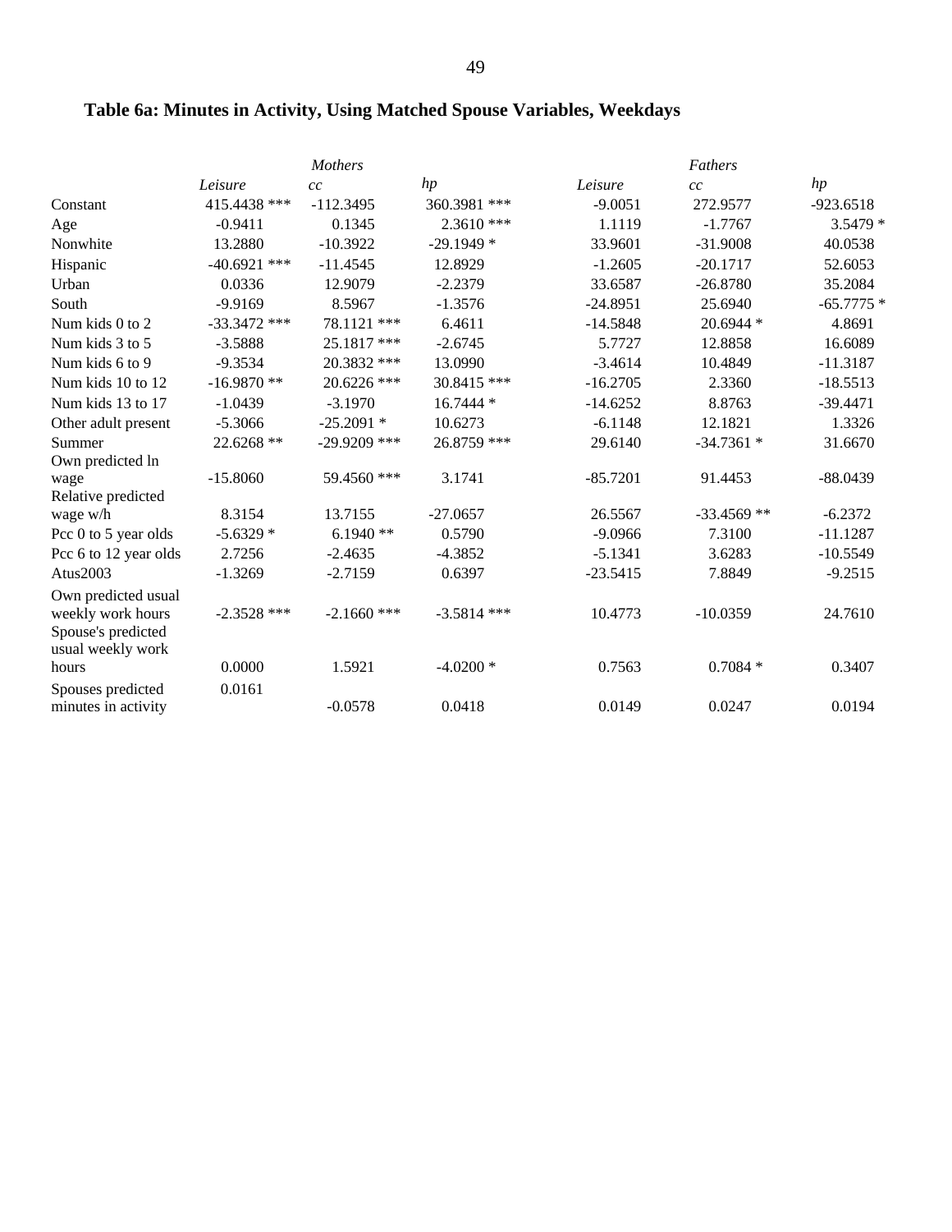**Table 6a: Minutes in Activity, Using Matched Spouse Variables, Weekdays**

| | *Mothers* | | | *Fathers* | | |
|---|---|---|---|---|---|---|
| | *Leisure* | *cc* | *hp* | *Leisure* | *cc* | *hp* |
| Constant | 415.4438 *** | -112.3495 | 360.3981 *** | -9.0051 | 272.9577 | -923.6518 |
| Age | -0.9411 | 0.1345 | 2.3610 *** | 1.1119 | -1.7767 | 3.5479 * |
| Nonwhite | 13.2880 | -10.3922 | -29.1949 * | 33.9601 | -31.9008 | 40.0538 |
| Hispanic | -40.6921 *** | -11.4545 | 12.8929 | -1.2605 | -20.1717 | 52.6053 |
| Urban | 0.0336 | 12.9079 | -2.2379 | 33.6587 | -26.8780 | 35.2084 |
| South | -9.9169 | 8.5967 | -1.3576 | -24.8951 | 25.6940 | -65.7775 * |
| Num kids 0 to 2 | -33.3472 *** | 78.1121 *** | 6.4611 | -14.5848 | 20.6944 * | 4.8691 |
| Num kids 3 to 5 | -3.5888 | 25.1817 *** | -2.6745 | 5.7727 | 12.8858 | 16.6089 |
| Num kids 6 to 9 | -9.3534 | 20.3832 *** | 13.0990 | -3.4614 | 10.4849 | -11.3187 |
| Num kids 10 to 12 | -16.9870 ** | 20.6226 *** | 30.8415 *** | -16.2705 | 2.3360 | -18.5513 |
| Num kids 13 to 17 | -1.0439 | -3.1970 | 16.7444 * | -14.6252 | 8.8763 | -39.4471 |
| Other adult present | -5.3066 | -25.2091 * | 10.6273 | -6.1148 | 12.1821 | 1.3326 |
| Summer | 22.6268 ** | -29.9209 *** | 26.8759 *** | 29.6140 | -34.7361 * | 31.6670 |
| Own predicted ln wage | -15.8060 | 59.4560 *** | 3.1741 | -85.7201 | 91.4453 | -88.0439 |
| Relative predicted wage w/h | 8.3154 | 13.7155 | -27.0657 | 26.5567 | -33.4569 ** | -6.2372 |
| Pcc 0 to 5 year olds | -5.6329 * | 6.1940 ** | 0.5790 | -9.0966 | 7.3100 | -11.1287 |
| Pcc 6 to 12 year olds | 2.7256 | -2.4635 | -4.3852 | -5.1341 | 3.6283 | -10.5549 |
| Atus2003 | -1.3269 | -2.7159 | 0.6397 | -23.5415 | 7.8849 | -9.2515 |
| Own predicted usual weekly work hours | -2.3528 *** | -2.1660 *** | -3.5814 *** | 10.4773 | -10.0359 | 24.7610 |
| Spouse's predicted usual weekly work hours | 0.0000 | 1.5921 | -4.0200 * | 0.7563 | 0.7084 * | 0.3407 |
| Spouses predicted minutes in activity | 0.0161 | -0.0578 | 0.0418 | 0.0149 | 0.0247 | 0.0194 |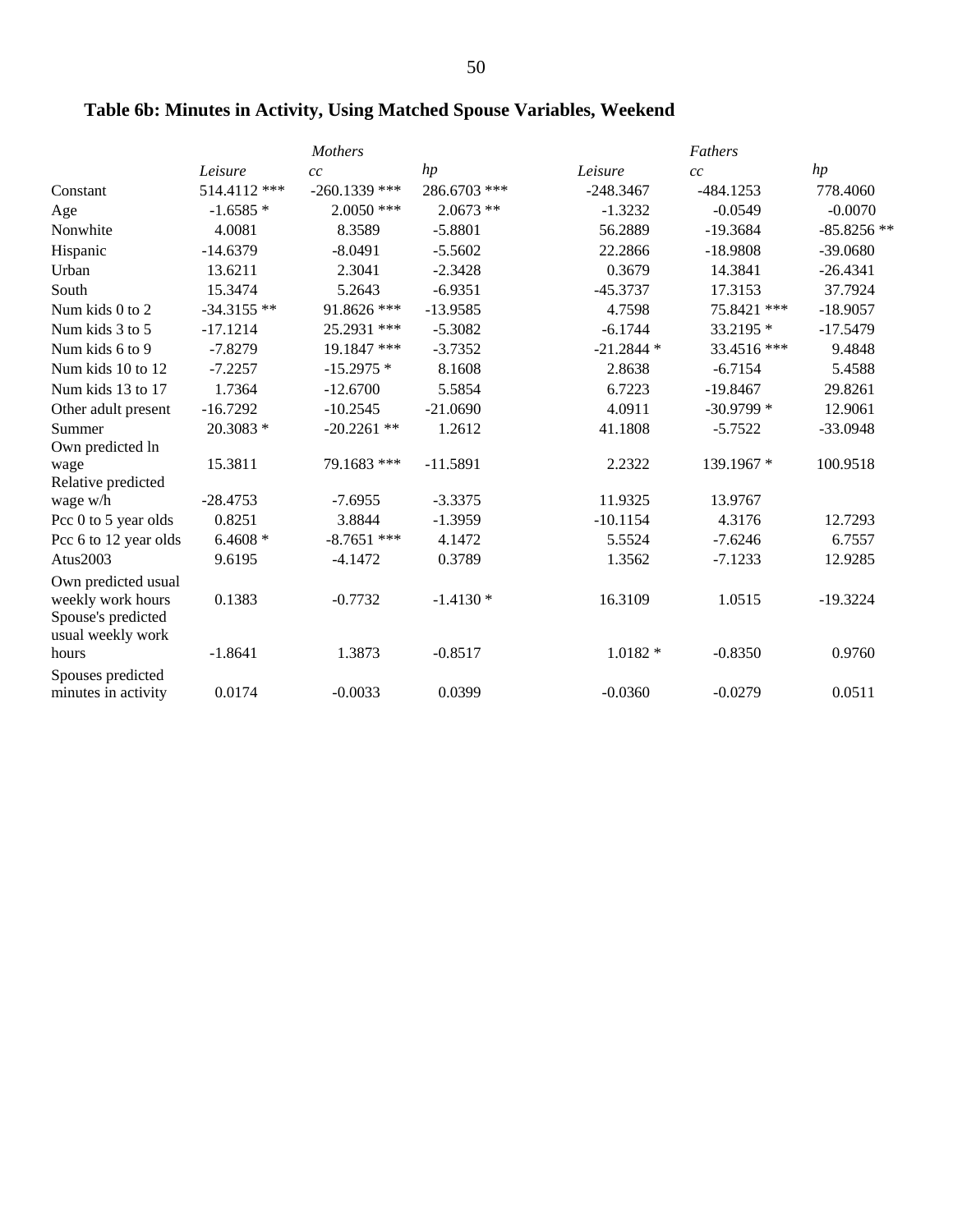## Table 6b: Minutes in Activity, Using Matched Spouse Variables, Weekend

| | *Mothers* | | | *Fathers* | | |
|---|---|---|---|---|---|---|
| | *Leisure* | *cc* | *hp* | *Leisure* | *cc* | *hp* |
| Constant | 514.4112 *** | -260.1339 *** | 286.6703 *** | -248.3467 | -484.1253 | 778.4060 |
| Age | -1.6585 * | 2.0050 *** | 2.0673 ** | -1.3232 | -0.0549 | -0.0070 |
| Nonwhite | 4.0081 | 8.3589 | -5.8801 | 56.2889 | -19.3684 | -85.8256 ** |
| Hispanic | -14.6379 | -8.0491 | -5.5602 | 22.2866 | -18.9808 | -39.0680 |
| Urban | 13.6211 | 2.3041 | -2.3428 | 0.3679 | 14.3841 | -26.4341 |
| South | 15.3474 | 5.2643 | -6.9351 | -45.3737 | 17.3153 | 37.7924 |
| Num kids 0 to 2 | -34.3155 ** | 91.8626 *** | -13.9585 | 4.7598 | 75.8421 *** | -18.9057 |
| Num kids 3 to 5 | -17.1214 | 25.2931 *** | -5.3082 | -6.1744 | 33.2195 * | -17.5479 |
| Num kids 6 to 9 | -7.8279 | 19.1847 *** | -3.7352 | -21.2844 * | 33.4516 *** | 9.4848 |
| Num kids 10 to 12 | -7.2257 | -15.2975 * | 8.1608 | 2.8638 | -6.7154 | 5.4588 |
| Num kids 13 to 17 | 1.7364 | -12.6700 | 5.5854 | 6.7223 | -19.8467 | 29.8261 |
| Other adult present | -16.7292 | -10.2545 | -21.0690 | 4.0911 | -30.9799 * | 12.9061 |
| Summer | 20.3083 * | -20.2261 ** | 1.2612 | 41.1808 | -5.7522 | -33.0948 |
| Own predicted ln wage | 15.3811 | 79.1683 *** | -11.5891 | 2.2322 | 139.1967 * | 100.9518 |
| Relative predicted wage w/h | -28.4753 | -7.6955 | -3.3375 | 11.9325 | 13.9767 | |
| Pcc 0 to 5 year olds | 0.8251 | 3.8844 | -1.3959 | -10.1154 | 4.3176 | 12.7293 |
| Pcc 6 to 12 year olds | 6.4608 * | -8.7651 *** | 4.1472 | 5.5524 | -7.6246 | 6.7557 |
| Atus2003 | 9.6195 | -4.1472 | 0.3789 | 1.3562 | -7.1233 | 12.9285 |
| Own predicted usual weekly work hours | 0.1383 | -0.7732 | -1.4130 * | 16.3109 | 1.0515 | -19.3224 |
| Spouse's predicted usual weekly work hours | -1.8641 | 1.3873 | -0.8517 | 1.0182 * | -0.8350 | 0.9760 |
| Spouses predicted minutes in activity | 0.0174 | -0.0033 | 0.0399 | -0.0360 | -0.0279 | 0.0511 |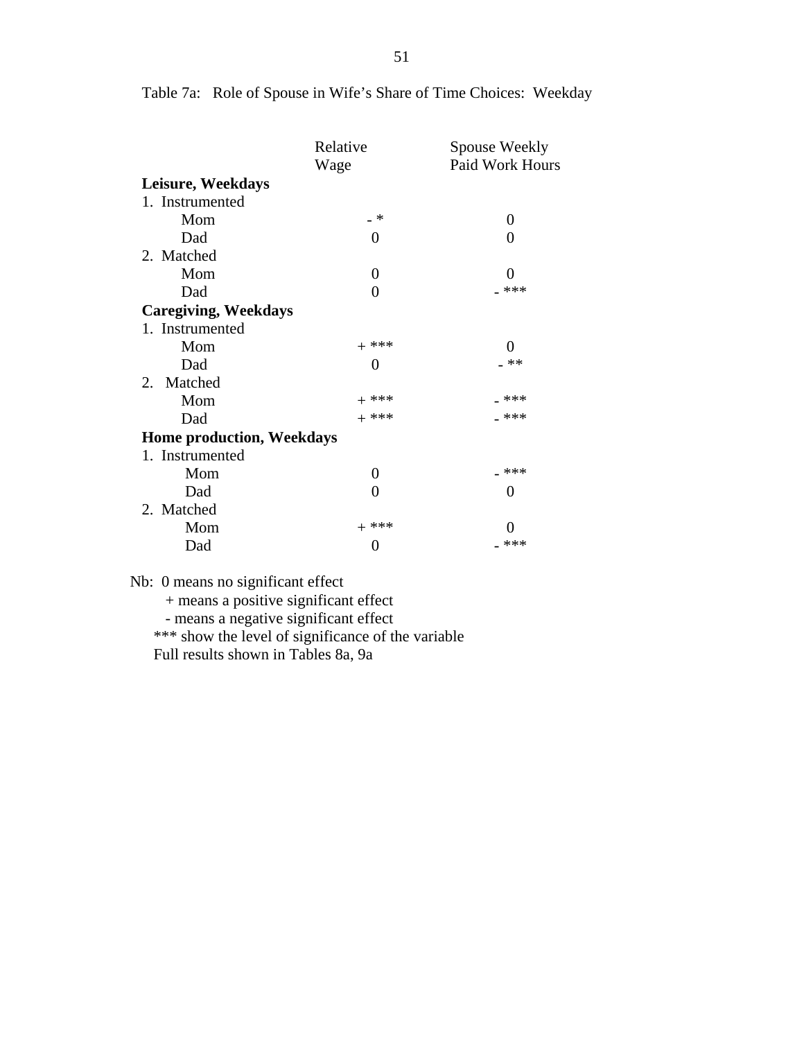Table 7a: Role of Spouse in Wife's Share of Time Choices: Weekday

| | Relative Wage | Spouse Weekly Paid Work Hours |
|---|---|---|
| **Leisure, Weekdays** | | |
| 1. Instrumented | | |
| Mom | - * | 0 |
| Dad | 0 | 0 |
| 2. Matched | | |
| Mom | 0 | 0 |
| Dad | 0 | - *** |
| **Caregiving, Weekdays** | | |
| 1. Instrumented | | |
| Mom | + *** | 0 |
| Dad | 0 | - ** |
| 2. Matched | | |
| Mom | + *** | - *** |
| Dad | + *** | - *** |
| **Home production, Weekdays** | | |
| 1. Instrumented | | |
| Mom | 0 | - *** |
| Dad | 0 | 0 |
| 2. Matched | | |
| Mom | + *** | 0 |
| Dad | 0 | - *** |

Nb: 0 means no significant effect
+ means a positive significant effect
- means a negative significant effect
*** show the level of significance of the variable
Full results shown in Tables 8a, 9a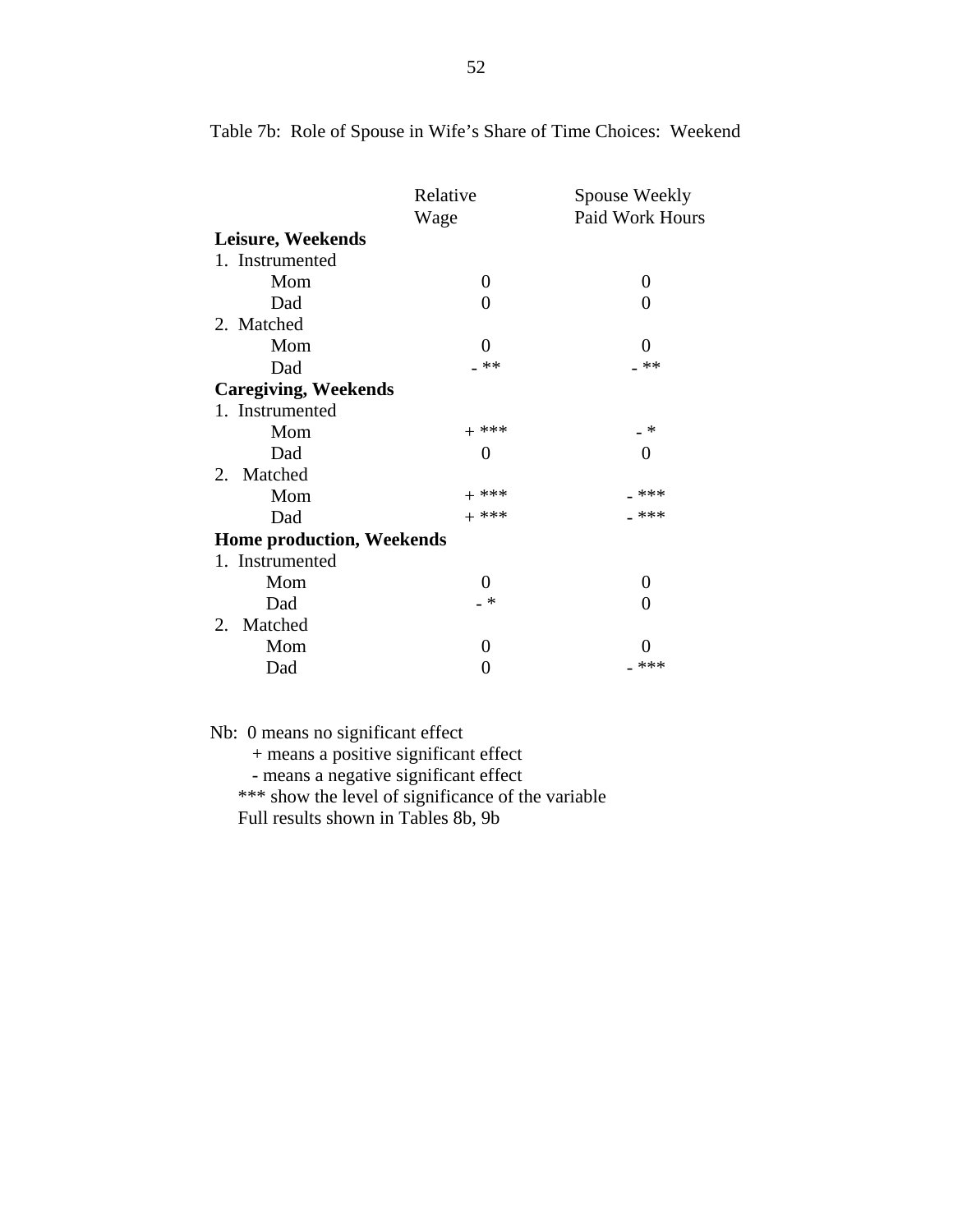Table 7b: Role of Spouse in Wife's Share of Time Choices: Weekend

| | Relative Wage | Spouse Weekly Paid Work Hours |
|---|---|---|
| **Leisure, Weekends** | | |
| 1. Instrumented | | |
| Mom | 0 | 0 |
| Dad | 0 | 0 |
| 2. Matched | | |
| Mom | 0 | 0 |
| Dad | - ** | - ** |
| **Caregiving, Weekends** | | |
| 1. Instrumented | | |
| Mom | + *** | - * |
| Dad | 0 | 0 |
| 2. Matched | | |
| Mom | + *** | - *** |
| Dad | + *** | - *** |
| **Home production, Weekends** | | |
| 1. Instrumented | | |
| Mom | 0 | 0 |
| Dad | - * | 0 |
| 2. Matched | | |
| Mom | 0 | 0 |
| Dad | 0 | - *** |

Nb: 0 means no significant effect
+ means a positive significant effect
- means a negative significant effect
*** show the level of significance of the variable
Full results shown in Tables 8b, 9b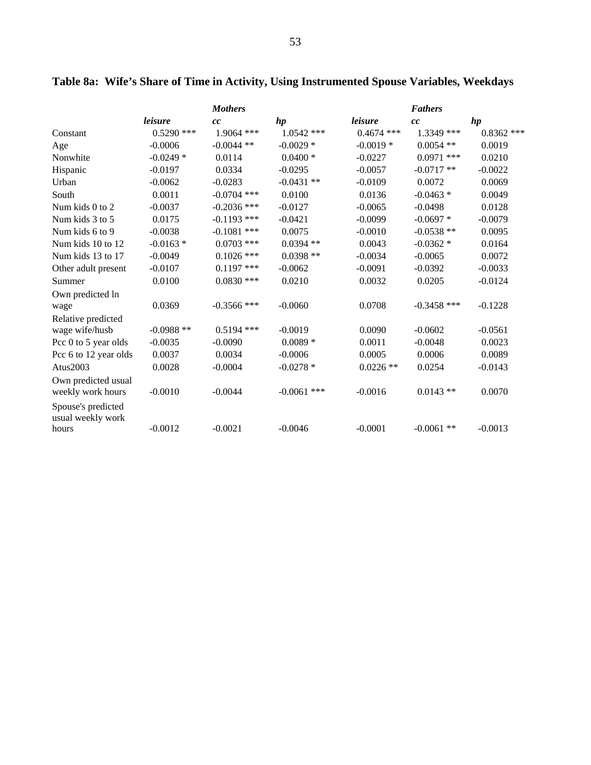## Table 8a: Wife's Share of Time in Activity, Using Instrumented Spouse Variables, Weekdays

| | *Mothers* | | | *Fathers* | | |
|---|---|---|---|---|---|---|
| | ***leisure*** | ***cc*** | ***hp*** | ***leisure*** | ***cc*** | ***hp*** |
| Constant | 0.5290 *** | 1.9064 *** | 1.0542 *** | 0.4674 *** | 1.3349 *** | 0.8362 *** |
| Age | -0.0006 | -0.0044 ** | -0.0029 * | -0.0019 * | 0.0054 ** | 0.0019 |
| Nonwhite | -0.0249 * | 0.0114 | 0.0400 * | -0.0227 | 0.0971 *** | 0.0210 |
| Hispanic | -0.0197 | 0.0334 | -0.0295 | -0.0057 | -0.0717 ** | -0.0022 |
| Urban | -0.0062 | -0.0283 | -0.0431 ** | -0.0109 | 0.0072 | 0.0069 |
| South | 0.0011 | -0.0704 *** | 0.0100 | 0.0136 | -0.0463 * | 0.0049 |
| Num kids 0 to 2 | -0.0037 | -0.2036 *** | -0.0127 | -0.0065 | -0.0498 | 0.0128 |
| Num kids 3 to 5 | 0.0175 | -0.1193 *** | -0.0421 | -0.0099 | -0.0697 * | -0.0079 |
| Num kids 6 to 9 | -0.0038 | -0.1081 *** | 0.0075 | -0.0010 | -0.0538 ** | 0.0095 |
| Num kids 10 to 12 | -0.0163 * | 0.0703 *** | 0.0394 ** | 0.0043 | -0.0362 * | 0.0164 |
| Num kids 13 to 17 | -0.0049 | 0.1026 *** | 0.0398 ** | -0.0034 | -0.0065 | 0.0072 |
| Other adult present | -0.0107 | 0.1197 *** | -0.0062 | -0.0091 | -0.0392 | -0.0033 |
| Summer | 0.0100 | 0.0830 *** | 0.0210 | 0.0032 | 0.0205 | -0.0124 |
| Own predicted ln wage | 0.0369 | -0.3566 *** | -0.0060 | 0.0708 | -0.3458 *** | -0.1228 |
| Relative predicted wage wife/husb | -0.0988 ** | 0.5194 *** | -0.0019 | 0.0090 | -0.0602 | -0.0561 |
| Pcc 0 to 5 year olds | -0.0035 | -0.0090 | 0.0089 * | 0.0011 | -0.0048 | 0.0023 |
| Pcc 6 to 12 year olds | 0.0037 | 0.0034 | -0.0006 | 0.0005 | 0.0006 | 0.0089 |
| Atus2003 | 0.0028 | -0.0004 | -0.0278 * | 0.0226 ** | 0.0254 | -0.0143 |
| Own predicted usual weekly work hours | -0.0010 | -0.0044 | -0.0061 *** | -0.0016 | 0.0143 ** | 0.0070 |
| Spouse's predicted usual weekly work hours | -0.0012 | -0.0021 | -0.0046 | -0.0001 | -0.0061 ** | -0.0013 |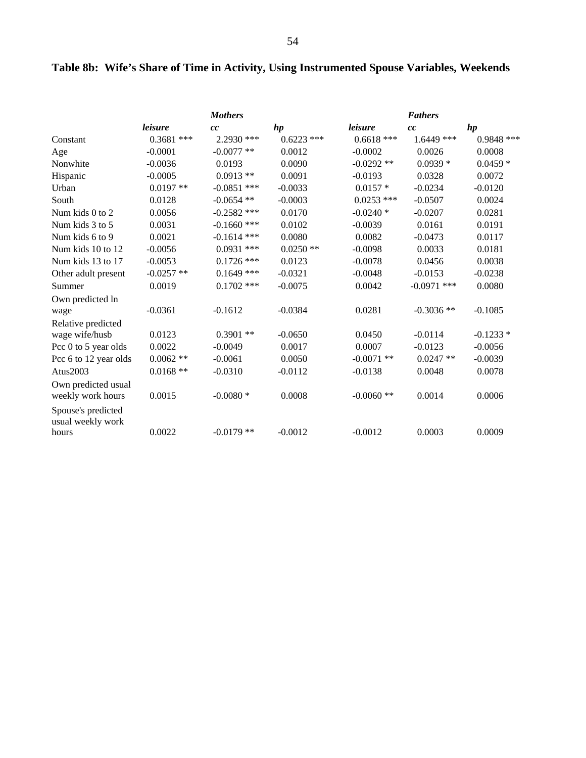**Table 8b: Wife's Share of Time in Activity, Using Instrumented Spouse Variables, Weekends**

| | *Mothers* | | | *Fathers* | | |
|---|---|---|---|---|---|---|
| | ***leisure*** | ***cc*** | ***hp*** | ***leisure*** | ***cc*** | ***hp*** |
| Constant | 0.3681 *** | 2.2930 *** | 0.6223 *** | 0.6618 *** | 1.6449 *** | 0.9848 *** |
| Age | -0.0001 | -0.0077 ** | 0.0012 | -0.0002 | 0.0026 | 0.0008 |
| Nonwhite | -0.0036 | 0.0193 | 0.0090 | -0.0292 ** | 0.0939 * | 0.0459 * |
| Hispanic | -0.0005 | 0.0913 ** | 0.0091 | -0.0193 | 0.0328 | 0.0072 |
| Urban | 0.0197 ** | -0.0851 *** | -0.0033 | 0.0157 * | -0.0234 | -0.0120 |
| South | 0.0128 | -0.0654 ** | -0.0003 | 0.0253 *** | -0.0507 | 0.0024 |
| Num kids 0 to 2 | 0.0056 | -0.2582 *** | 0.0170 | -0.0240 * | -0.0207 | 0.0281 |
| Num kids 3 to 5 | 0.0031 | -0.1660 *** | 0.0102 | -0.0039 | 0.0161 | 0.0191 |
| Num kids 6 to 9 | 0.0021 | -0.1614 *** | 0.0080 | 0.0082 | -0.0473 | 0.0117 |
| Num kids 10 to 12 | -0.0056 | 0.0931 *** | 0.0250 ** | -0.0098 | 0.0033 | 0.0181 |
| Num kids 13 to 17 | -0.0053 | 0.1726 *** | 0.0123 | -0.0078 | 0.0456 | 0.0038 |
| Other adult present | -0.0257 ** | 0.1649 *** | -0.0321 | -0.0048 | -0.0153 | -0.0238 |
| Summer | 0.0019 | 0.1702 *** | -0.0075 | 0.0042 | -0.0971 *** | 0.0080 |
| Own predicted ln wage | -0.0361 | -0.1612 | -0.0384 | 0.0281 | -0.3036 ** | -0.1085 |
| Relative predicted wage wife/husb | 0.0123 | 0.3901 ** | -0.0650 | 0.0450 | -0.0114 | -0.1233 * |
| Pcc 0 to 5 year olds | 0.0022 | -0.0049 | 0.0017 | 0.0007 | -0.0123 | -0.0056 |
| Pcc 6 to 12 year olds | 0.0062 ** | -0.0061 | 0.0050 | -0.0071 ** | 0.0247 ** | -0.0039 |
| Atus2003 | 0.0168 ** | -0.0310 | -0.0112 | -0.0138 | 0.0048 | 0.0078 |
| Own predicted usual weekly work hours | 0.0015 | -0.0080 * | 0.0008 | -0.0060 ** | 0.0014 | 0.0006 |
| Spouse's predicted usual weekly work hours | 0.0022 | -0.0179 ** | -0.0012 | -0.0012 | 0.0003 | 0.0009 |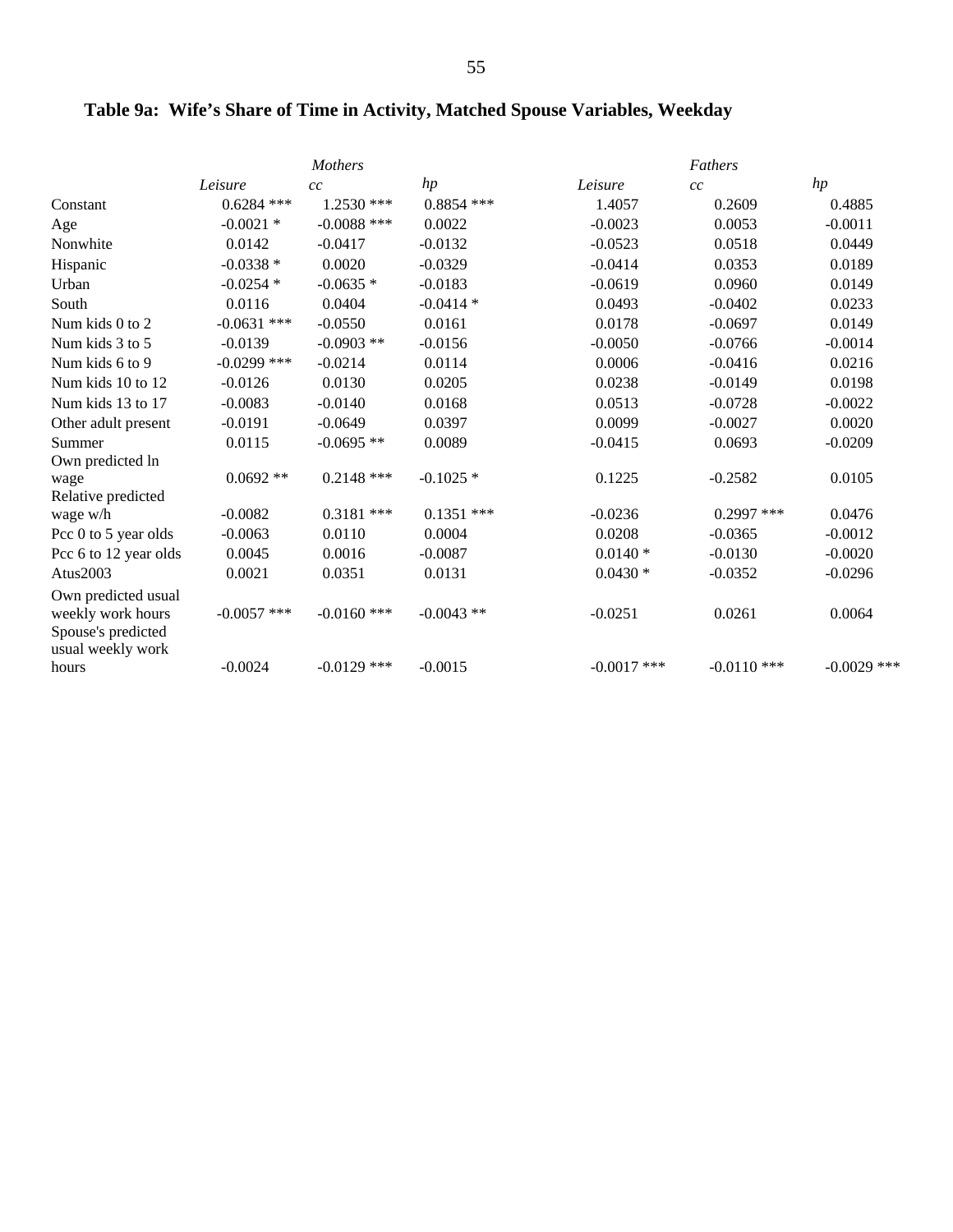**Table 9a: Wife's Share of Time in Activity, Matched Spouse Variables, Weekday**

| | *Mothers* | | | *Fathers* | | |
|---|---|---|---|---|---|---|
| | *Leisure* | *cc* | *hp* | *Leisure* | *cc* | *hp* |
| Constant | 0.6284 *** | 1.2530 *** | 0.8854 *** | 1.4057 | 0.2609 | 0.4885 |
| Age | -0.0021 * | -0.0088 *** | 0.0022 | -0.0023 | 0.0053 | -0.0011 |
| Nonwhite | 0.0142 | -0.0417 | -0.0132 | -0.0523 | 0.0518 | 0.0449 |
| Hispanic | -0.0338 * | 0.0020 | -0.0329 | -0.0414 | 0.0353 | 0.0189 |
| Urban | -0.0254 * | -0.0635 * | -0.0183 | -0.0619 | 0.0960 | 0.0149 |
| South | 0.0116 | 0.0404 | -0.0414 * | 0.0493 | -0.0402 | 0.0233 |
| Num kids 0 to 2 | -0.0631 *** | -0.0550 | 0.0161 | 0.0178 | -0.0697 | 0.0149 |
| Num kids 3 to 5 | -0.0139 | -0.0903 ** | -0.0156 | -0.0050 | -0.0766 | -0.0014 |
| Num kids 6 to 9 | -0.0299 *** | -0.0214 | 0.0114 | 0.0006 | -0.0416 | 0.0216 |
| Num kids 10 to 12 | -0.0126 | 0.0130 | 0.0205 | 0.0238 | -0.0149 | 0.0198 |
| Num kids 13 to 17 | -0.0083 | -0.0140 | 0.0168 | 0.0513 | -0.0728 | -0.0022 |
| Other adult present | -0.0191 | -0.0649 | 0.0397 | 0.0099 | -0.0027 | 0.0020 |
| Summer | 0.0115 | -0.0695 ** | 0.0089 | -0.0415 | 0.0693 | -0.0209 |
| Own predicted ln wage | 0.0692 ** | 0.2148 *** | -0.1025 * | 0.1225 | -0.2582 | 0.0105 |
| Relative predicted wage w/h | -0.0082 | 0.3181 *** | 0.1351 *** | -0.0236 | 0.2997 *** | 0.0476 |
| Pcc 0 to 5 year olds | -0.0063 | 0.0110 | 0.0004 | 0.0208 | -0.0365 | -0.0012 |
| Pcc 6 to 12 year olds | 0.0045 | 0.0016 | -0.0087 | 0.0140 * | -0.0130 | -0.0020 |
| Atus2003 | 0.0021 | 0.0351 | 0.0131 | 0.0430 * | -0.0352 | -0.0296 |
| Own predicted usual weekly work hours | -0.0057 *** | -0.0160 *** | -0.0043 ** | -0.0251 | 0.0261 | 0.0064 |
| Spouse's predicted usual weekly work hours | -0.0024 | -0.0129 *** | -0.0015 | -0.0017 *** | -0.0110 *** | -0.0029 *** |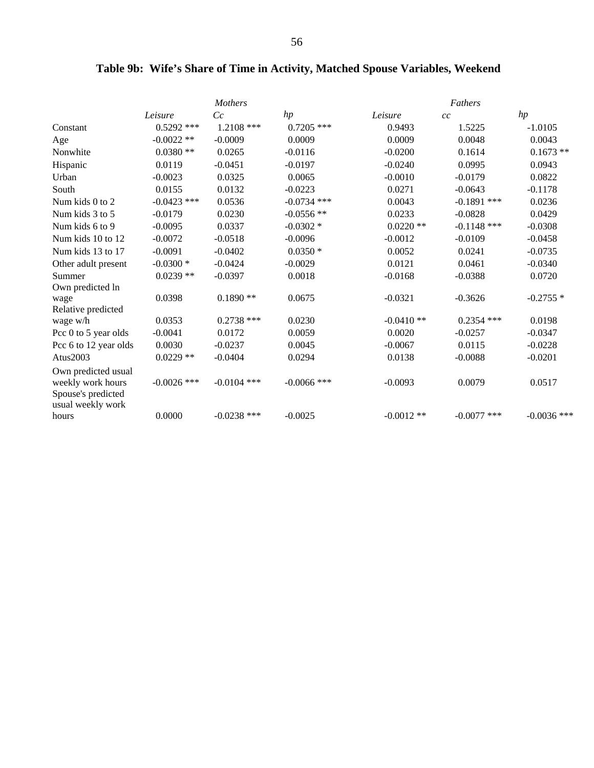# Table 9b: Wife's Share of Time in Activity, Matched Spouse Variables, Weekend

| | *Mothers* | | | *Fathers* | | |
|---|---|---|---|---|---|---|
| | *Leisure* | *Cc* | *hp* | *Leisure* | *cc* | *hp* |
| Constant | 0.5292 *** | 1.2108 *** | 0.7205 *** | 0.9493 | 1.5225 | -1.0105 |
| Age | -0.0022 ** | -0.0009 | 0.0009 | 0.0009 | 0.0048 | 0.0043 |
| Nonwhite | 0.0380 ** | 0.0265 | -0.0116 | -0.0200 | 0.1614 | 0.1673 ** |
| Hispanic | 0.0119 | -0.0451 | -0.0197 | -0.0240 | 0.0995 | 0.0943 |
| Urban | -0.0023 | 0.0325 | 0.0065 | -0.0010 | -0.0179 | 0.0822 |
| South | 0.0155 | 0.0132 | -0.0223 | 0.0271 | -0.0643 | -0.1178 |
| Num kids 0 to 2 | -0.0423 *** | 0.0536 | -0.0734 *** | 0.0043 | -0.1891 *** | 0.0236 |
| Num kids 3 to 5 | -0.0179 | 0.0230 | -0.0556 ** | 0.0233 | -0.0828 | 0.0429 |
| Num kids 6 to 9 | -0.0095 | 0.0337 | -0.0302 * | 0.0220 ** | -0.1148 *** | -0.0308 |
| Num kids 10 to 12 | -0.0072 | -0.0518 | -0.0096 | -0.0012 | -0.0109 | -0.0458 |
| Num kids 13 to 17 | -0.0091 | -0.0402 | 0.0350 * | 0.0052 | 0.0241 | -0.0735 |
| Other adult present | -0.0300 * | -0.0424 | -0.0029 | 0.0121 | 0.0461 | -0.0340 |
| Summer | 0.0239 ** | -0.0397 | 0.0018 | -0.0168 | -0.0388 | 0.0720 |
| Own predicted ln wage | 0.0398 | 0.1890 ** | 0.0675 | -0.0321 | -0.3626 | -0.2755 * |
| Relative predicted wage w/h | 0.0353 | 0.2738 *** | 0.0230 | -0.0410 ** | 0.2354 *** | 0.0198 |
| Pcc 0 to 5 year olds | -0.0041 | 0.0172 | 0.0059 | 0.0020 | -0.0257 | -0.0347 |
| Pcc 6 to 12 year olds | 0.0030 | -0.0237 | 0.0045 | -0.0067 | 0.0115 | -0.0228 |
| Atus2003 | 0.0229 ** | -0.0404 | 0.0294 | 0.0138 | -0.0088 | -0.0201 |
| Own predicted usual weekly work hours | -0.0026 *** | -0.0104 *** | -0.0066 *** | -0.0093 | 0.0079 | 0.0517 |
| Spouse's predicted usual weekly work hours | 0.0000 | -0.0238 *** | -0.0025 | -0.0012 ** | -0.0077 *** | -0.0036 *** |